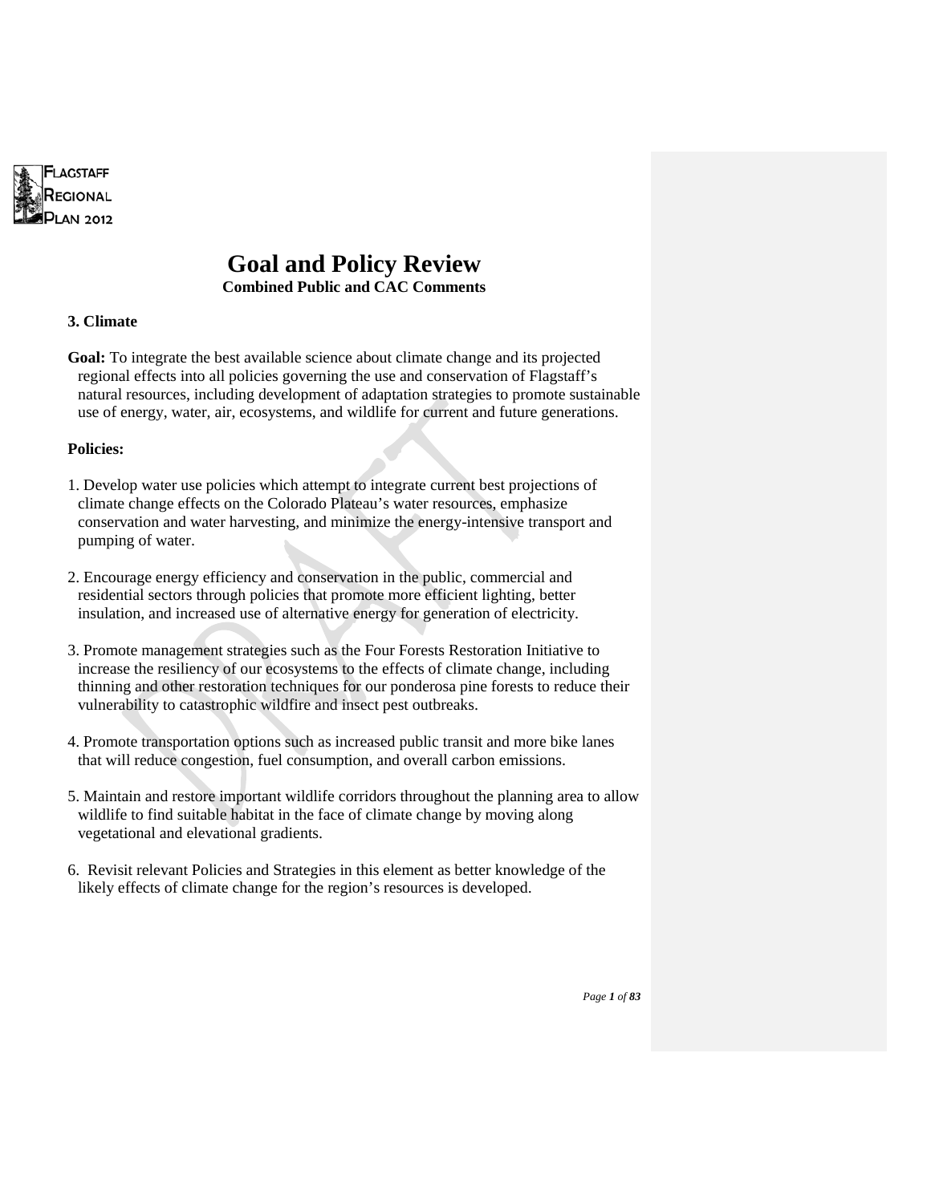FLAGSTAFF REGIONAL PLAN 2012

# Goal and Policy Review

**Combined Public and CAC Comments**

### 3. Climate

**Goal:** To integrate the best available science about climate change and its projected regional effects into all policies governing the use and conservation of Flagstaff's natural resources, including development of adaptation strategies to promote sustainable use of energy, water, air, ecosystems, and wildlife for current and future generations.

**Policies:**

1. Develop water use policies which attempt to integrate current best projections of climate change effects on the Colorado Plateau's water resources, emphasize conservation and water harvesting, and minimize the energy-intensive transport and pumping of water.

2. Encourage energy efficiency and conservation in the public, commercial and residential sectors through policies that promote more efficient lighting, better insulation, and increased use of alternative energy for generation of electricity.

3. Promote management strategies such as the Four Forests Restoration Initiative to increase the resiliency of our ecosystems to the effects of climate change, including thinning and other restoration techniques for our ponderosa pine forests to reduce their vulnerability to catastrophic wildfire and insect pest outbreaks.

4. Promote transportation options such as increased public transit and more bike lanes that will reduce congestion, fuel consumption, and overall carbon emissions.

5. Maintain and restore important wildlife corridors throughout the planning area to allow wildlife to find suitable habitat in the face of climate change by moving along vegetational and elevational gradients.

6. Revisit relevant Policies and Strategies in this element as better knowledge of the likely effects of climate change for the region's resources is developed.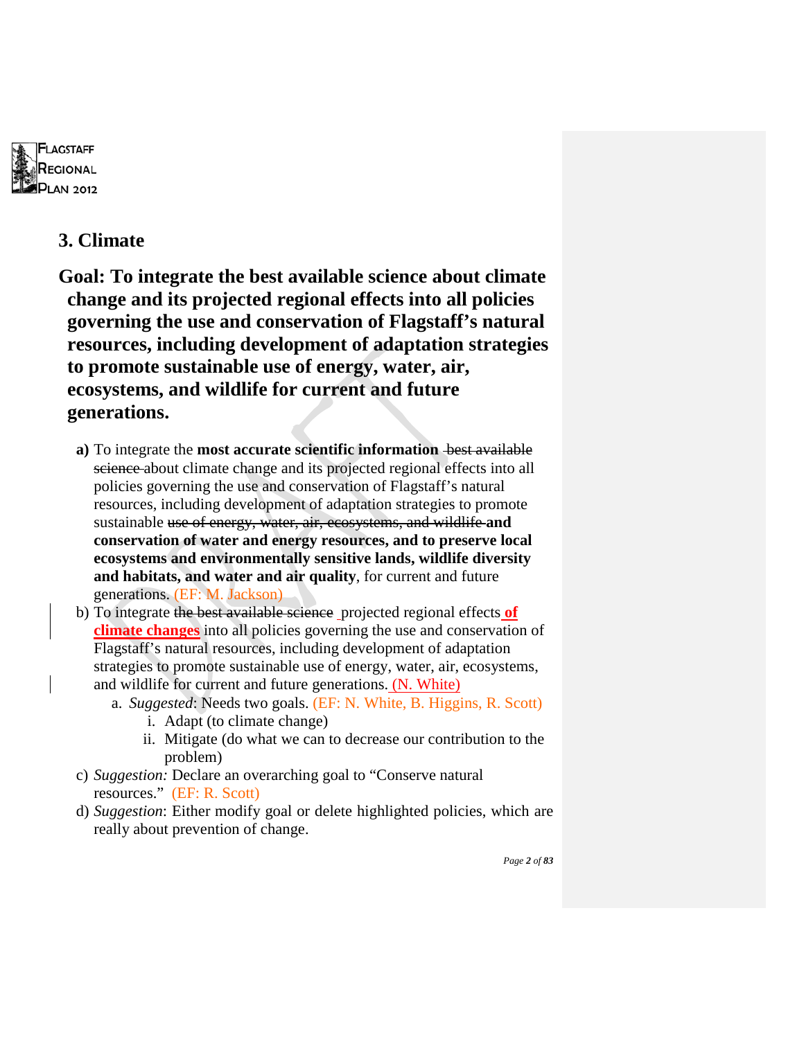# 3. Climate

## Goal: To integrate the best available science about climate change and its projected regional effects into all policies governing the use and conservation of Flagstaff's natural resources, including development of adaptation strategies to promote sustainable use of energy, water, air, ecosystems, and wildlife for current and future generations.

**a)** To integrate the **most accurate scientific information** ~~best available science~~ about climate change and its projected regional effects into all policies governing the use and conservation of Flagstaff's natural resources, including development of adaptation strategies to promote sustainable ~~use of energy, water, air, ecosystems, and wildlife~~ **and conservation of water and energy resources, and to preserve local ecosystems and environmentally sensitive lands, wildlife diversity and habitats, and water and air quality**, for current and future generations. (EF: M. Jackson)

b) To integrate ~~the best available science~~ projected regional effects **of climate changes** into all policies governing the use and conservation of Flagstaff's natural resources, including development of adaptation strategies to promote sustainable use of energy, water, air, ecosystems, and wildlife for current and future generations. (N. White)

   a. *Suggested*: Needs two goals. (EF: N. White, B. Higgins, R. Scott)
      i. Adapt (to climate change)
      ii. Mitigate (do what we can to decrease our contribution to the problem)

c) *Suggestion:* Declare an overarching goal to "Conserve natural resources." (EF: R. Scott)

d) *Suggestion*: Either modify goal or delete highlighted policies, which are really about prevention of change.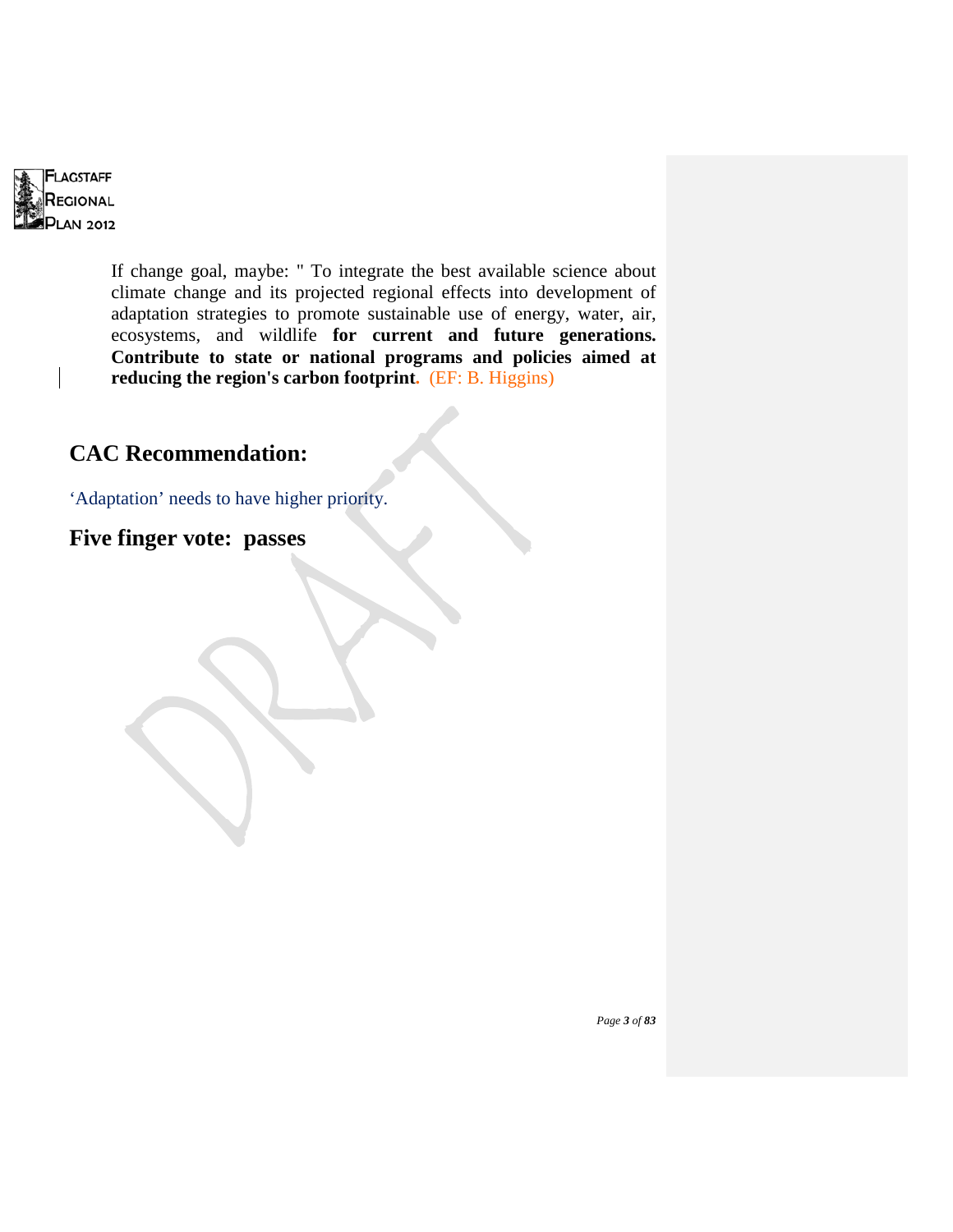If change goal, maybe: " To integrate the best available science about climate change and its projected regional effects into development of adaptation strategies to promote sustainable use of energy, water, air, ecosystems, and wildlife **for current and future generations. Contribute to state or national programs and policies aimed at reducing the region's carbon footprint**. (EF: B. Higgins)

## CAC Recommendation:

'Adaptation' needs to have higher priority.

## Five finger vote: passes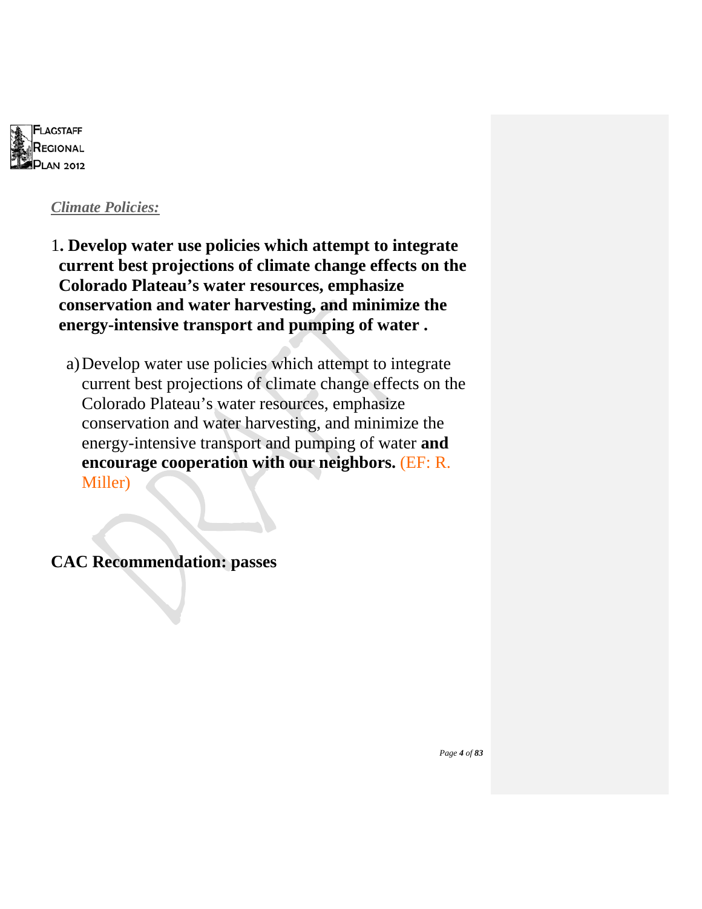***Climate Policies:***

1**. Develop water use policies which attempt to integrate current best projections of climate change effects on the Colorado Plateau's water resources, emphasize conservation and water harvesting, and minimize the energy-intensive transport and pumping of water .**

a) Develop water use policies which attempt to integrate current best projections of climate change effects on the Colorado Plateau's water resources, emphasize conservation and water harvesting, and minimize the energy-intensive transport and pumping of water **and encourage cooperation with our neighbors.** (EF: R. Miller)

**CAC Recommendation: passes**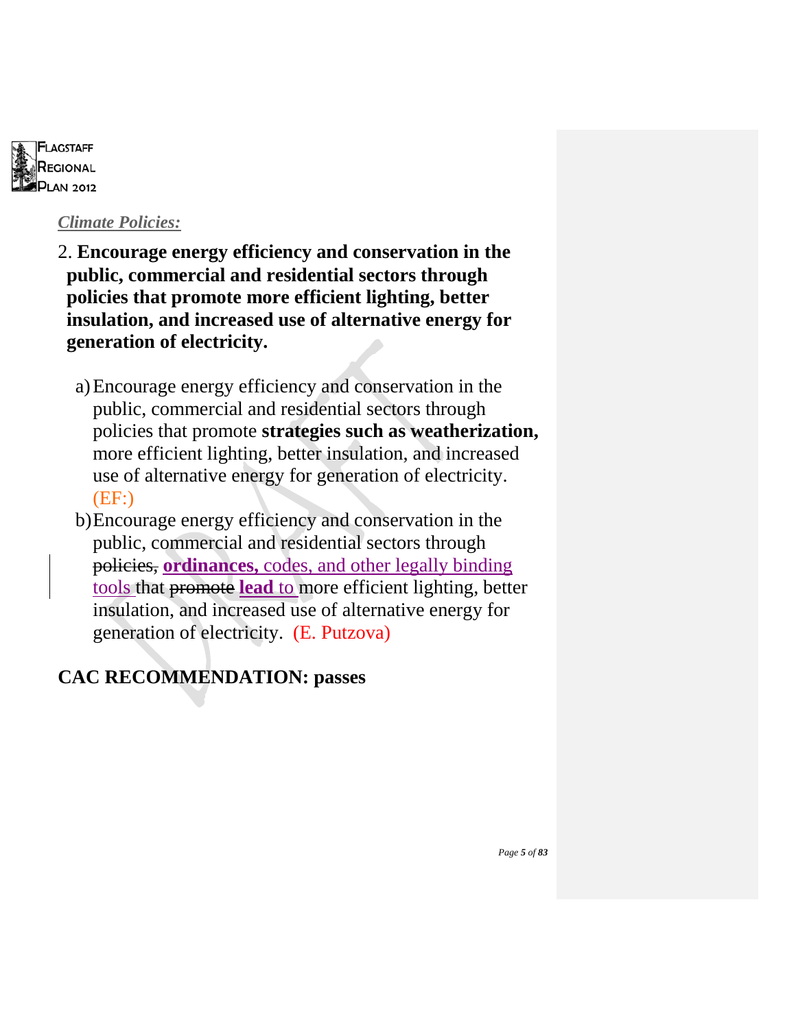*Climate Policies:*

2. **Encourage energy efficiency and conservation in the public, commercial and residential sectors through policies that promote more efficient lighting, better insulation, and increased use of alternative energy for generation of electricity.**

   a) Encourage energy efficiency and conservation in the public, commercial and residential sectors through policies that promote **strategies such as weatherization,** more efficient lighting, better insulation, and increased use of alternative energy for generation of electricity. (EF:)

   b) Encourage energy efficiency and conservation in the public, commercial and residential sectors through ~~policies,~~ **ordinances,** codes, and other legally binding tools that ~~promote~~ **lead** to more efficient lighting, better insulation, and increased use of alternative energy for generation of electricity. (E. Putzova)

**CAC RECOMMENDATION: passes**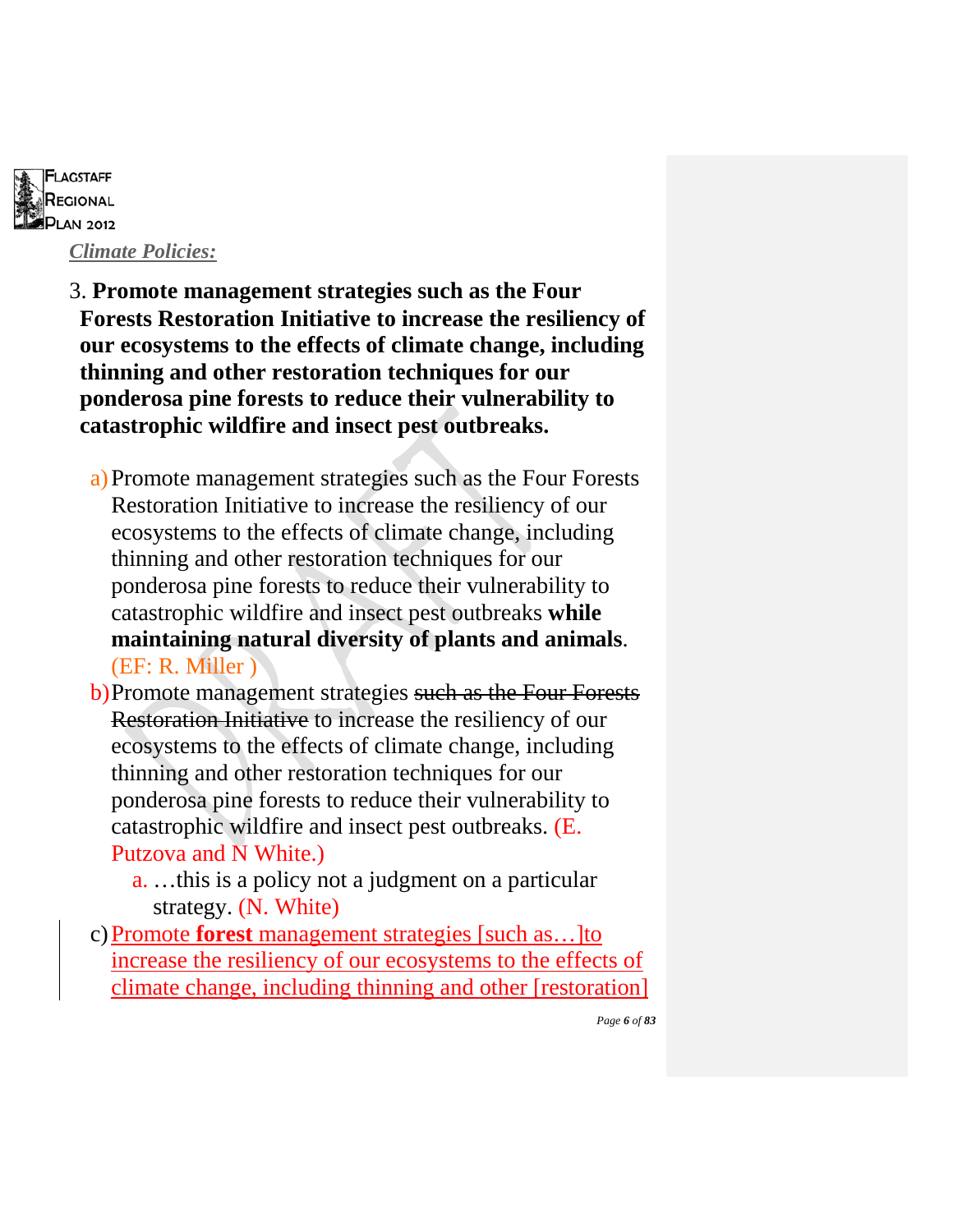***Climate Policies:***

3. **Promote management strategies such as the Four Forests Restoration Initiative to increase the resiliency of our ecosystems to the effects of climate change, including thinning and other restoration techniques for our ponderosa pine forests to reduce their vulnerability to catastrophic wildfire and insect pest outbreaks.**

   a) Promote management strategies such as the Four Forests Restoration Initiative to increase the resiliency of our ecosystems to the effects of climate change, including thinning and other restoration techniques for our ponderosa pine forests to reduce their vulnerability to catastrophic wildfire and insect pest outbreaks **while maintaining natural diversity of plants and animals**. (EF: R. Miller )

   b) Promote management strategies ~~such as the Four Forests Restoration Initiative~~ to increase the resiliency of our ecosystems to the effects of climate change, including thinning and other restoration techniques for our ponderosa pine forests to reduce their vulnerability to catastrophic wildfire and insect pest outbreaks. (E. Putzova and N White.)

      a. …this is a policy not a judgment on a particular strategy. (N. White)

   c) Promote **forest** management strategies [such as…]to increase the resiliency of our ecosystems to the effects of climate change, including thinning and other [restoration]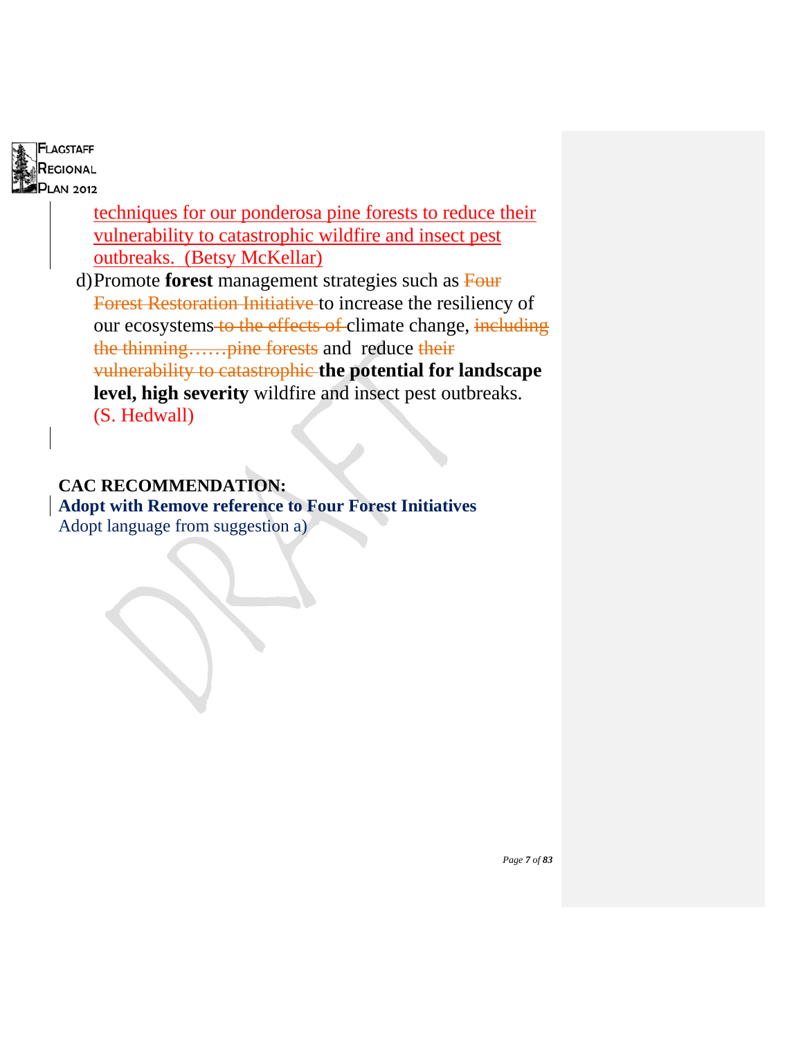techniques for our ponderosa pine forests to reduce their vulnerability to catastrophic wildfire and insect pest outbreaks. (Betsy McKellar)

d) Promote **forest** management strategies such as ~~Four Forest Restoration Initiative~~ to increase the resiliency of our ecosystems ~~to the effects of~~ climate change, ~~including the thinning……pine forests~~ and reduce ~~their vulnerability to catastrophic~~ **the potential for landscape level, high severity** wildfire and insect pest outbreaks. (S. Hedwall)

**CAC RECOMMENDATION:**

**Adopt with Remove reference to Four Forest Initiatives**

Adopt language from suggestion a)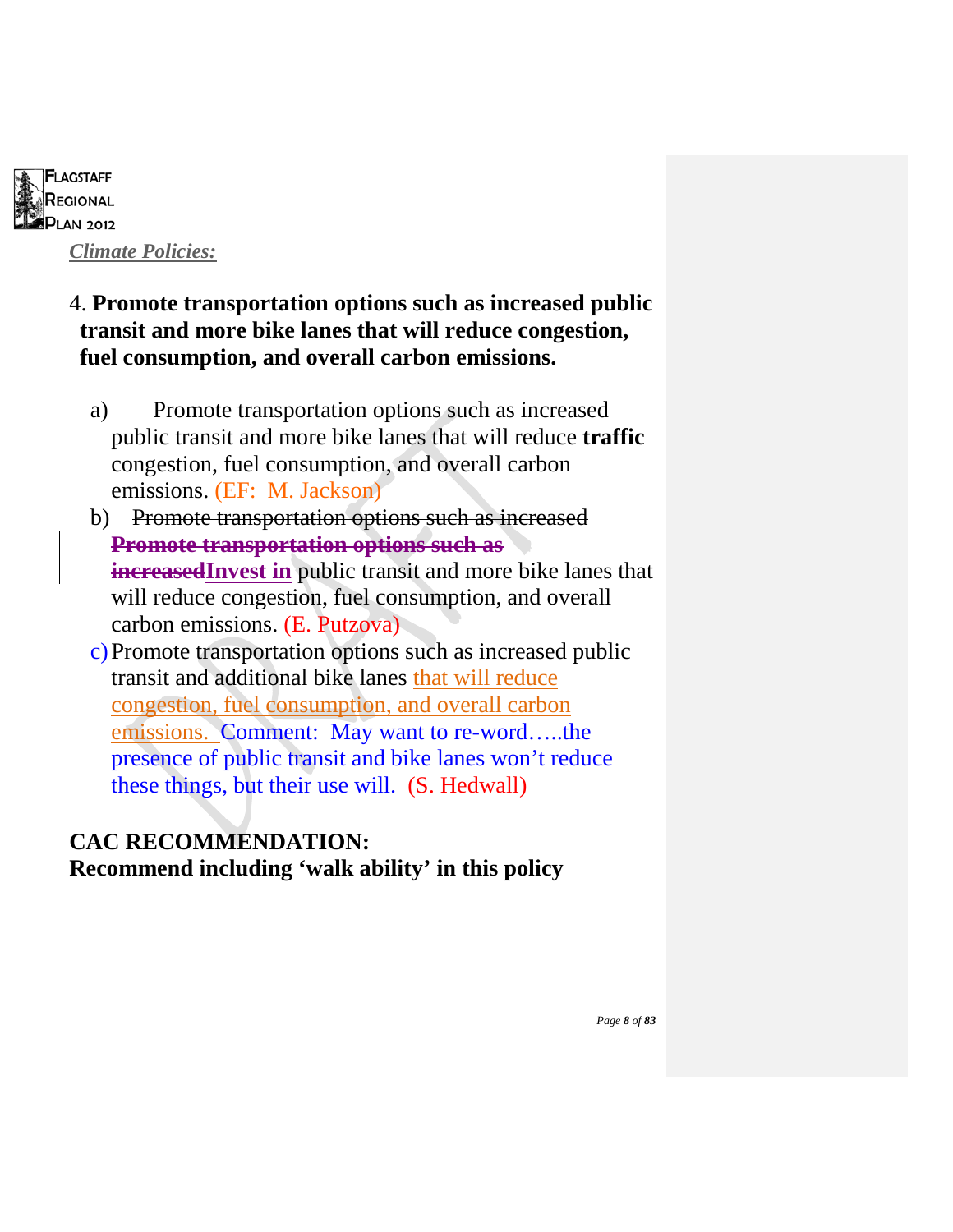*Climate Policies:*

4. **Promote transportation options such as increased public transit and more bike lanes that will reduce congestion, fuel consumption, and overall carbon emissions.**

a) Promote transportation options such as increased public transit and more bike lanes that will reduce **traffic** congestion, fuel consumption, and overall carbon emissions. (EF: M. Jackson)

b) ~~Promote transportation options such as increased~~ ~~**Promote transportation options such as increased**~~**Invest in** public transit and more bike lanes that will reduce congestion, fuel consumption, and overall carbon emissions. (E. Putzova)

c) Promote transportation options such as increased public transit and additional bike lanes that will reduce congestion, fuel consumption, and overall carbon emissions. Comment: May want to re-word…..the presence of public transit and bike lanes won't reduce these things, but their use will. (S. Hedwall)

**CAC RECOMMENDATION:**
**Recommend including 'walk ability' in this policy**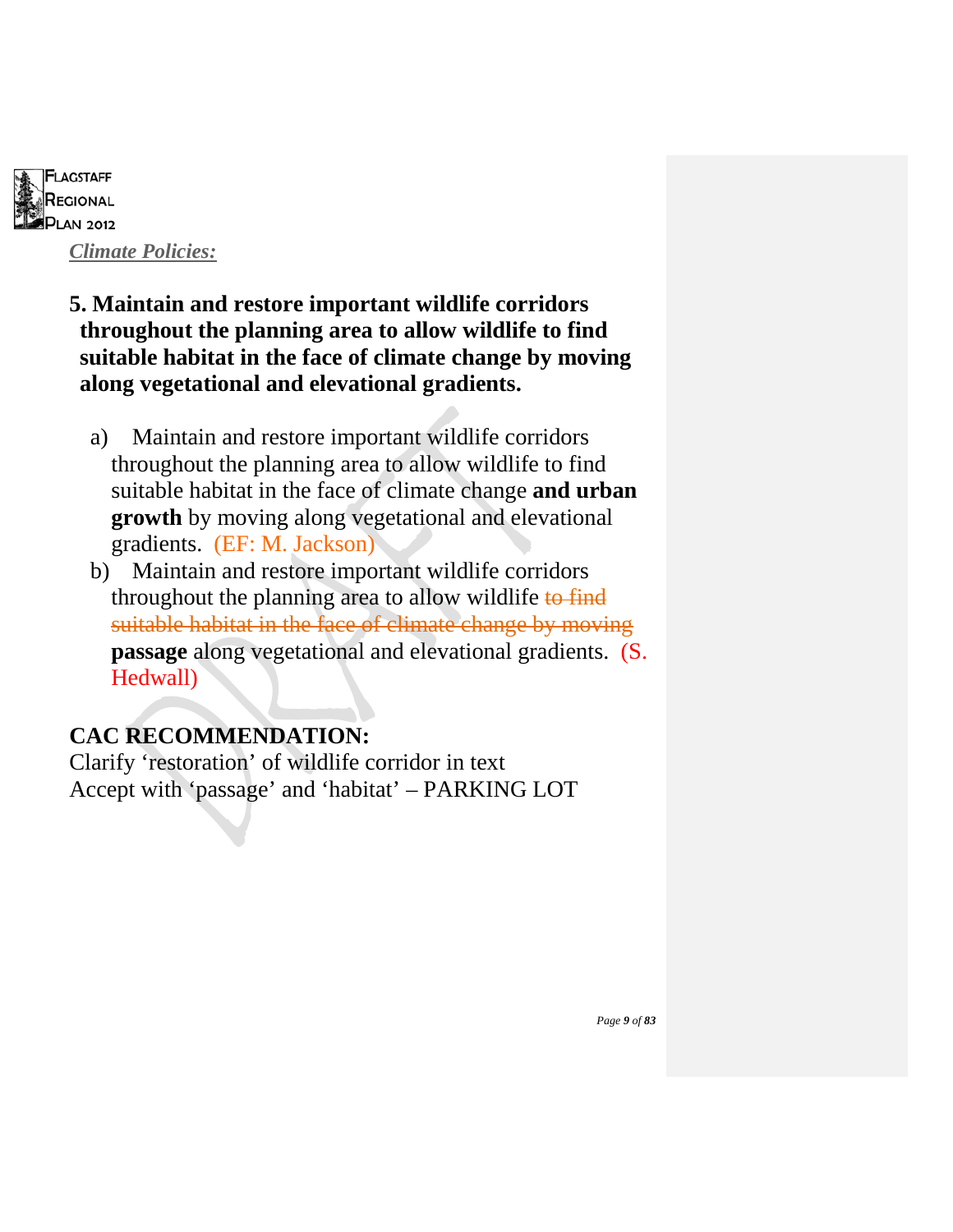*Climate Policies:*

**5. Maintain and restore important wildlife corridors throughout the planning area to allow wildlife to find suitable habitat in the face of climate change by moving along vegetational and elevational gradients.**

a) Maintain and restore important wildlife corridors throughout the planning area to allow wildlife to find suitable habitat in the face of climate change **and urban growth** by moving along vegetational and elevational gradients. (EF: M. Jackson)

b) Maintain and restore important wildlife corridors throughout the planning area to allow wildlife ~~to find suitable habitat in the face of climate change by moving~~ **passage** along vegetational and elevational gradients. (S. Hedwall)

## CAC RECOMMENDATION:

Clarify 'restoration' of wildlife corridor in text
Accept with 'passage' and 'habitat' – PARKING LOT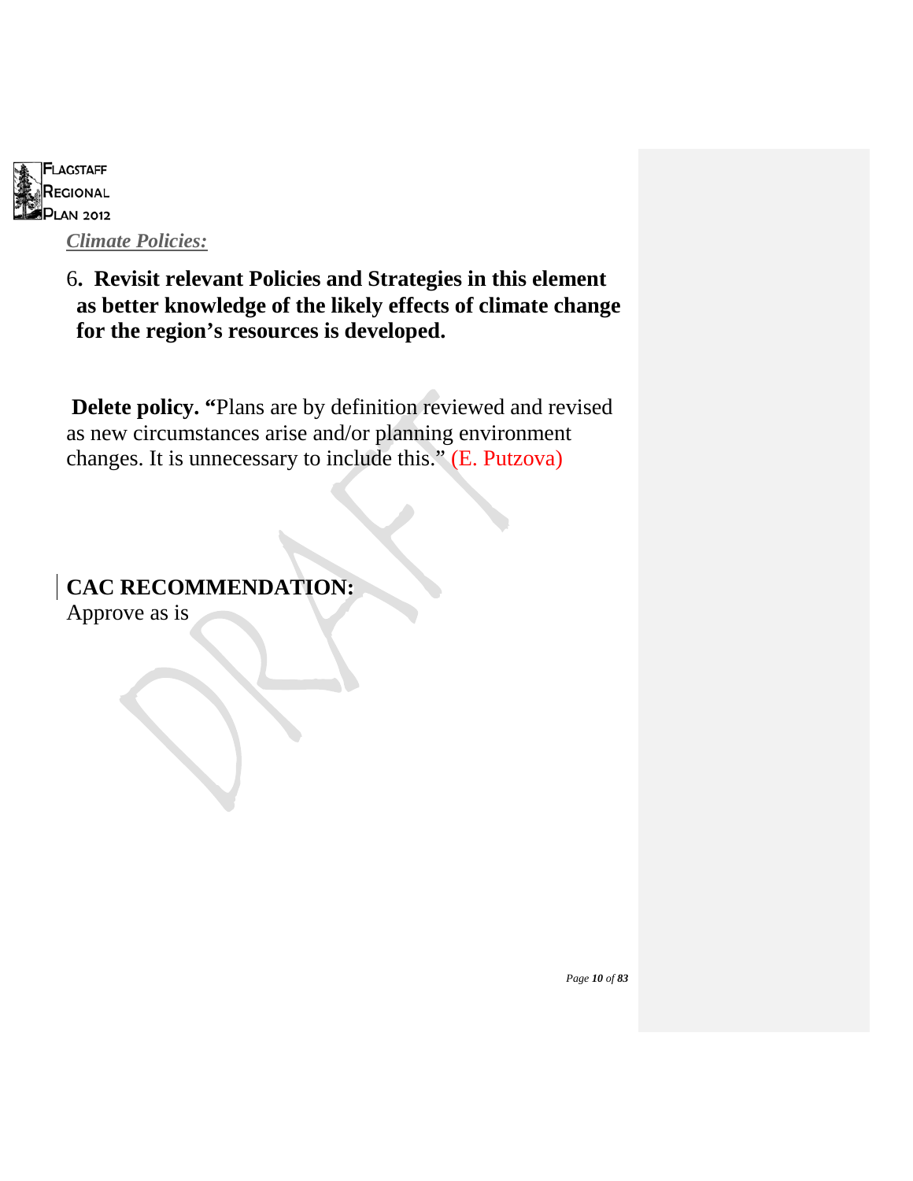*Climate Policies:*

6**. Revisit relevant Policies and Strategies in this element as better knowledge of the likely effects of climate change for the region's resources is developed.**

**Delete policy. "**Plans are by definition reviewed and revised as new circumstances arise and/or planning environment changes. It is unnecessary to include this." (E. Putzova)

**CAC RECOMMENDATION:**
Approve as is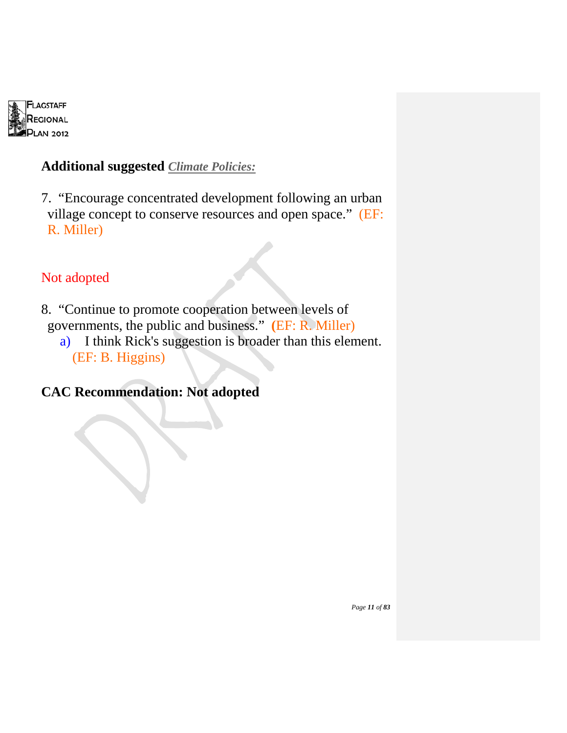## Additional suggested *Climate Policies:*

7. "Encourage concentrated development following an urban village concept to conserve resources and open space." (EF: R. Miller)

Not adopted

8. "Continue to promote cooperation between levels of governments, the public and business." (EF: R. Miller)
   a) I think Rick's suggestion is broader than this element. (EF: B. Higgins)

**CAC Recommendation: Not adopted**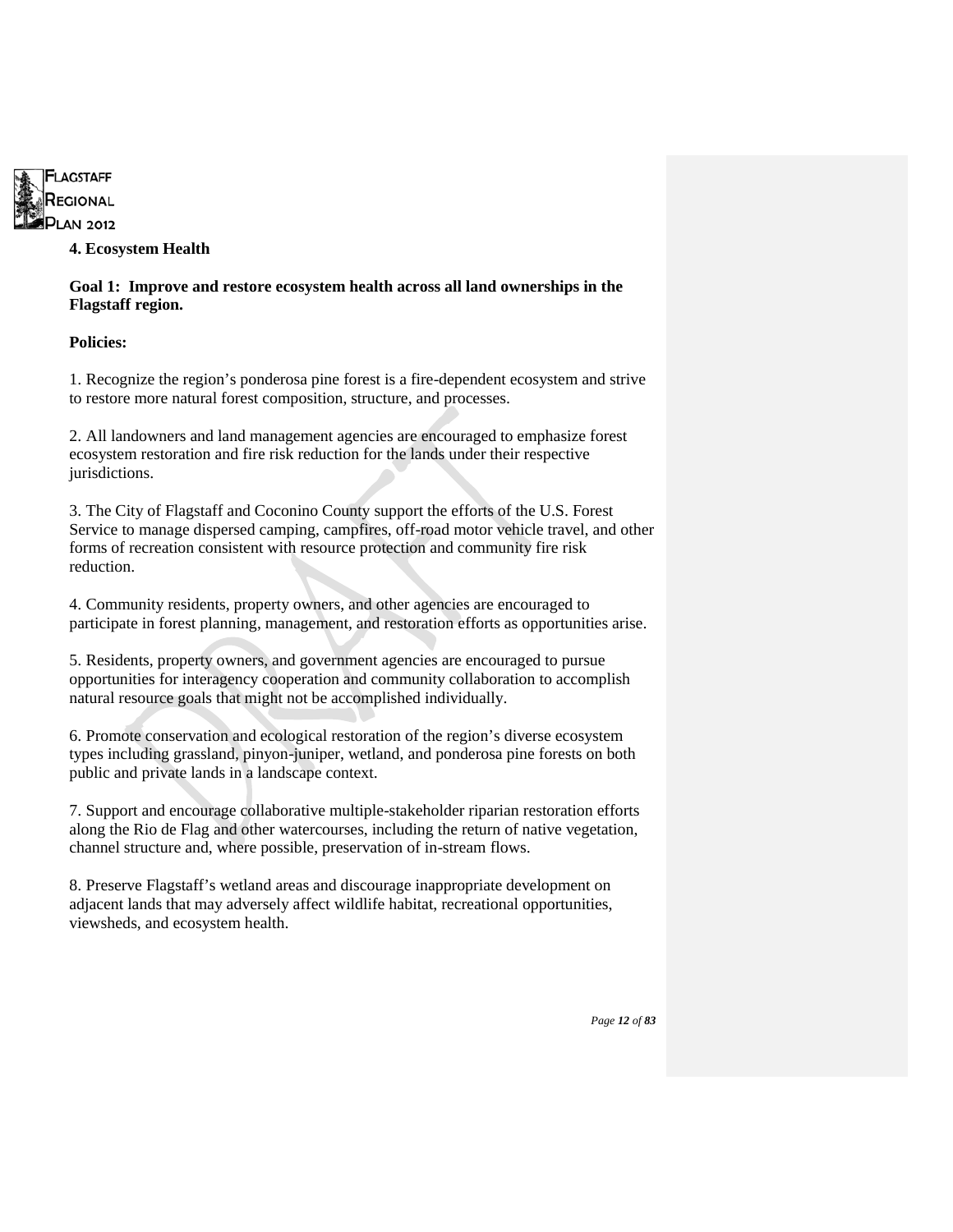## 4. Ecosystem Health

**Goal 1: Improve and restore ecosystem health across all land ownerships in the Flagstaff region.**

**Policies:**

1. Recognize the region's ponderosa pine forest is a fire-dependent ecosystem and strive to restore more natural forest composition, structure, and processes.

2. All landowners and land management agencies are encouraged to emphasize forest ecosystem restoration and fire risk reduction for the lands under their respective jurisdictions.

3. The City of Flagstaff and Coconino County support the efforts of the U.S. Forest Service to manage dispersed camping, campfires, off-road motor vehicle travel, and other forms of recreation consistent with resource protection and community fire risk reduction.

4. Community residents, property owners, and other agencies are encouraged to participate in forest planning, management, and restoration efforts as opportunities arise.

5. Residents, property owners, and government agencies are encouraged to pursue opportunities for interagency cooperation and community collaboration to accomplish natural resource goals that might not be accomplished individually.

6. Promote conservation and ecological restoration of the region's diverse ecosystem types including grassland, pinyon-juniper, wetland, and ponderosa pine forests on both public and private lands in a landscape context.

7. Support and encourage collaborative multiple-stakeholder riparian restoration efforts along the Rio de Flag and other watercourses, including the return of native vegetation, channel structure and, where possible, preservation of in-stream flows.

8. Preserve Flagstaff's wetland areas and discourage inappropriate development on adjacent lands that may adversely affect wildlife habitat, recreational opportunities, viewsheds, and ecosystem health.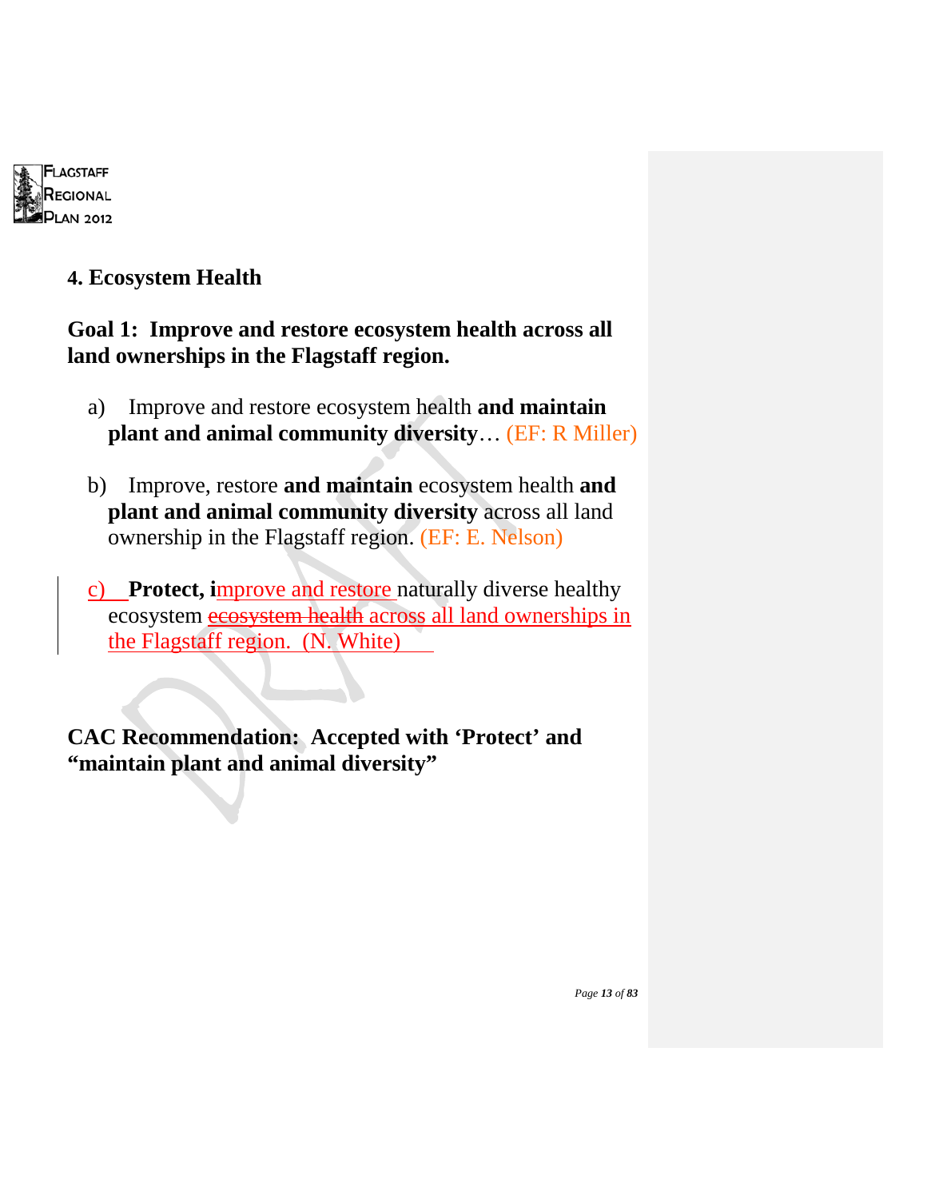## 4. Ecosystem Health

### Goal 1: Improve and restore ecosystem health across all land ownerships in the Flagstaff region.

a) Improve and restore ecosystem health **and maintain plant and animal community diversity**… (EF: R Miller)

b) Improve, restore **and maintain** ecosystem health **and plant and animal community diversity** across all land ownership in the Flagstaff region. (EF: E. Nelson)

c) **Protect, i**mprove and restore naturally diverse healthy ecosystem ~~ecosystem health~~ across all land ownerships in the Flagstaff region. (N. White)

**CAC Recommendation: Accepted with 'Protect' and "maintain plant and animal diversity"**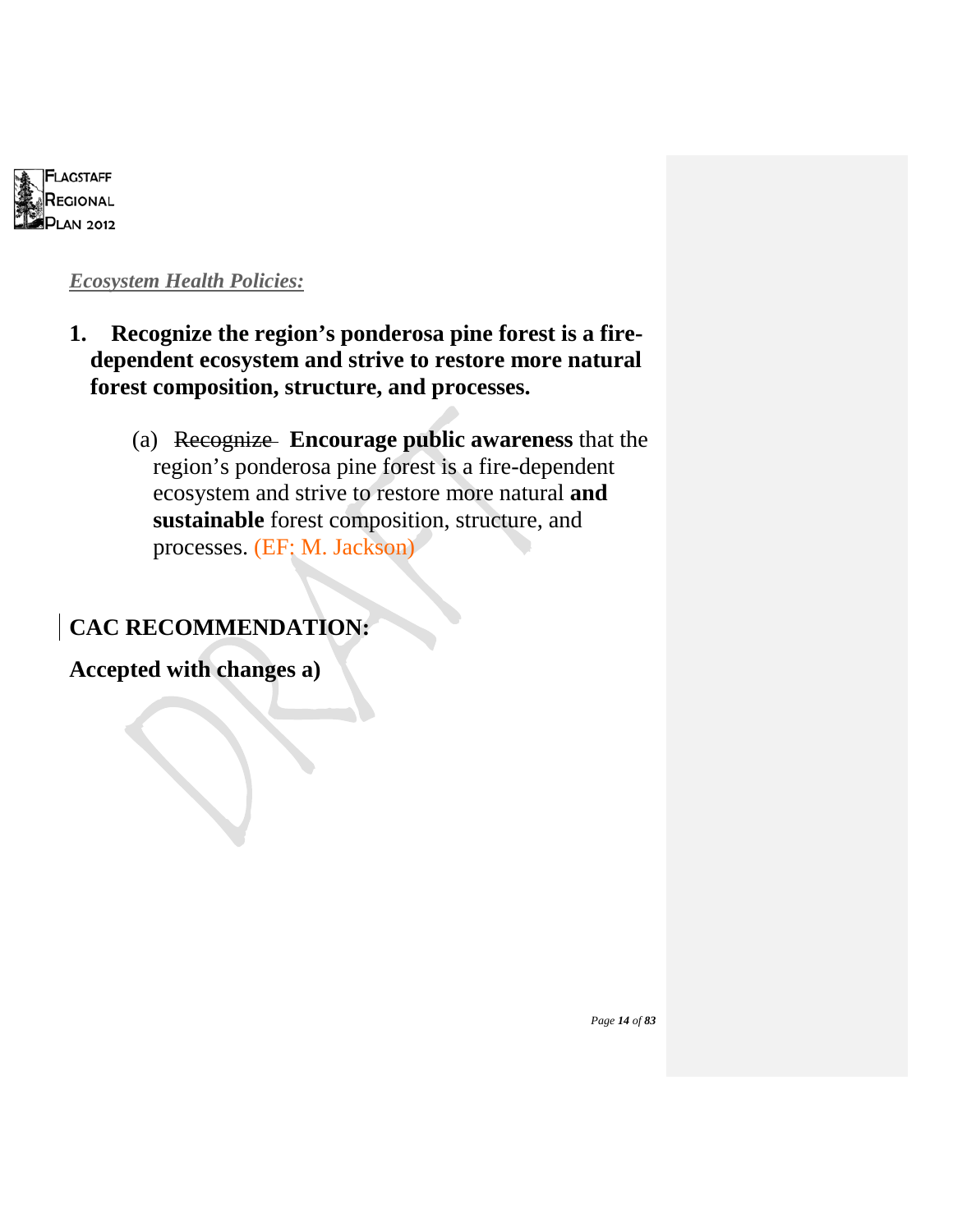***Ecosystem Health Policies:***

**1. Recognize the region's ponderosa pine forest is a fire-dependent ecosystem and strive to restore more natural forest composition, structure, and processes.**

(a) ~~Recognize~~ **Encourage public awareness** that the region's ponderosa pine forest is a fire-dependent ecosystem and strive to restore more natural **and sustainable** forest composition, structure, and processes. (EF: M. Jackson)

**CAC RECOMMENDATION:**

**Accepted with changes a)**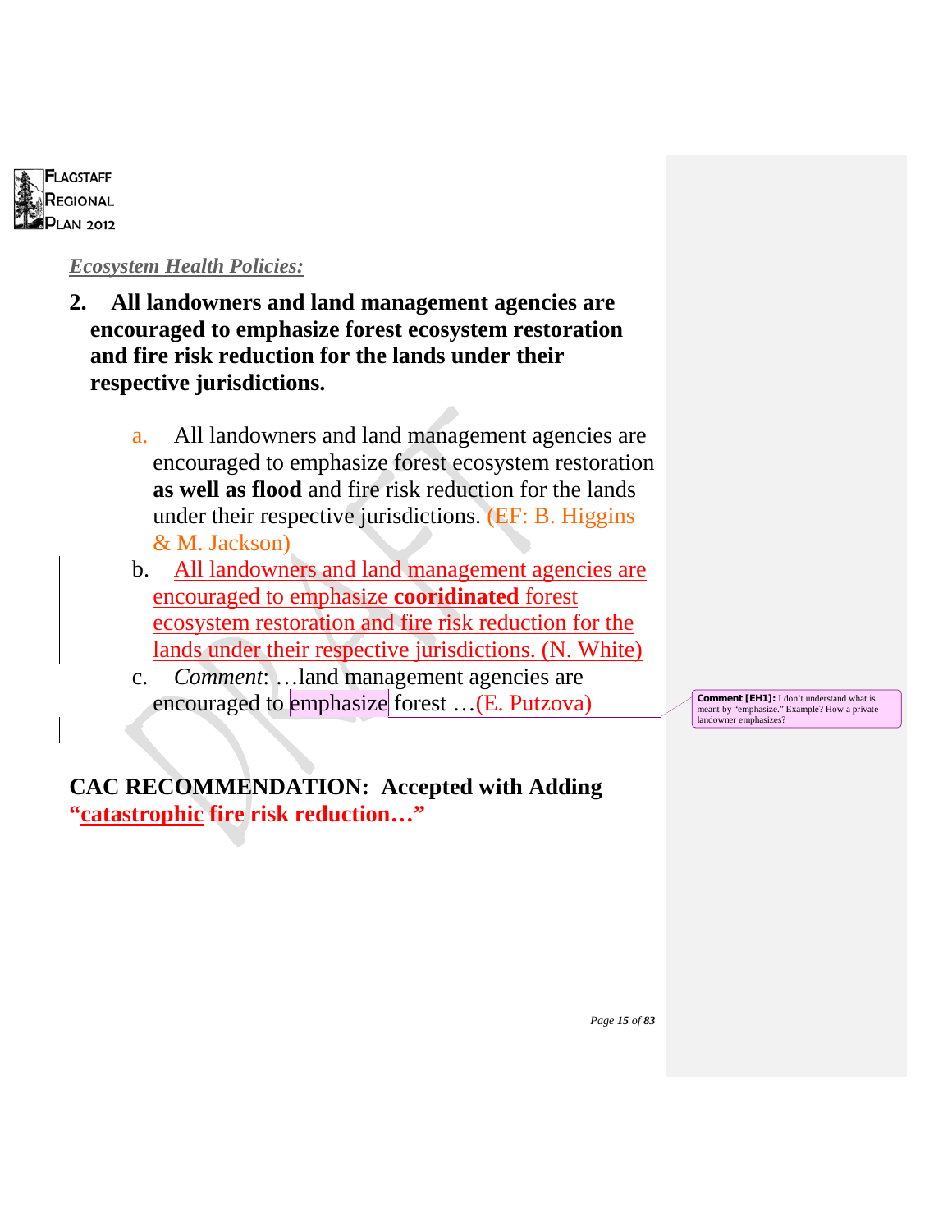*Ecosystem Health Policies:*

**2. All landowners and land management agencies are encouraged to emphasize forest ecosystem restoration and fire risk reduction for the lands under their respective jurisdictions.**

a. All landowners and land management agencies are encouraged to emphasize forest ecosystem restoration **as well as flood** and fire risk reduction for the lands under their respective jurisdictions. (EF: B. Higgins & M. Jackson)

b. All landowners and land management agencies are encouraged to emphasize **cooridinated** forest ecosystem restoration and fire risk reduction for the lands under their respective jurisdictions. (N. White)

c. *Comment*: …land management agencies are encouraged to emphasize forest …(E. Putzova)

**Comment [EH1]:** I don't understand what is meant by "emphasize." Example? How a private landowner emphasizes?

**CAC RECOMMENDATION: Accepted with Adding "catastrophic fire risk reduction…"**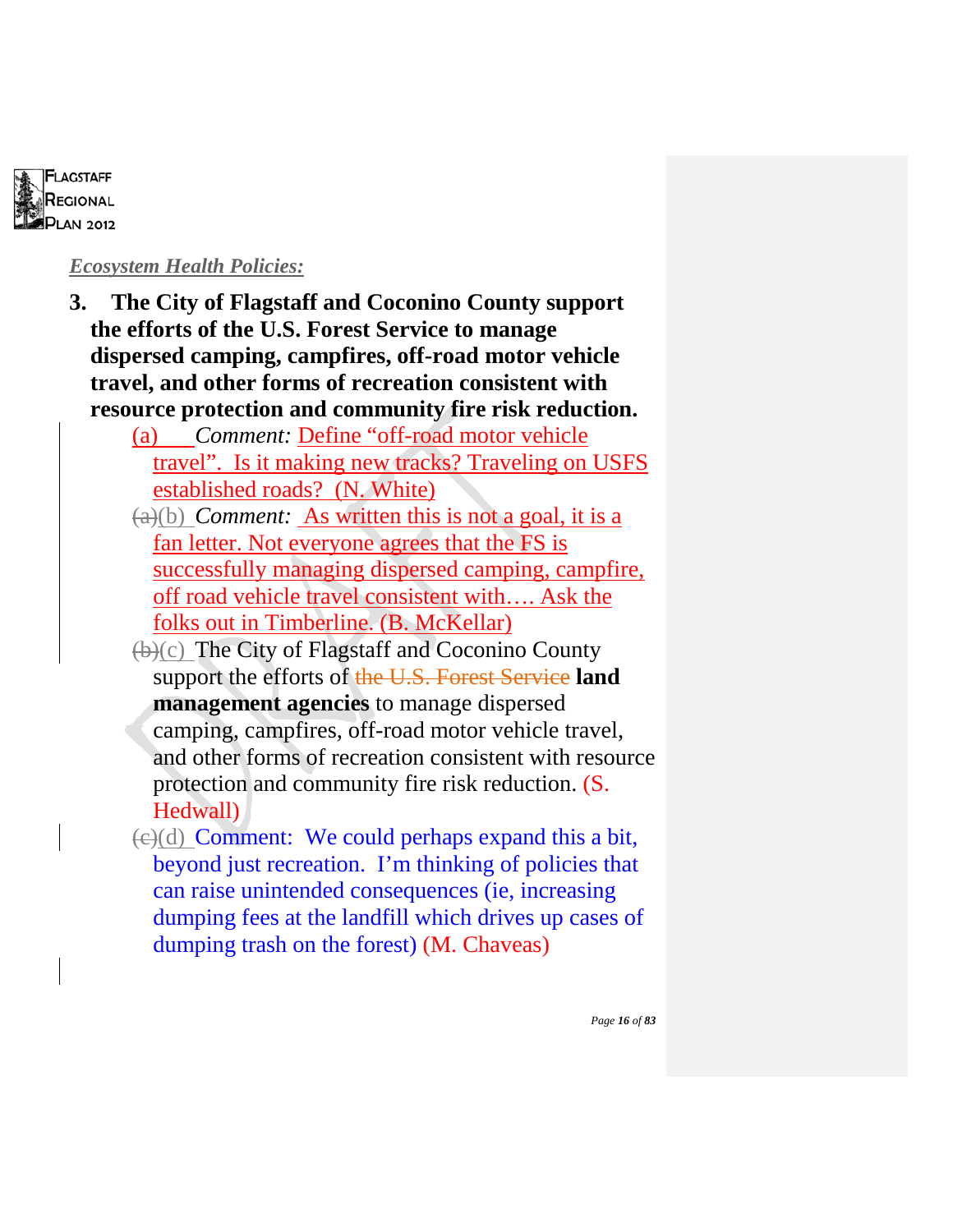*Ecosystem Health Policies:*

**3. The City of Flagstaff and Coconino County support the efforts of the U.S. Forest Service to manage dispersed camping, campfires, off-road motor vehicle travel, and other forms of recreation consistent with resource protection and community fire risk reduction.**

(a) *Comment:* Define "off-road motor vehicle travel". Is it making new tracks? Traveling on USFS established roads? (N. White)

~~(a)~~(b) *Comment:* As written this is not a goal, it is a fan letter. Not everyone agrees that the FS is successfully managing dispersed camping, campfire, off road vehicle travel consistent with…. Ask the folks out in Timberline. (B. McKellar)

~~(b)~~(c) The City of Flagstaff and Coconino County support the efforts of ~~the U.S. Forest Service~~ **land management agencies** to manage dispersed camping, campfires, off-road motor vehicle travel, and other forms of recreation consistent with resource protection and community fire risk reduction. (S. Hedwall)

~~(c)~~(d) Comment: We could perhaps expand this a bit, beyond just recreation. I'm thinking of policies that can raise unintended consequences (ie, increasing dumping fees at the landfill which drives up cases of dumping trash on the forest) (M. Chaveas)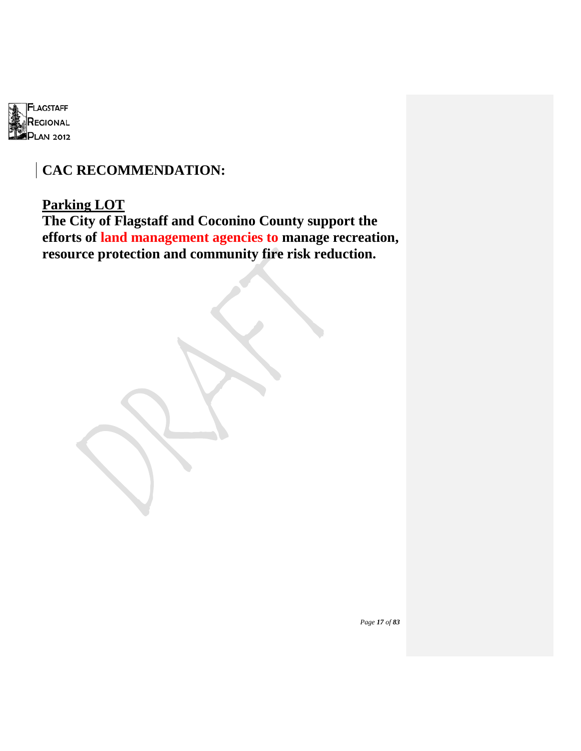## CAC RECOMMENDATION:

**Parking LOT**

**The City of Flagstaff and Coconino County support the efforts of land management agencies to manage recreation, resource protection and community fire risk reduction.**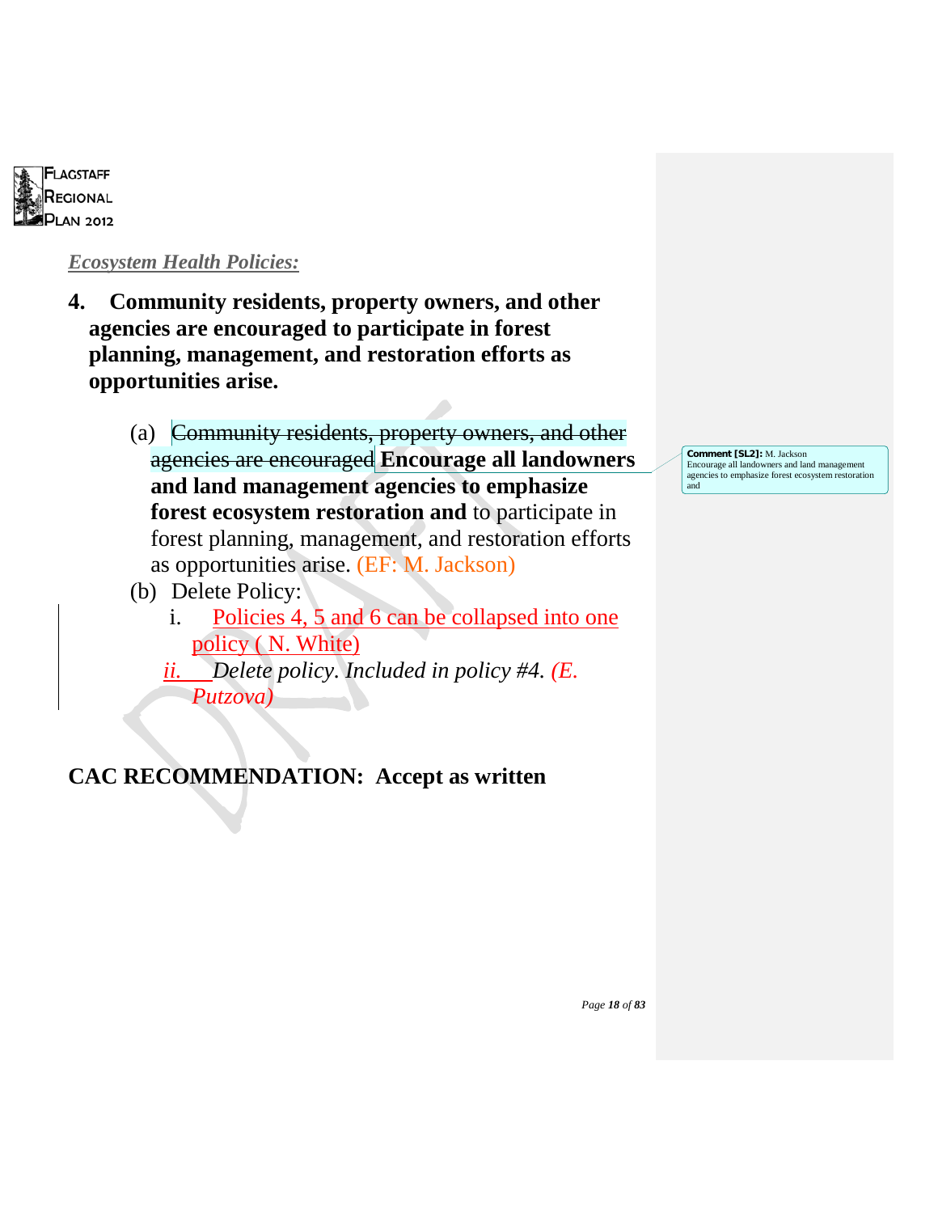*Ecosystem Health Policies:*

**4. Community residents, property owners, and other agencies are encouraged to participate in forest planning, management, and restoration efforts as opportunities arise.**

(a) ~~Community residents, property owners, and other agencies are encouraged~~ **Encourage all landowners and land management agencies to emphasize forest ecosystem restoration and** to participate in forest planning, management, and restoration efforts as opportunities arise. (EF: M. Jackson)

(b) Delete Policy:

i. Policies 4, 5 and 6 can be collapsed into one policy ( N. White)

ii. *Delete policy. Included in policy #4. (E. Putzova)*

**CAC RECOMMENDATION: Accept as written**

Comment [SL2]: M. Jackson
Encourage all landowners and land management agencies to emphasize forest ecosystem restoration and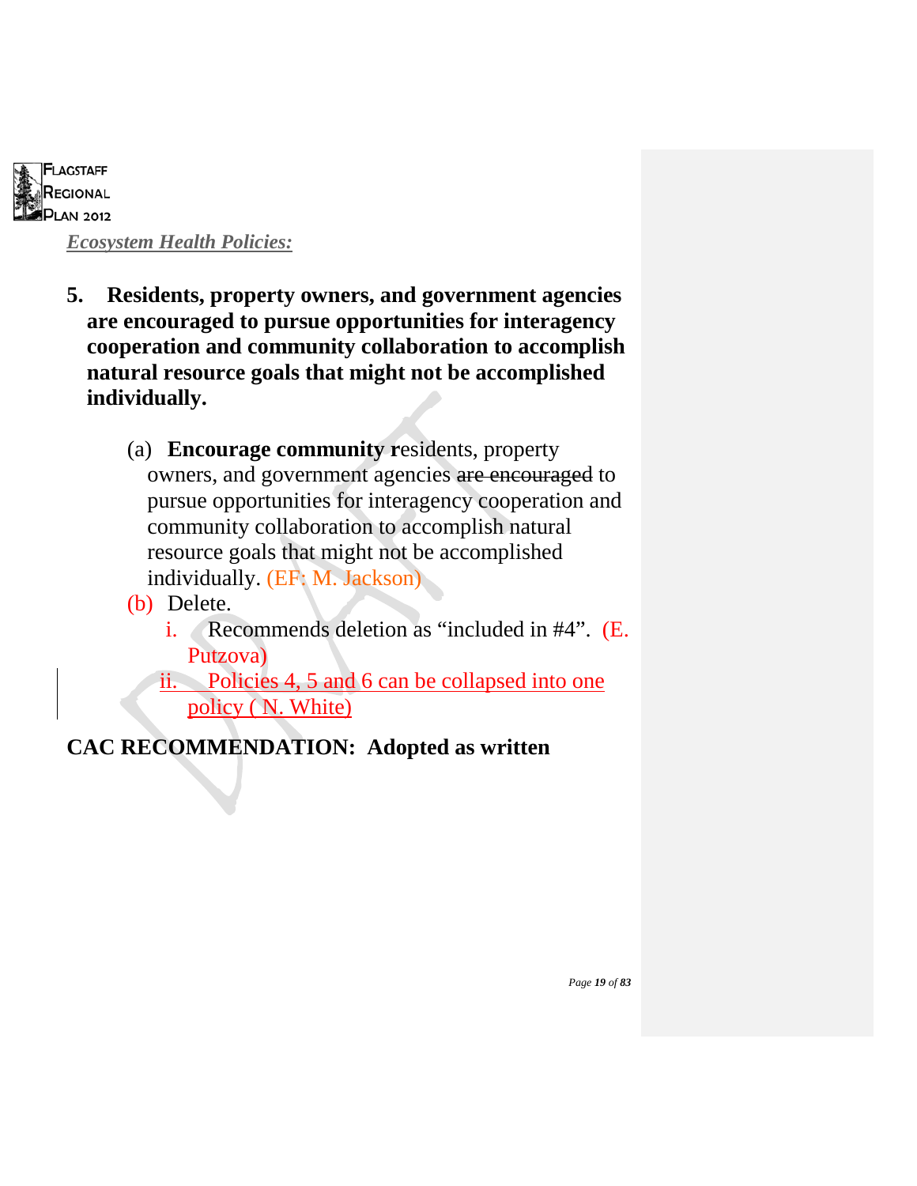***Ecosystem Health Policies:***

**5. Residents, property owners, and government agencies are encouraged to pursue opportunities for interagency cooperation and community collaboration to accomplish natural resource goals that might not be accomplished individually.**

(a) **Encourage community r**esidents, property owners, and government agencies ~~are encouraged~~ to pursue opportunities for interagency cooperation and community collaboration to accomplish natural resource goals that might not be accomplished individually. (EF: M. Jackson)

(b) Delete.

i. Recommends deletion as "included in #4". (E. Putzova)

ii. Policies 4, 5 and 6 can be collapsed into one policy ( N. White)

**CAC RECOMMENDATION: Adopted as written**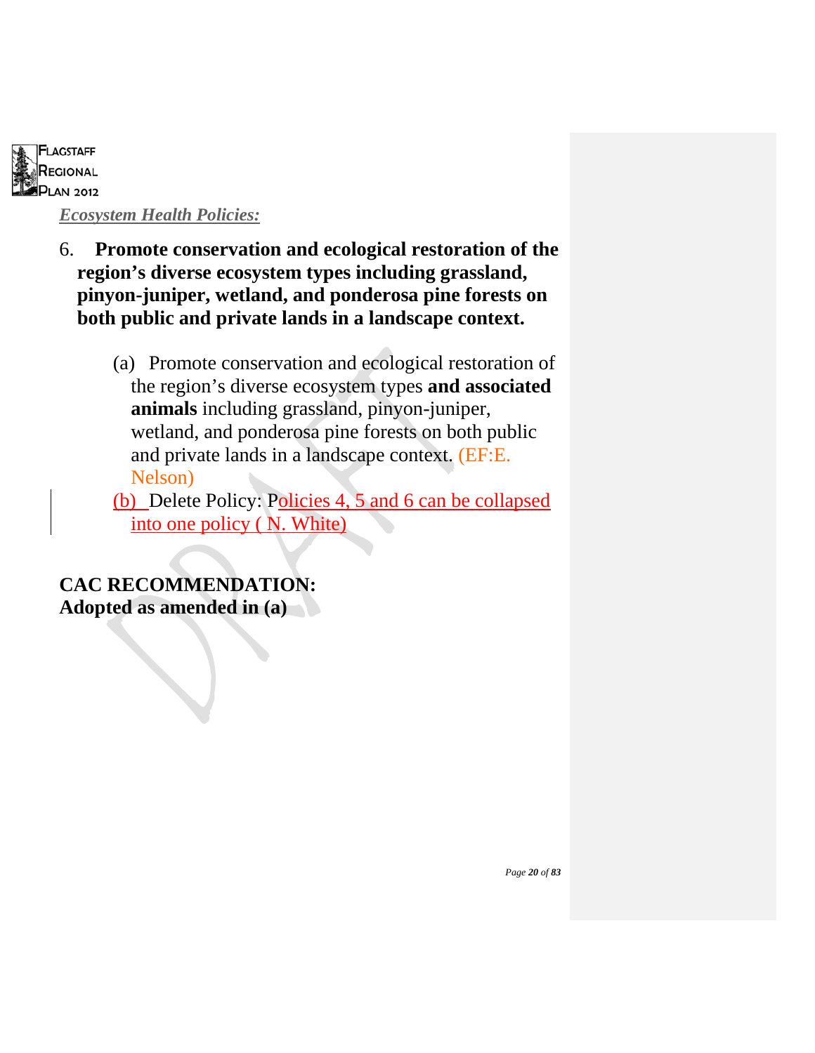***Ecosystem Health Policies:***

6. **Promote conservation and ecological restoration of the region's diverse ecosystem types including grassland, pinyon-juniper, wetland, and ponderosa pine forests on both public and private lands in a landscape context.**

   (a) Promote conservation and ecological restoration of the region's diverse ecosystem types **and associated animals** including grassland, pinyon-juniper, wetland, and ponderosa pine forests on both public and private lands in a landscape context. (EF:E. Nelson)

   (b) Delete Policy: Policies 4, 5 and 6 can be collapsed into one policy ( N. White)

**CAC RECOMMENDATION:**
**Adopted as amended in (a)**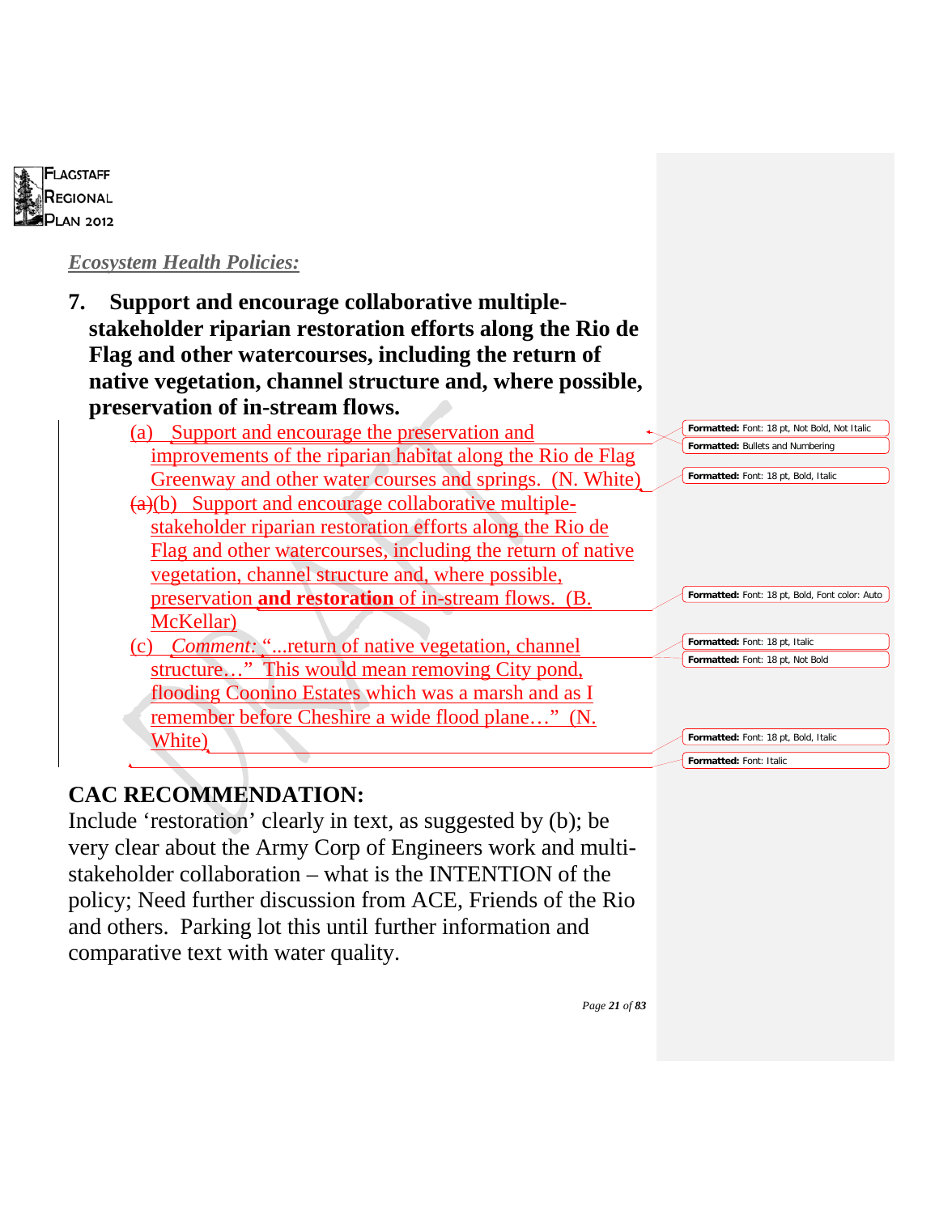*Ecosystem Health Policies:*

**7. Support and encourage collaborative multiple-stakeholder riparian restoration efforts along the Rio de Flag and other watercourses, including the return of native vegetation, channel structure and, where possible, preservation of in-stream flows.**

(a) Support and encourage the preservation and improvements of the riparian habitat along the Rio de Flag Greenway and other water courses and springs. (N. White)

~~(a)~~(b) Support and encourage collaborative multiple-stakeholder riparian restoration efforts along the Rio de Flag and other watercourses, including the return of native vegetation, channel structure and, where possible, preservation **and restoration** of in-stream flows. (B. McKellar)

(c) *Comment:* "...return of native vegetation, channel structure…" This would mean removing City pond, flooding Coonino Estates which was a marsh and as I remember before Cheshire a wide flood plane…" (N. White)

## CAC RECOMMENDATION:

Include 'restoration' clearly in text, as suggested by (b); be very clear about the Army Corp of Engineers work and multi-stakeholder collaboration – what is the INTENTION of the policy; Need further discussion from ACE, Friends of the Rio and others. Parking lot this until further information and comparative text with water quality.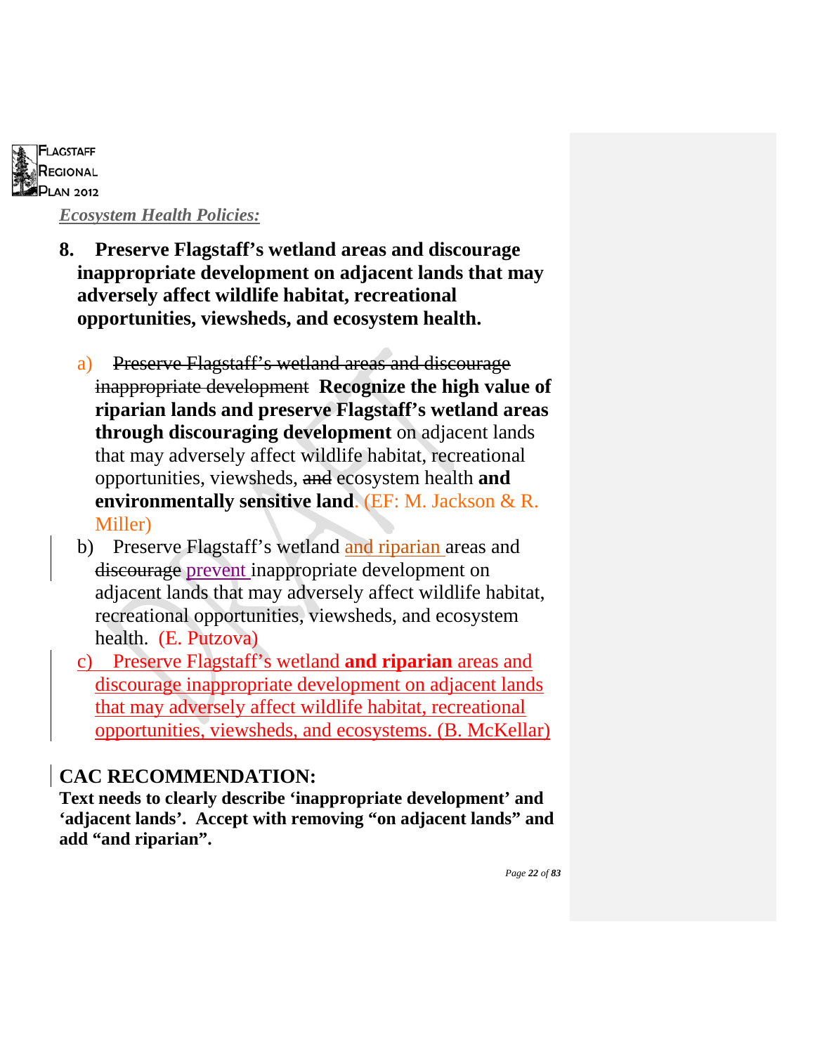*Ecosystem Health Policies:*

**8. Preserve Flagstaff's wetland areas and discourage inappropriate development on adjacent lands that may adversely affect wildlife habitat, recreational opportunities, viewsheds, and ecosystem health.**

a) ~~Preserve Flagstaff's wetland areas and discourage inappropriate development~~ **Recognize the high value of riparian lands and preserve Flagstaff's wetland areas through discouraging development** on adjacent lands that may adversely affect wildlife habitat, recreational opportunities, viewsheds, ~~and~~ ecosystem health **and environmentally sensitive land**. (EF: M. Jackson & R. Miller)

b) Preserve Flagstaff's wetland and riparian areas and ~~discourage~~ prevent inappropriate development on adjacent lands that may adversely affect wildlife habitat, recreational opportunities, viewsheds, and ecosystem health. (E. Putzova)

c) Preserve Flagstaff's wetland **and riparian** areas and discourage inappropriate development on adjacent lands that may adversely affect wildlife habitat, recreational opportunities, viewsheds, and ecosystems. (B. McKellar)

## CAC RECOMMENDATION:

**Text needs to clearly describe 'inappropriate development' and 'adjacent lands'. Accept with removing "on adjacent lands" and add "and riparian".**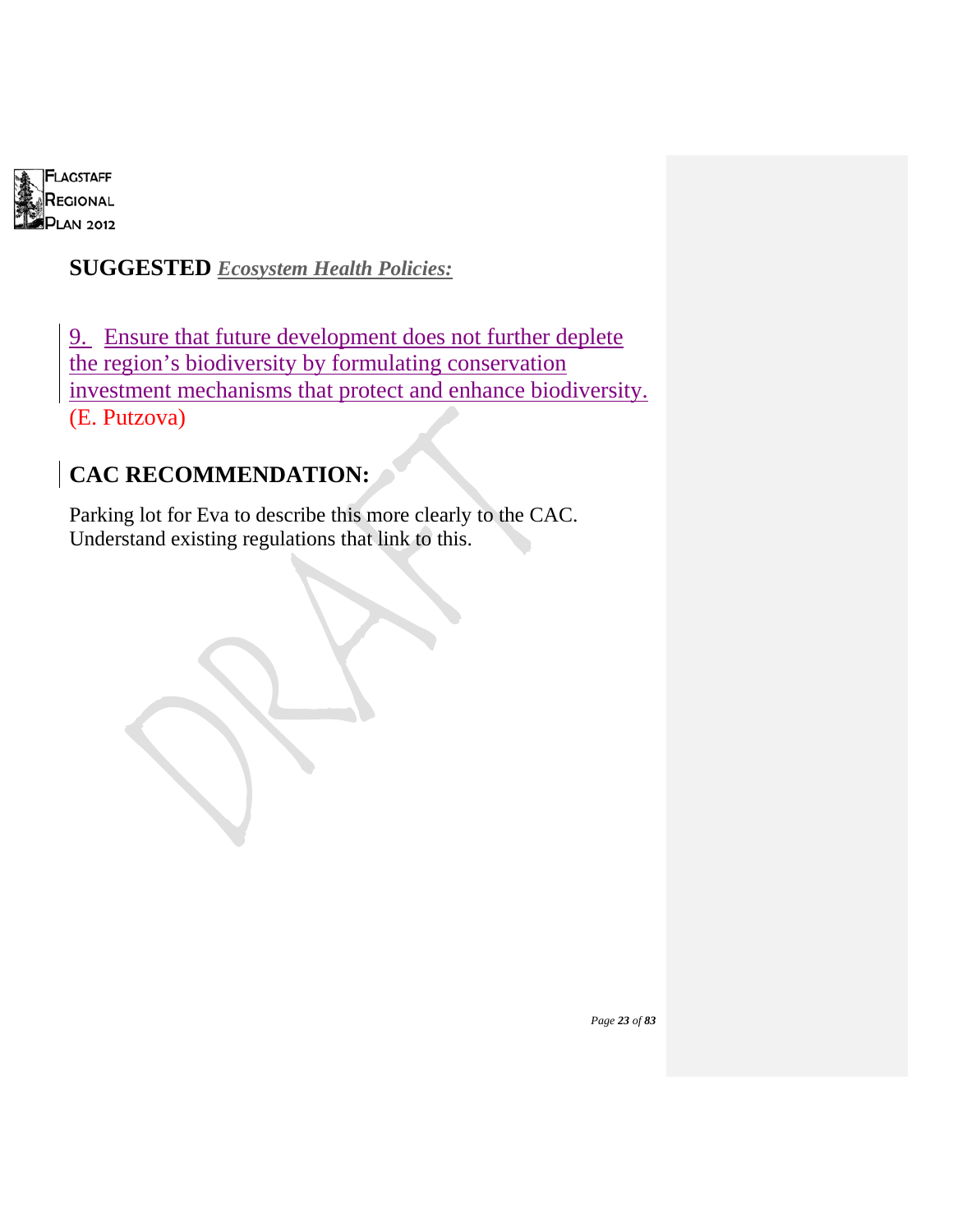## SUGGESTED *Ecosystem Health Policies:*

9. Ensure that future development does not further deplete the region's biodiversity by formulating conservation investment mechanisms that protect and enhance biodiversity. (E. Putzova)

## CAC RECOMMENDATION:

Parking lot for Eva to describe this more clearly to the CAC. Understand existing regulations that link to this.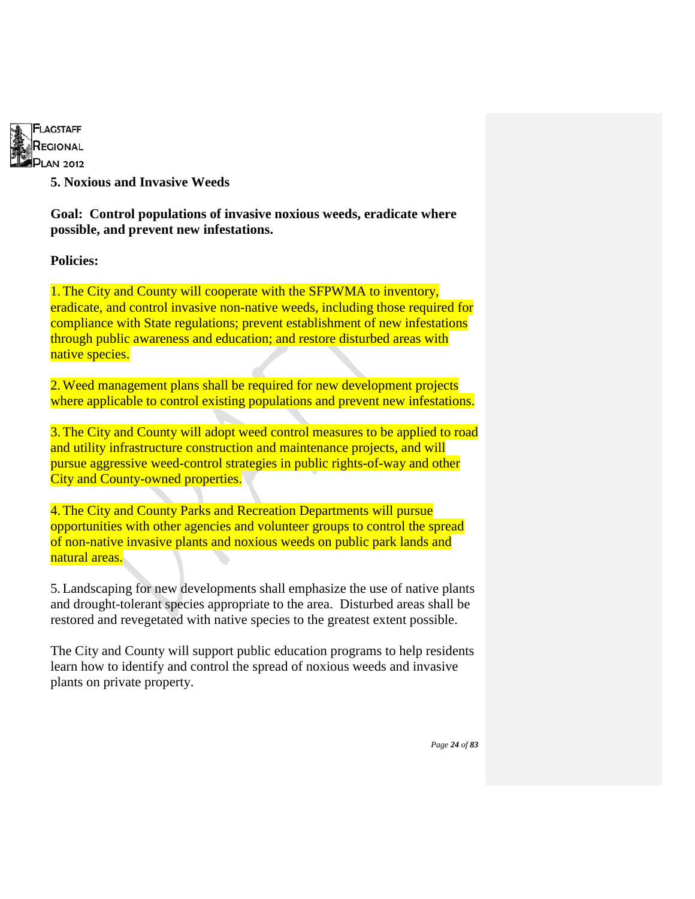### 5. Noxious and Invasive Weeds

**Goal: Control populations of invasive noxious weeds, eradicate where possible, and prevent new infestations.**

**Policies:**

1. The City and County will cooperate with the SFPWMA to inventory, eradicate, and control invasive non-native weeds, including those required for compliance with State regulations; prevent establishment of new infestations through public awareness and education; and restore disturbed areas with native species.

2. Weed management plans shall be required for new development projects where applicable to control existing populations and prevent new infestations.

3. The City and County will adopt weed control measures to be applied to road and utility infrastructure construction and maintenance projects, and will pursue aggressive weed-control strategies in public rights-of-way and other City and County-owned properties.

4. The City and County Parks and Recreation Departments will pursue opportunities with other agencies and volunteer groups to control the spread of non-native invasive plants and noxious weeds on public park lands and natural areas.

5. Landscaping for new developments shall emphasize the use of native plants and drought-tolerant species appropriate to the area. Disturbed areas shall be restored and revegetated with native species to the greatest extent possible.

The City and County will support public education programs to help residents learn how to identify and control the spread of noxious weeds and invasive plants on private property.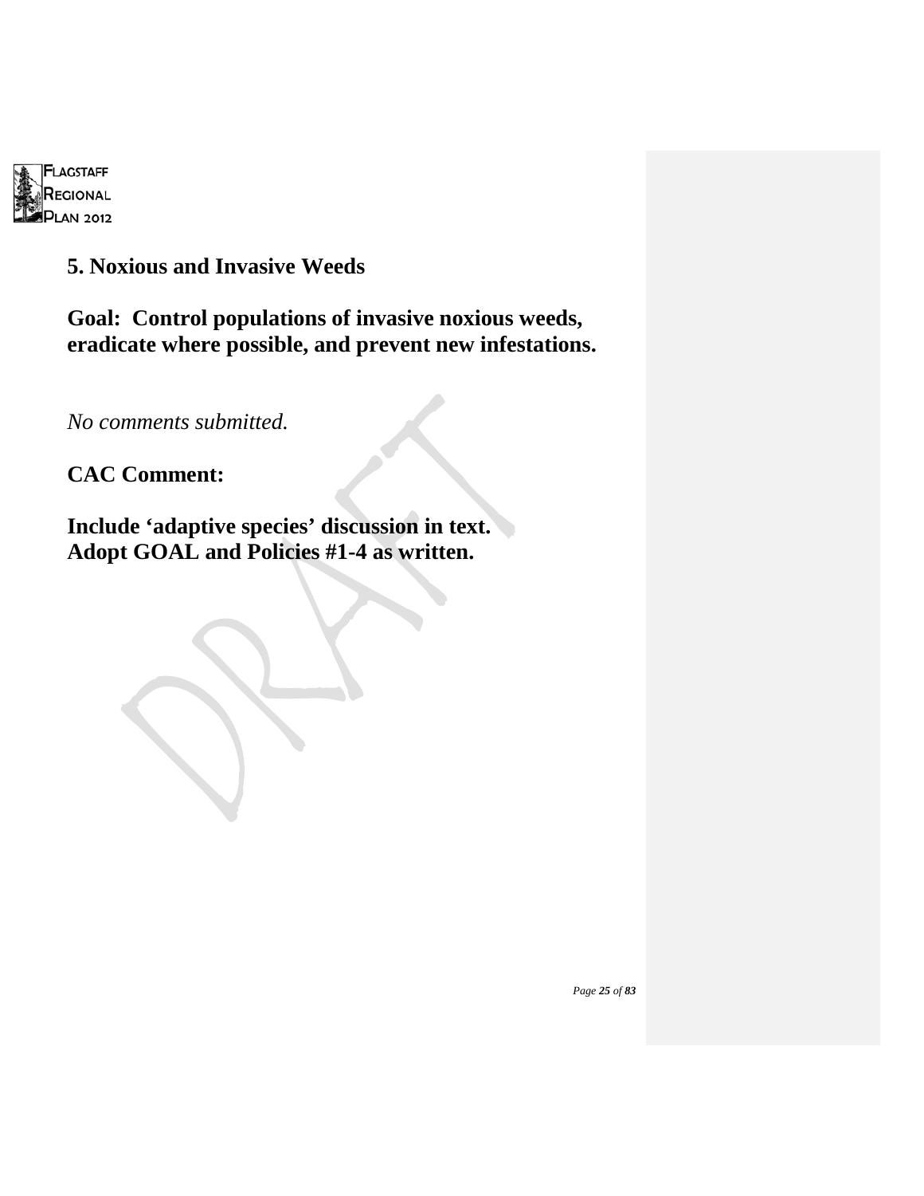## 5. Noxious and Invasive Weeds

**Goal: Control populations of invasive noxious weeds, eradicate where possible, and prevent new infestations.**

*No comments submitted.*

**CAC Comment:**

**Include 'adaptive species' discussion in text.**
**Adopt GOAL and Policies #1-4 as written.**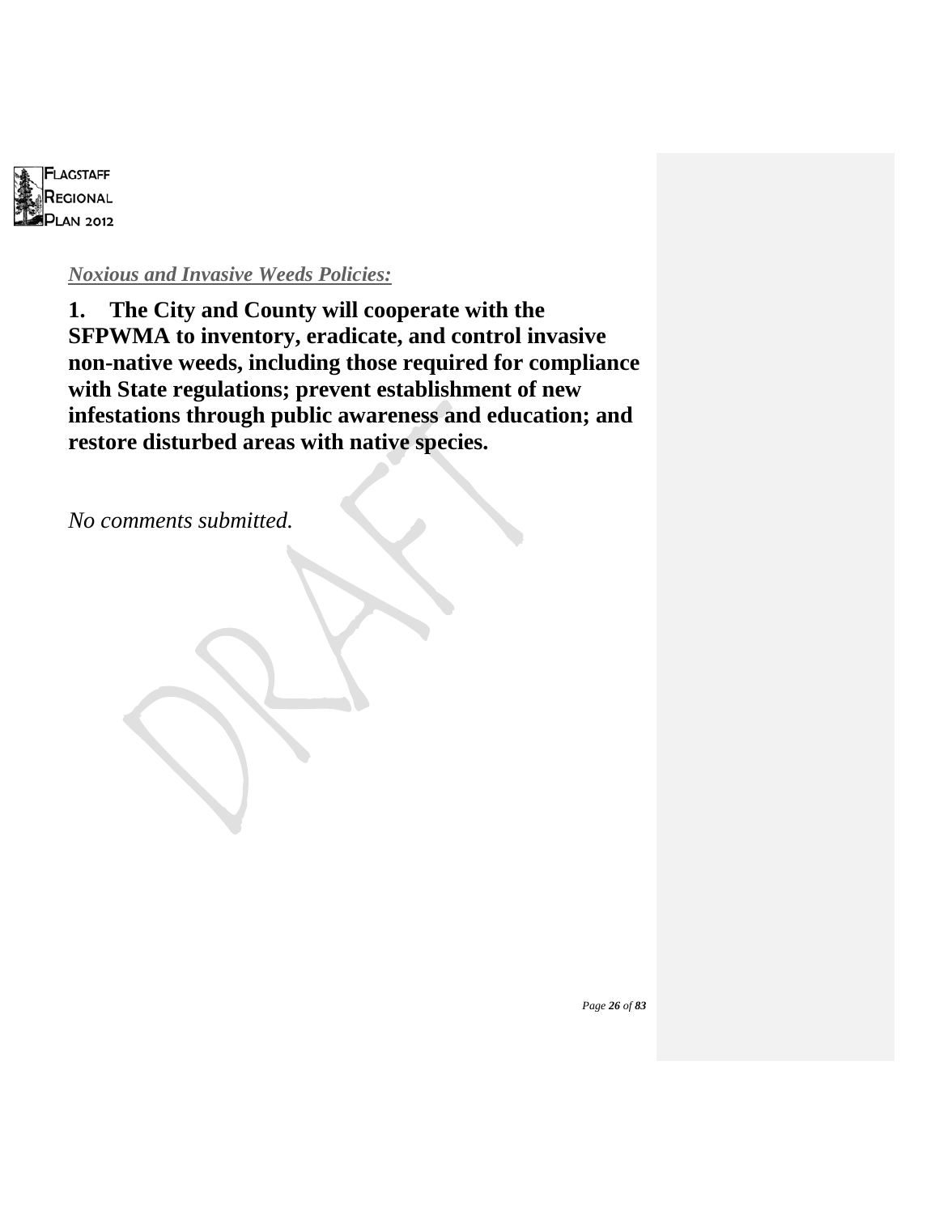***Noxious and Invasive Weeds Policies:***

**1. The City and County will cooperate with the SFPWMA to inventory, eradicate, and control invasive non-native weeds, including those required for compliance with State regulations; prevent establishment of new infestations through public awareness and education; and restore disturbed areas with native species.**

*No comments submitted.*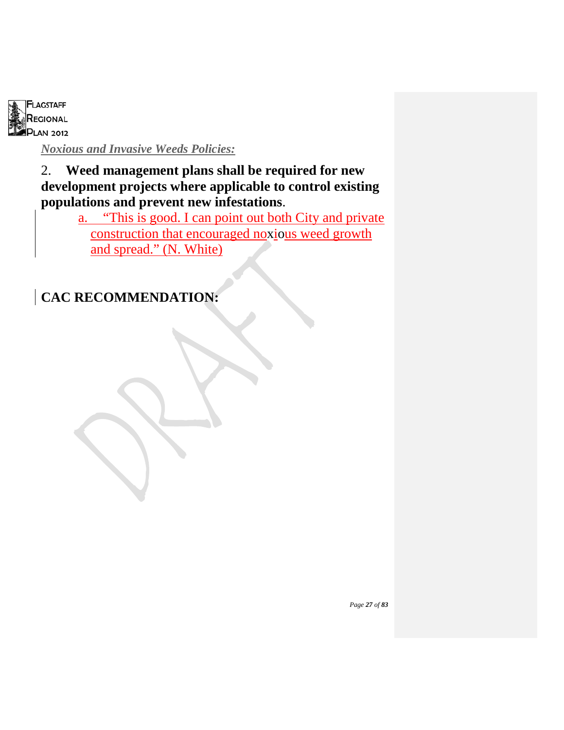*Noxious and Invasive Weeds Policies:*

2. **Weed management plans shall be required for new development projects where applicable to control existing populations and prevent new infestations**.

   a. "This is good. I can point out both City and private construction that encouraged noxious weed growth and spread." (N. White)

## CAC RECOMMENDATION: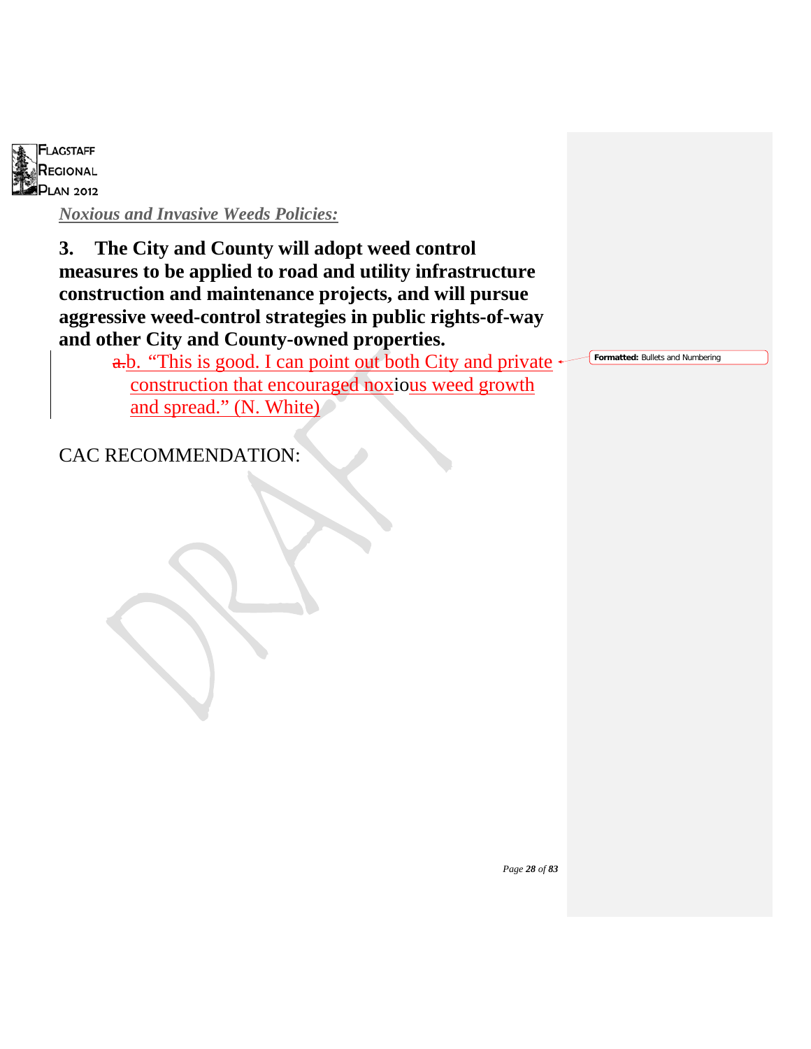*Noxious and Invasive Weeds Policies:*

**3. The City and County will adopt weed control measures to be applied to road and utility infrastructure construction and maintenance projects, and will pursue aggressive weed-control strategies in public rights-of-way and other City and County-owned properties.**

a.b. "This is good. I can point out both City and private construction that encouraged noxious weed growth and spread." (N. White)

CAC RECOMMENDATION: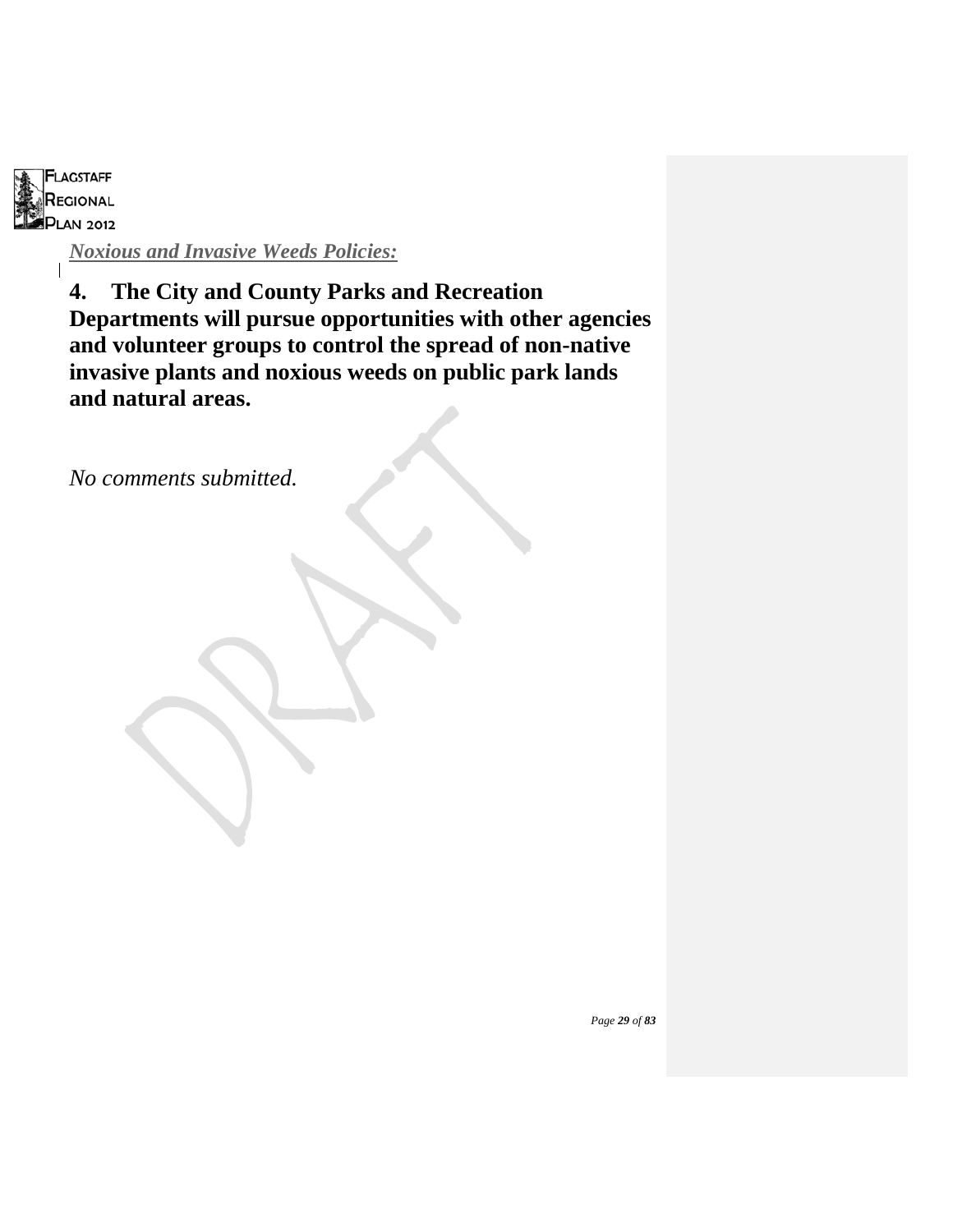*Noxious and Invasive Weeds Policies:*

**4. The City and County Parks and Recreation Departments will pursue opportunities with other agencies and volunteer groups to control the spread of non-native invasive plants and noxious weeds on public park lands and natural areas.**

*No comments submitted.*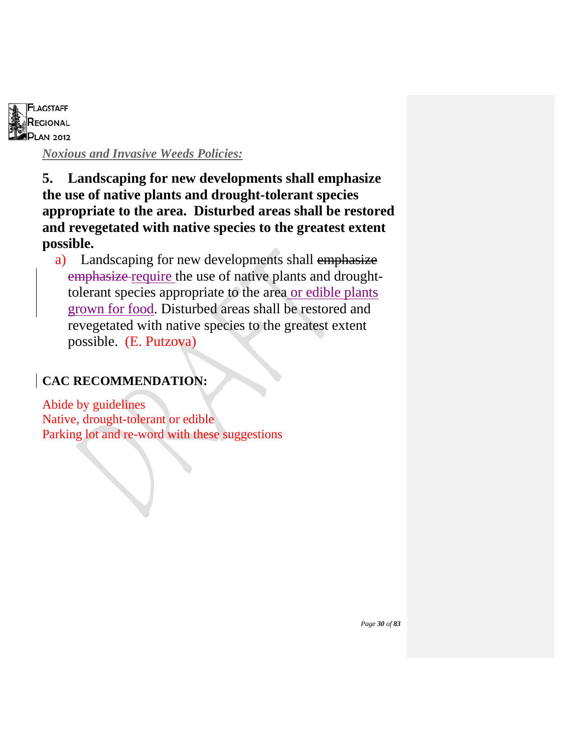***Noxious and Invasive Weeds Policies:***

**5. Landscaping for new developments shall emphasize the use of native plants and drought-tolerant species appropriate to the area. Disturbed areas shall be restored and revegetated with native species to the greatest extent possible.**

a) Landscaping for new developments shall ~~emphasize emphasize~~ require the use of native plants and drought-tolerant species appropriate to the area or edible plants grown for food. Disturbed areas shall be restored and revegetated with native species to the greatest extent possible. (E. Putzova)

**CAC RECOMMENDATION:**

Abide by guidelines
Native, drought-tolerant or edible
Parking lot and re-word with these suggestions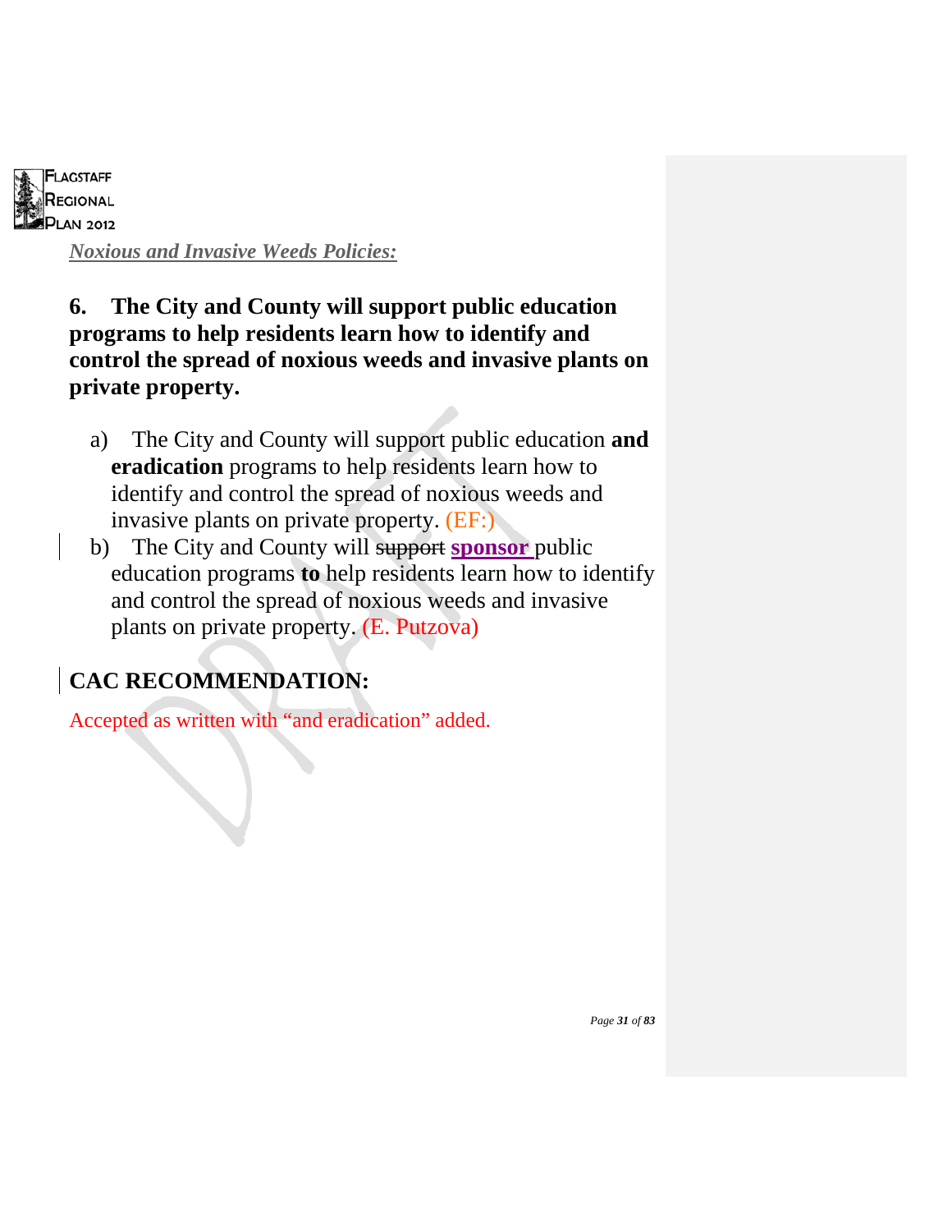*Noxious and Invasive Weeds Policies:*

**6. The City and County will support public education programs to help residents learn how to identify and control the spread of noxious weeds and invasive plants on private property.**

a) The City and County will support public education **and eradication** programs to help residents learn how to identify and control the spread of noxious weeds and invasive plants on private property. (EF:)

b) The City and County will ~~support~~ **sponsor** public education programs **to** help residents learn how to identify and control the spread of noxious weeds and invasive plants on private property. (E. Putzova)

## CAC RECOMMENDATION:

Accepted as written with "and eradication" added.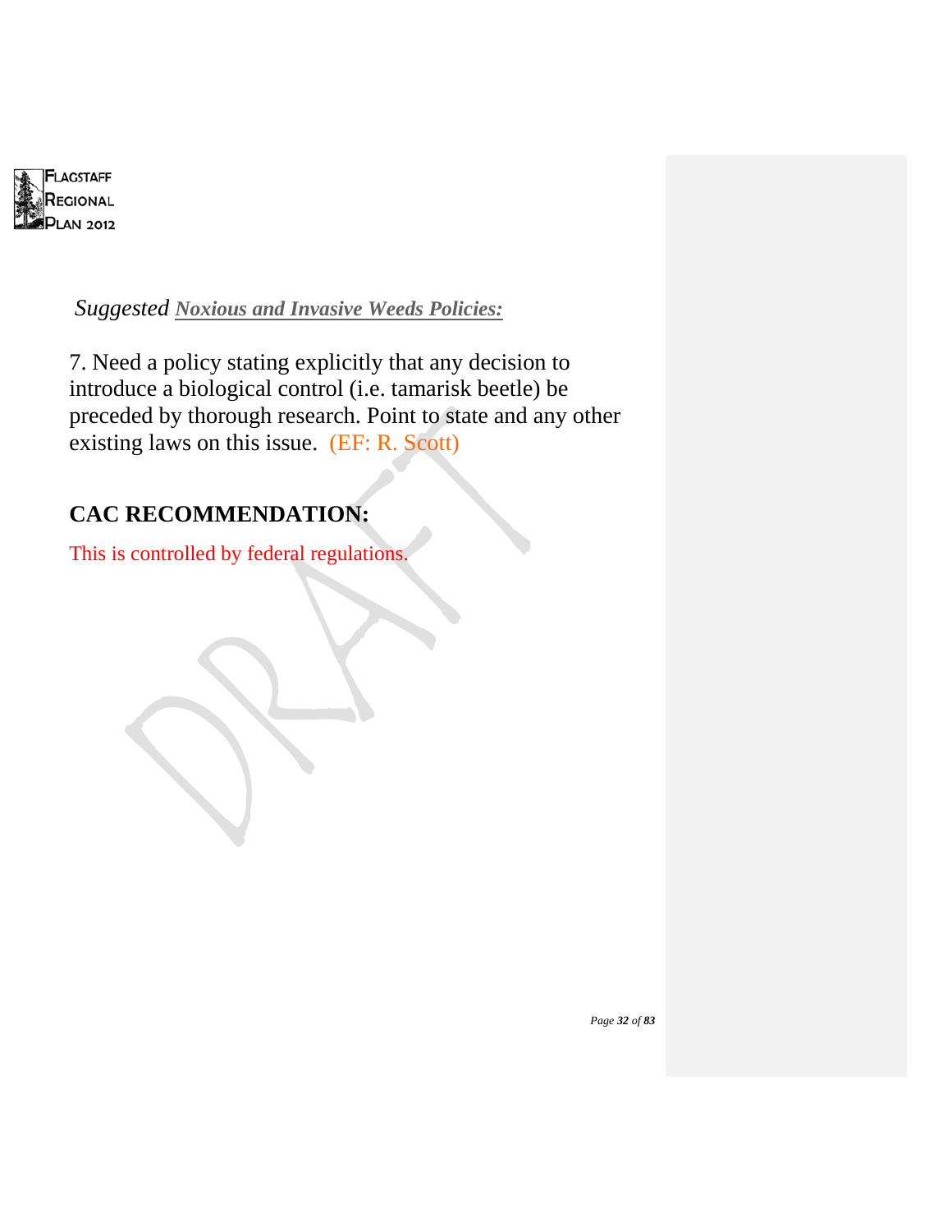*Suggested* ***Noxious and Invasive Weeds Policies:***

7. Need a policy stating explicitly that any decision to introduce a biological control (i.e. tamarisk beetle) be preceded by thorough research. Point to state and any other existing laws on this issue. (EF: R. Scott)

## CAC RECOMMENDATION:

This is controlled by federal regulations.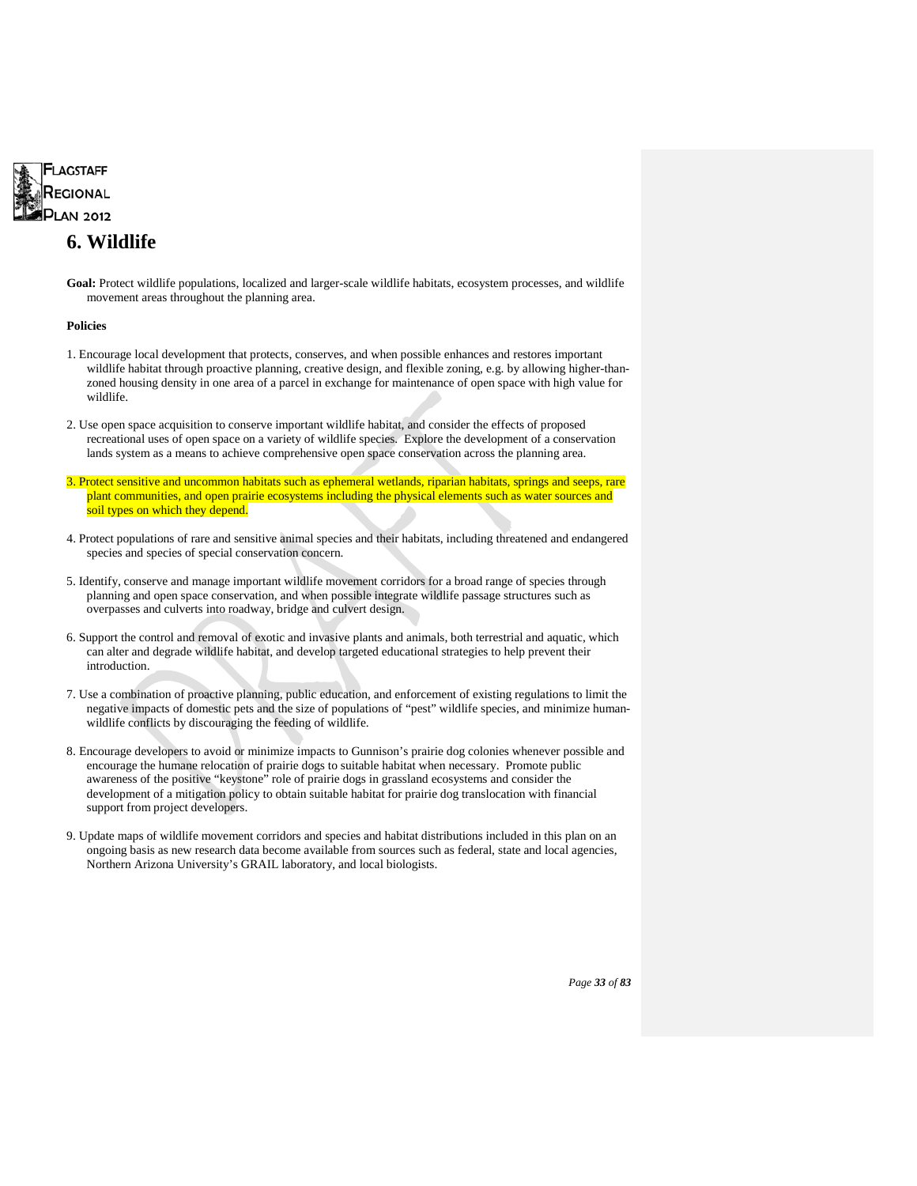# 6. Wildlife

**Goal:** Protect wildlife populations, localized and larger-scale wildlife habitats, ecosystem processes, and wildlife movement areas throughout the planning area.

**Policies**

1. Encourage local development that protects, conserves, and when possible enhances and restores important wildlife habitat through proactive planning, creative design, and flexible zoning, e.g. by allowing higher-than-zoned housing density in one area of a parcel in exchange for maintenance of open space with high value for wildlife.

2. Use open space acquisition to conserve important wildlife habitat, and consider the effects of proposed recreational uses of open space on a variety of wildlife species. Explore the development of a conservation lands system as a means to achieve comprehensive open space conservation across the planning area.

3. Protect sensitive and uncommon habitats such as ephemeral wetlands, riparian habitats, springs and seeps, rare plant communities, and open prairie ecosystems including the physical elements such as water sources and soil types on which they depend.

4. Protect populations of rare and sensitive animal species and their habitats, including threatened and endangered species and species of special conservation concern.

5. Identify, conserve and manage important wildlife movement corridors for a broad range of species through planning and open space conservation, and when possible integrate wildlife passage structures such as overpasses and culverts into roadway, bridge and culvert design.

6. Support the control and removal of exotic and invasive plants and animals, both terrestrial and aquatic, which can alter and degrade wildlife habitat, and develop targeted educational strategies to help prevent their introduction.

7. Use a combination of proactive planning, public education, and enforcement of existing regulations to limit the negative impacts of domestic pets and the size of populations of "pest" wildlife species, and minimize human-wildlife conflicts by discouraging the feeding of wildlife.

8. Encourage developers to avoid or minimize impacts to Gunnison's prairie dog colonies whenever possible and encourage the humane relocation of prairie dogs to suitable habitat when necessary. Promote public awareness of the positive "keystone" role of prairie dogs in grassland ecosystems and consider the development of a mitigation policy to obtain suitable habitat for prairie dog translocation with financial support from project developers.

9. Update maps of wildlife movement corridors and species and habitat distributions included in this plan on an ongoing basis as new research data become available from sources such as federal, state and local agencies, Northern Arizona University's GRAIL laboratory, and local biologists.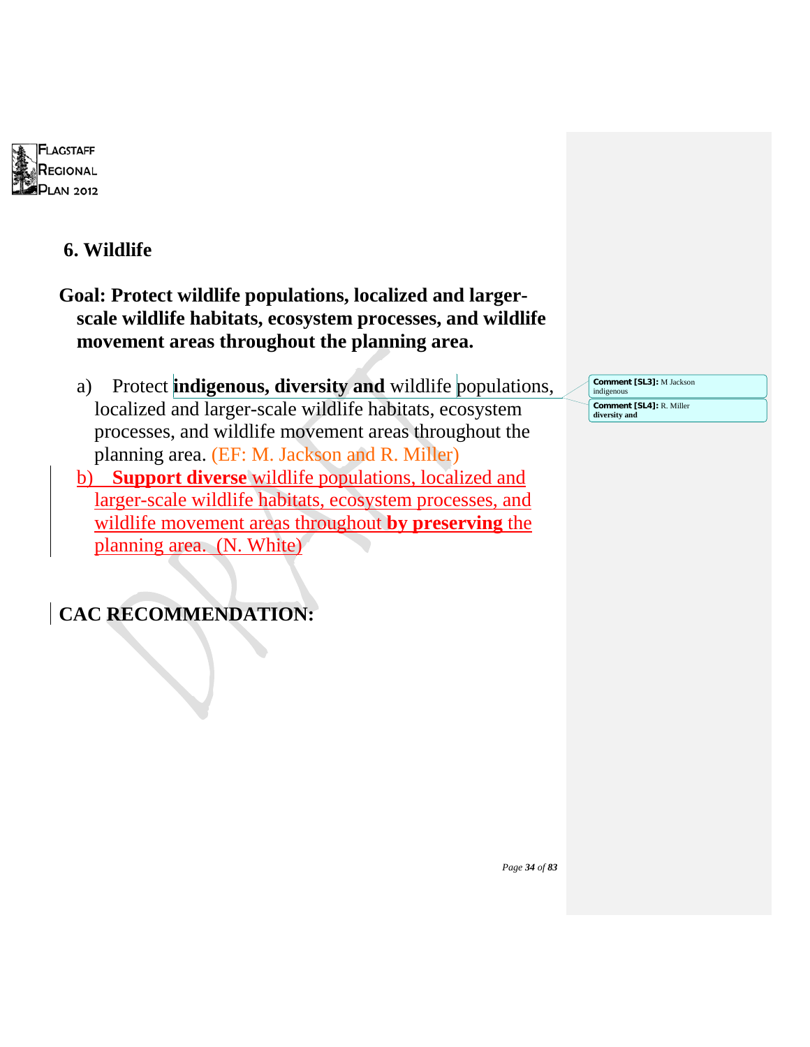## 6. Wildlife

**Goal: Protect wildlife populations, localized and larger-scale wildlife habitats, ecosystem processes, and wildlife movement areas throughout the planning area.**

a) Protect **indigenous, diversity and** wildlife populations, localized and larger-scale wildlife habitats, ecosystem processes, and wildlife movement areas throughout the planning area. (EF: M. Jackson and R. Miller)

b) **Support diverse** wildlife populations, localized and larger-scale wildlife habitats, ecosystem processes, and wildlife movement areas throughout **by preserving** the planning area. (N. White)

Comment [SL3]: M Jackson indigenous

Comment [SL4]: R. Miller diversity and

## CAC RECOMMENDATION: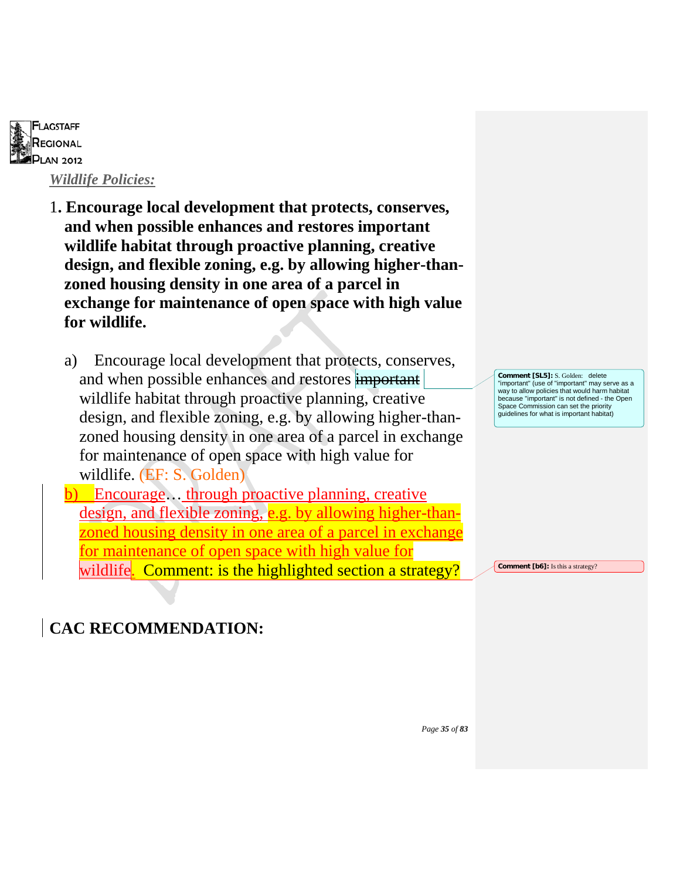*Wildlife Policies:*

1. **Encourage local development that protects, conserves, and when possible enhances and restores important wildlife habitat through proactive planning, creative design, and flexible zoning, e.g. by allowing higher-than-zoned housing density in one area of a parcel in exchange for maintenance of open space with high value for wildlife.**

   a) Encourage local development that protects, conserves, and when possible enhances and restores ~~important~~ wildlife habitat through proactive planning, creative design, and flexible zoning, e.g. by allowing higher-than-zoned housing density in one area of a parcel in exchange for maintenance of open space with high value for wildlife. (EF: S. Golden)

   b) Encourage… through proactive planning, creative design, and flexible zoning, e.g. by allowing higher-than-zoned housing density in one area of a parcel in exchange for maintenance of open space with high value for wildlife. Comment: is the highlighted section a strategy?

**Comment [SL5]:** S. Golden: delete "important" (use of "important" may serve as a way to allow policies that would harm habitat because "important" is not defined - the Open Space Commission can set the priority guidelines for what is important habitat)

**Comment [b6]:** Is this a strategy?

## CAC RECOMMENDATION: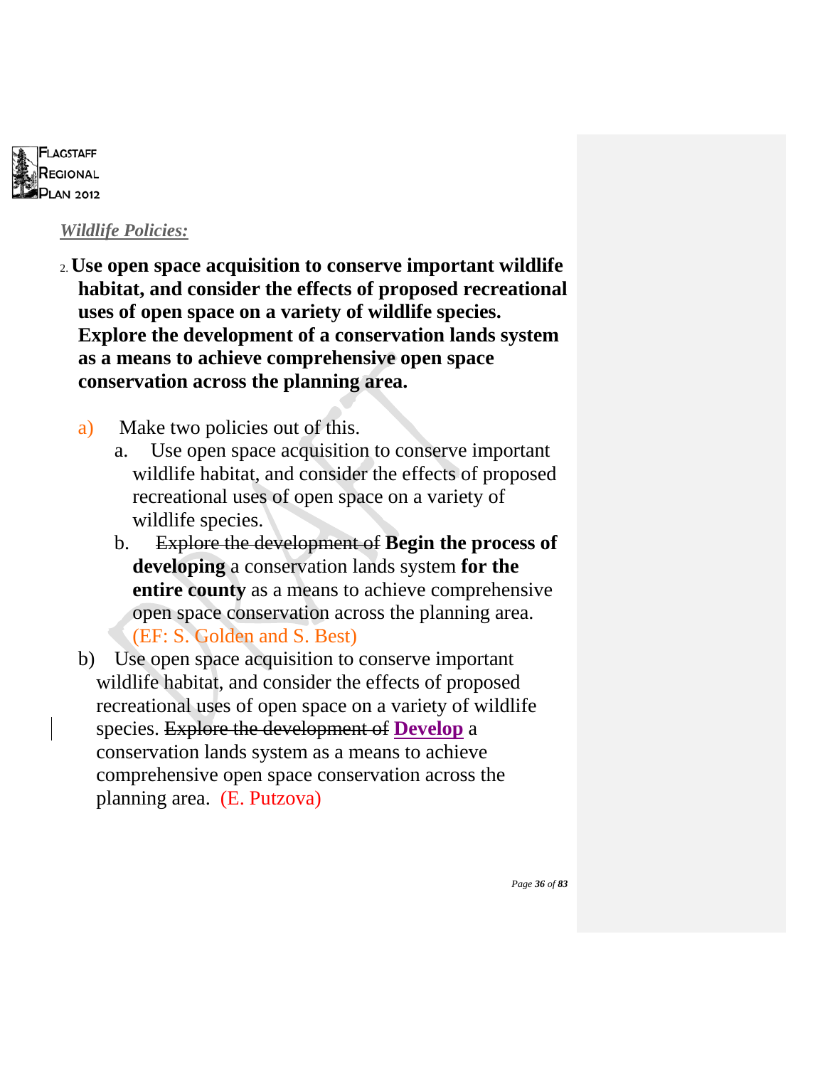*Wildlife Policies:*

2. **Use open space acquisition to conserve important wildlife habitat, and consider the effects of proposed recreational uses of open space on a variety of wildlife species. Explore the development of a conservation lands system as a means to achieve comprehensive open space conservation across the planning area.**

   a) Make two policies out of this.
      a. Use open space acquisition to conserve important wildlife habitat, and consider the effects of proposed recreational uses of open space on a variety of wildlife species.
      b. ~~Explore the development of~~ **Begin the process of developing** a conservation lands system **for the entire county** as a means to achieve comprehensive open space conservation across the planning area. (EF: S. Golden and S. Best)

   b) Use open space acquisition to conserve important wildlife habitat, and consider the effects of proposed recreational uses of open space on a variety of wildlife species. ~~Explore the development of~~ **Develop** a conservation lands system as a means to achieve comprehensive open space conservation across the planning area. (E. Putzova)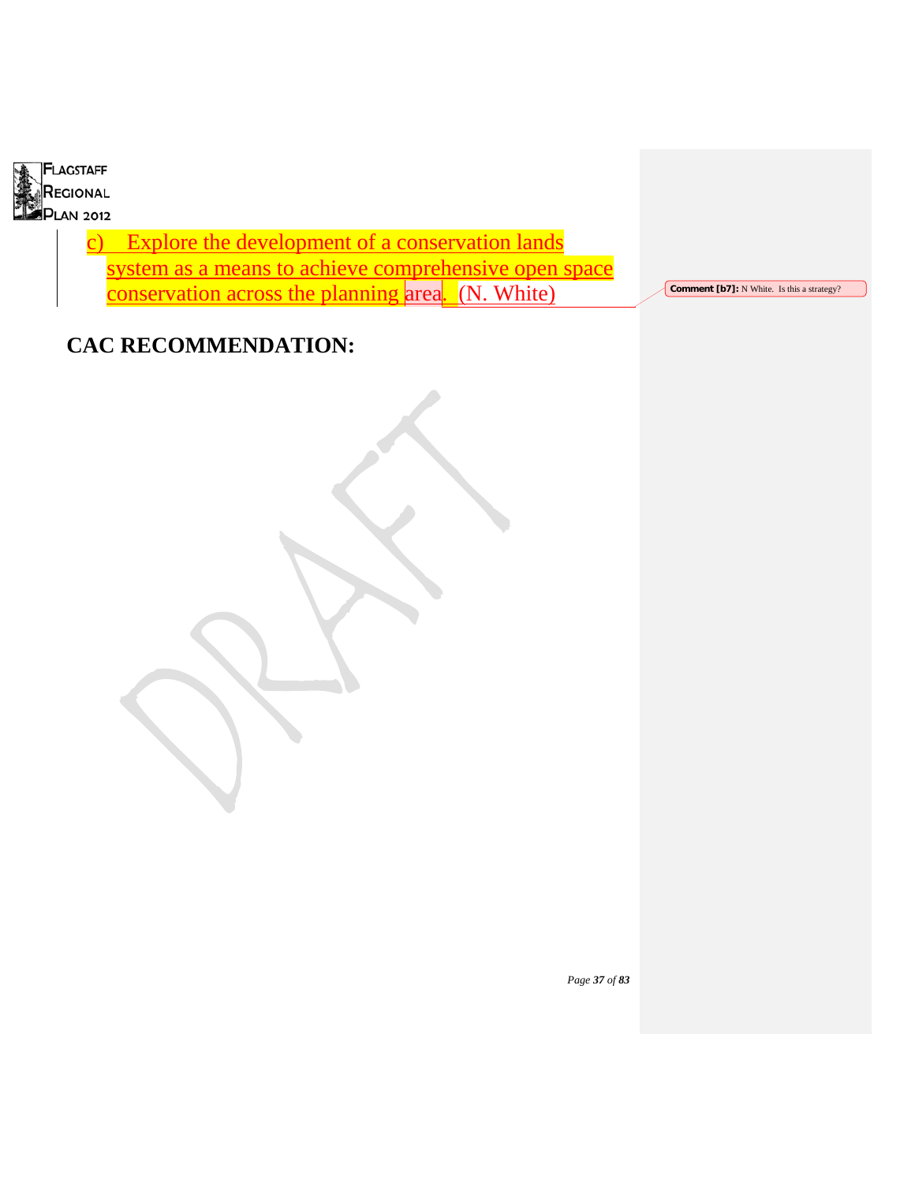c) Explore the development of a conservation lands system as a means to achieve comprehensive open space conservation across the planning area. (N. White)

Comment [b7]: N White. Is this a strategy?

## CAC RECOMMENDATION: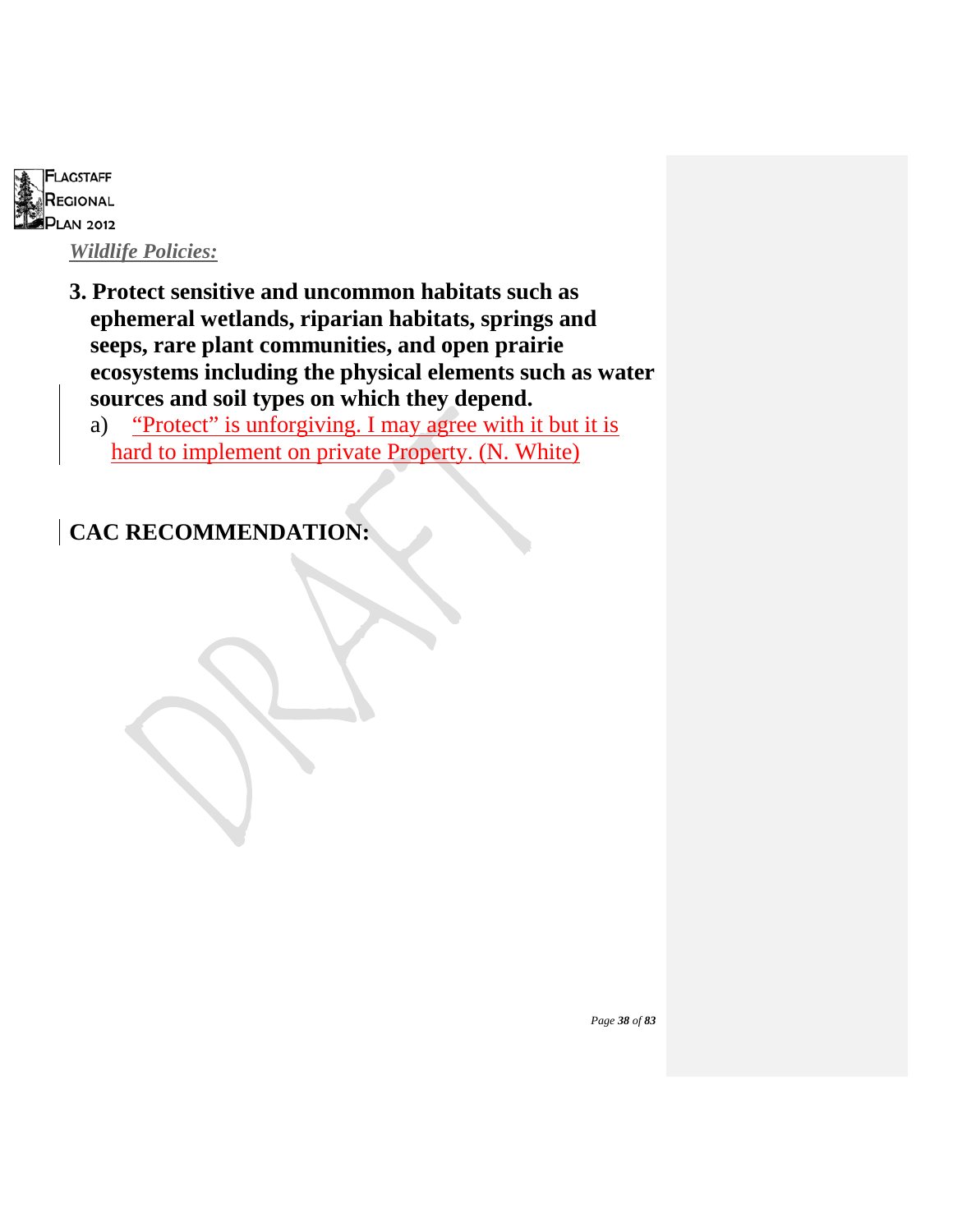*Wildlife Policies:*

**3. Protect sensitive and uncommon habitats such as ephemeral wetlands, riparian habitats, springs and seeps, rare plant communities, and open prairie ecosystems including the physical elements such as water sources and soil types on which they depend.**

a) "Protect" is unforgiving. I may agree with it but it is hard to implement on private Property. (N. White)

**CAC RECOMMENDATION:**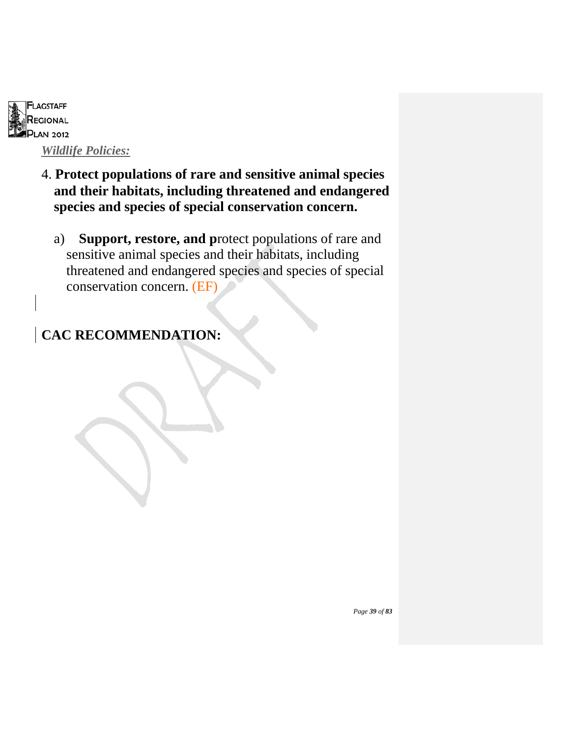*Wildlife Policies:*

4. **Protect populations of rare and sensitive animal species and their habitats, including threatened and endangered species and species of special conservation concern.**

   a) **Support, restore, and p**rotect populations of rare and sensitive animal species and their habitats, including threatened and endangered species and species of special conservation concern. (EF)

**CAC RECOMMENDATION:**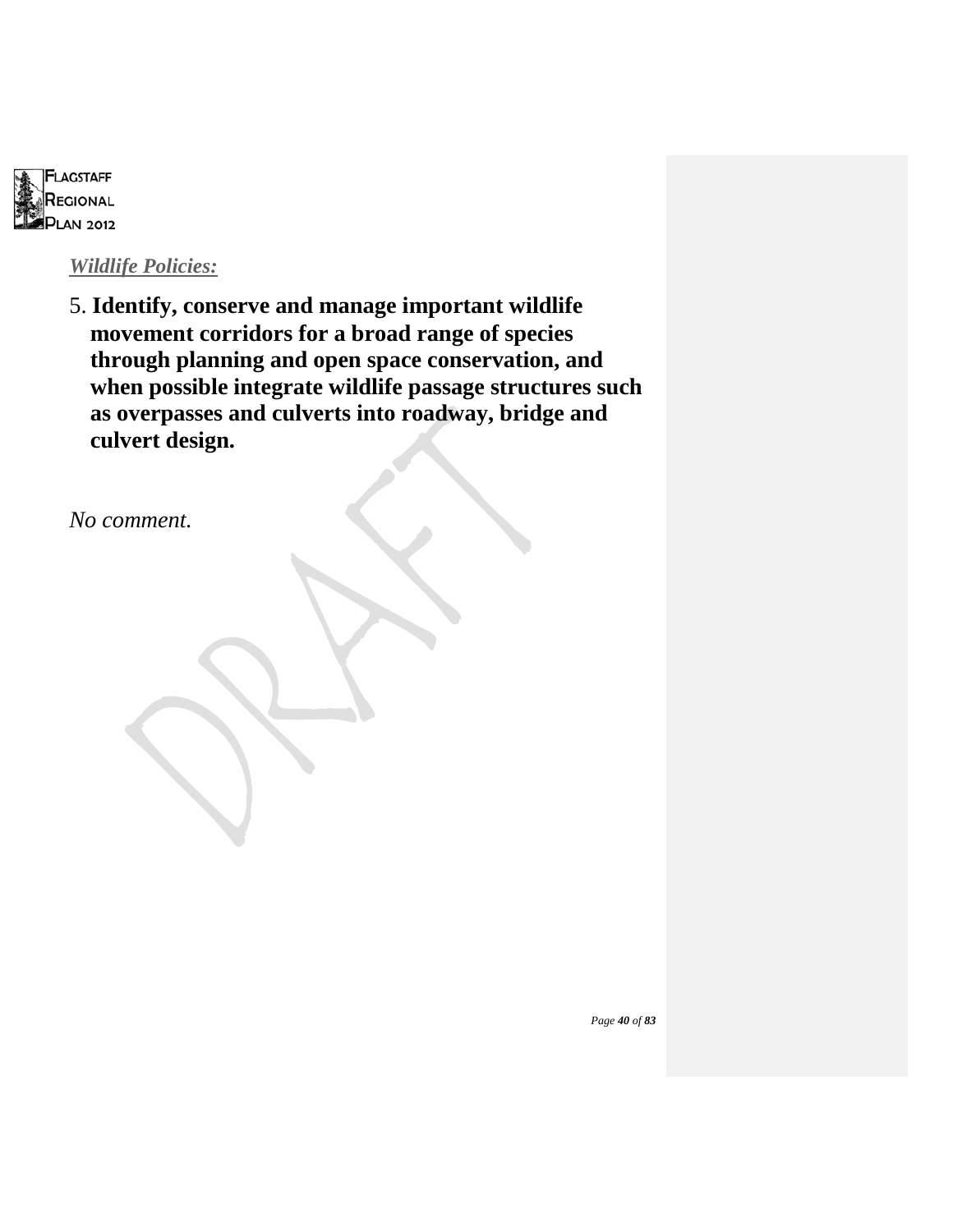***Wildlife Policies:***

5. **Identify, conserve and manage important wildlife movement corridors for a broad range of species through planning and open space conservation, and when possible integrate wildlife passage structures such as overpasses and culverts into roadway, bridge and culvert design.**

*No comment.*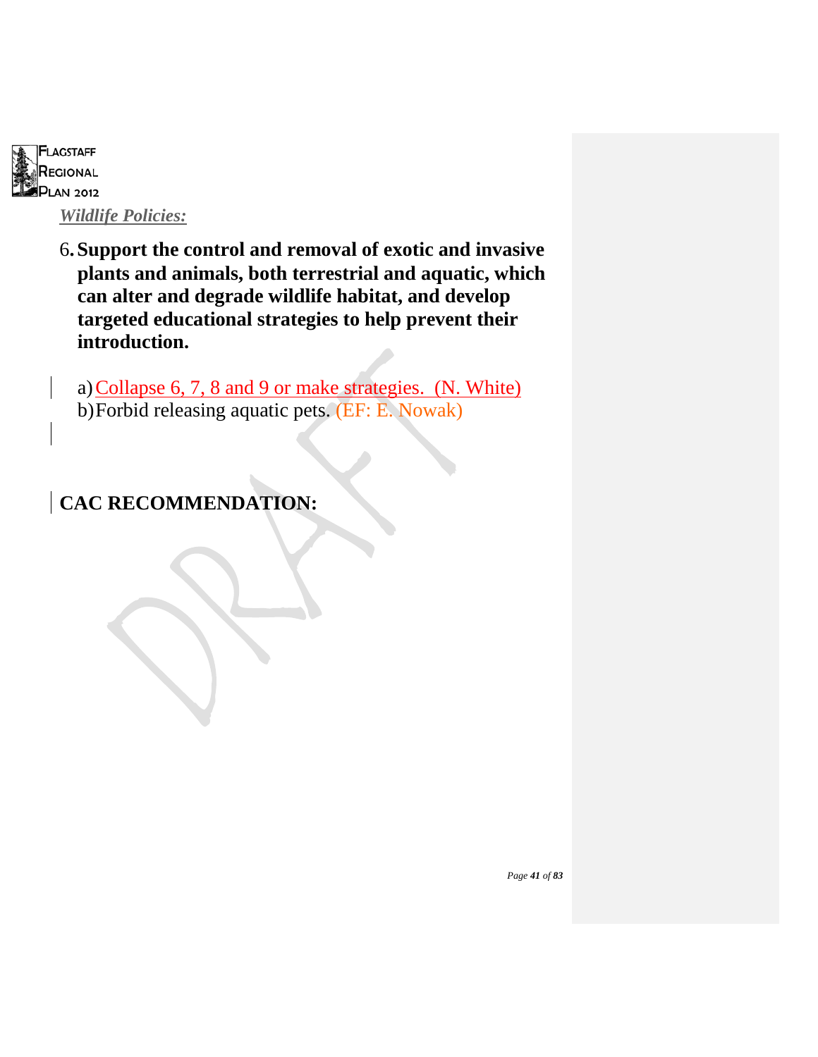*Wildlife Policies:*

6. **Support the control and removal of exotic and invasive plants and animals, both terrestrial and aquatic, which can alter and degrade wildlife habitat, and develop targeted educational strategies to help prevent their introduction.**

   a) Collapse 6, 7, 8 and 9 or make strategies.  (N. White)
   b) Forbid releasing aquatic pets. (EF: E. Nowak)

**CAC RECOMMENDATION:**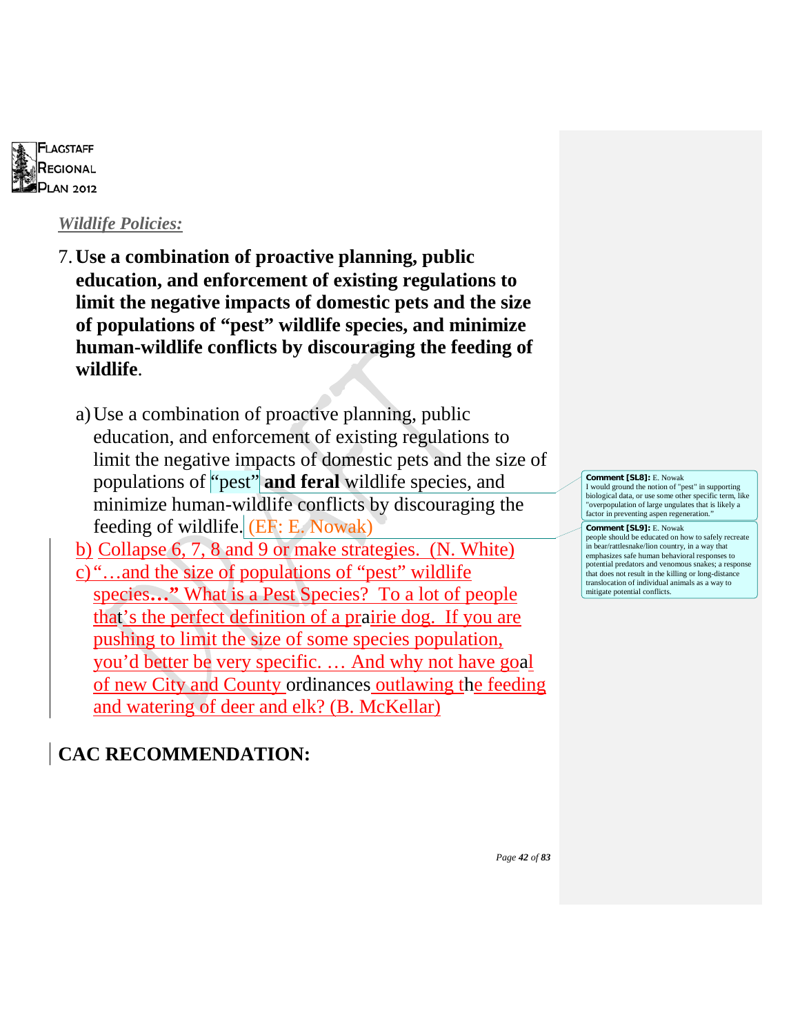*Wildlife Policies:*

7. **Use a combination of proactive planning, public education, and enforcement of existing regulations to limit the negative impacts of domestic pets and the size of populations of "pest" wildlife species, and minimize human-wildlife conflicts by discouraging the feeding of wildlife.**

   a) Use a combination of proactive planning, public education, and enforcement of existing regulations to limit the negative impacts of domestic pets and the size of populations of "pest" **and feral** wildlife species, and minimize human-wildlife conflicts by discouraging the feeding of wildlife. (EF: E. Nowak)

   b) Collapse 6, 7, 8 and 9 or make strategies. (N. White)

   c) "…and the size of populations of "pest" wildlife species…" What is a Pest Species? To a lot of people that's the perfect definition of a prairie dog. If you are pushing to limit the size of some species population, you'd better be very specific. … And why not have goal of new City and County ordinances outlawing the feeding and watering of deer and elk? (B. McKellar)

## CAC RECOMMENDATION:

**Comment [SL8]:** E. Nowak
I would ground the notion of "pest" in supporting biological data, or use some other specific term, like "overpopulation of large ungulates that is likely a factor in preventing aspen regeneration."

**Comment [SL9]:** E. Nowak
people should be educated on how to safely recreate in bear/rattlesnake/lion country, in a way that emphasizes safe human behavioral responses to potential predators and venomous snakes; a response that does not result in the killing or long-distance translocation of individual animals as a way to mitigate potential conflicts.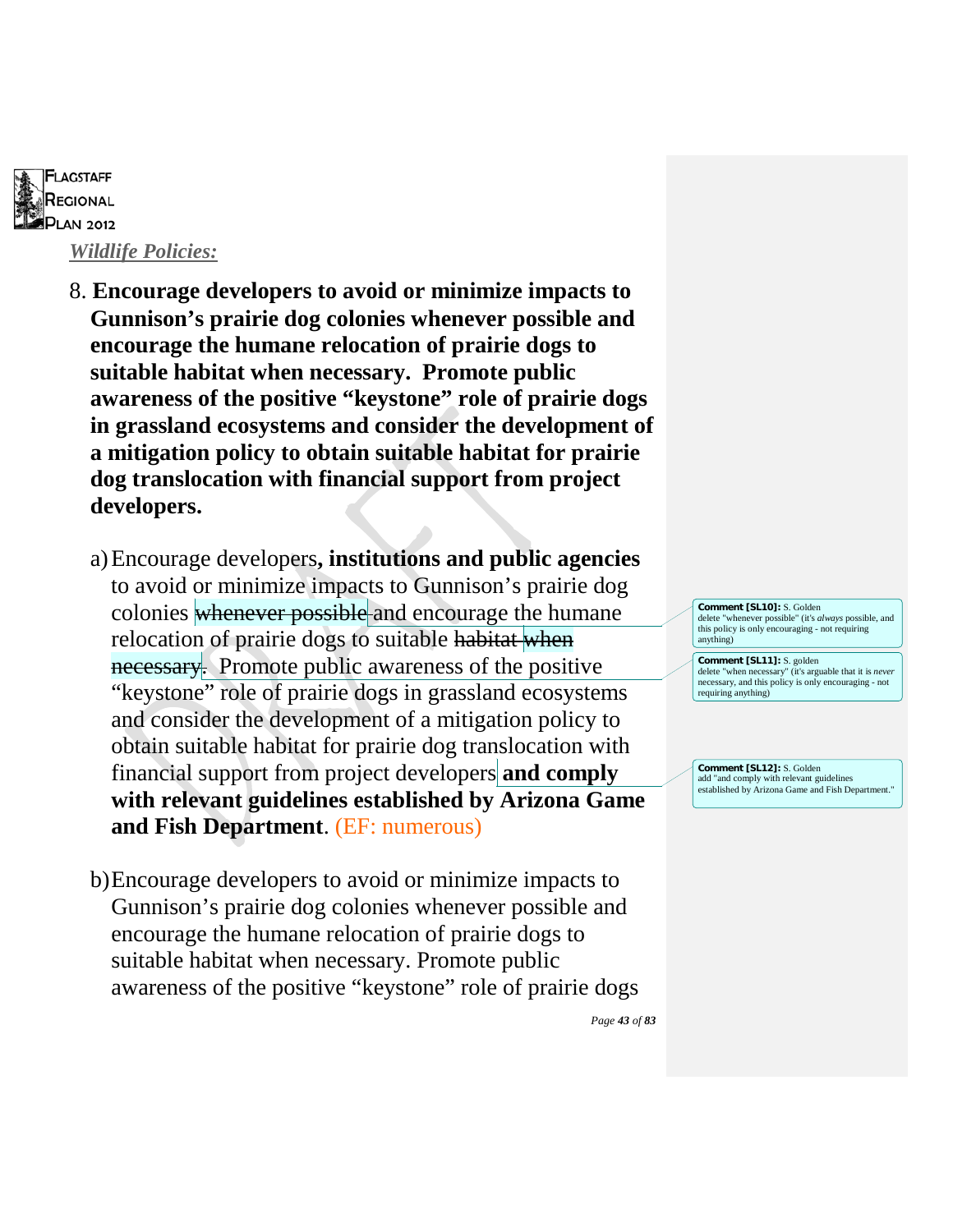*Wildlife Policies:*

8. **Encourage developers to avoid or minimize impacts to Gunnison's prairie dog colonies whenever possible and encourage the humane relocation of prairie dogs to suitable habitat when necessary. Promote public awareness of the positive "keystone" role of prairie dogs in grassland ecosystems and consider the development of a mitigation policy to obtain suitable habitat for prairie dog translocation with financial support from project developers.**

   a) Encourage developers**, institutions and public agencies** to avoid or minimize impacts to Gunnison's prairie dog colonies ~~whenever possible~~ and encourage the humane relocation of prairie dogs to suitable ~~habitat when necessary~~. Promote public awareness of the positive "keystone" role of prairie dogs in grassland ecosystems and consider the development of a mitigation policy to obtain suitable habitat for prairie dog translocation with financial support from project developers **and comply with relevant guidelines established by Arizona Game and Fish Department**. (EF: numerous)

   b) Encourage developers to avoid or minimize impacts to Gunnison's prairie dog colonies whenever possible and encourage the humane relocation of prairie dogs to suitable habitat when necessary. Promote public awareness of the positive "keystone" role of prairie dogs

**Comment [SL10]:** S. Golden
delete "whenever possible" (it's *always* possible, and this policy is only encouraging - not requiring anything)

**Comment [SL11]:** S. golden
delete "when necessary" (it's arguable that it is *never* necessary, and this policy is only encouraging - not requiring anything)

**Comment [SL12]:** S. Golden
add "and comply with relevant guidelines established by Arizona Game and Fish Department."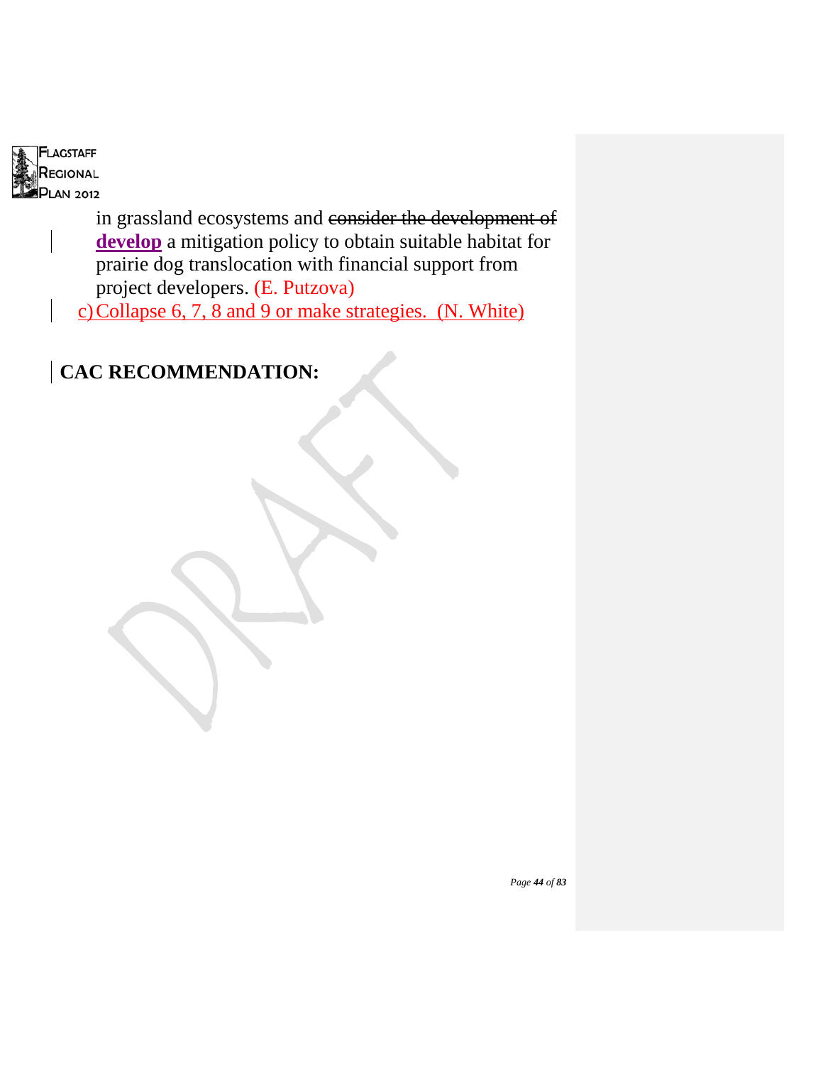in grassland ecosystems and ~~consider the development of~~ **develop** a mitigation policy to obtain suitable habitat for prairie dog translocation with financial support from project developers. (E. Putzova)

c) Collapse 6, 7, 8 and 9 or make strategies. (N. White)

**CAC RECOMMENDATION:**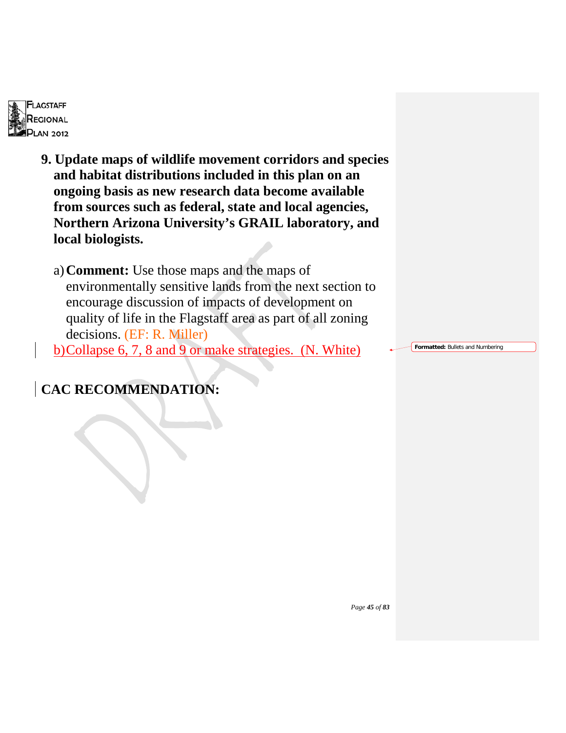**9. Update maps of wildlife movement corridors and species and habitat distributions included in this plan on an ongoing basis as new research data become available from sources such as federal, state and local agencies, Northern Arizona University's GRAIL laboratory, and local biologists.**

a) **Comment:** Use those maps and the maps of environmentally sensitive lands from the next section to encourage discussion of impacts of development on quality of life in the Flagstaff area as part of all zoning decisions. (EF: R. Miller)

b) Collapse 6, 7, 8 and 9 or make strategies. (N. White)

**Formatted:** Bullets and Numbering

## CAC RECOMMENDATION: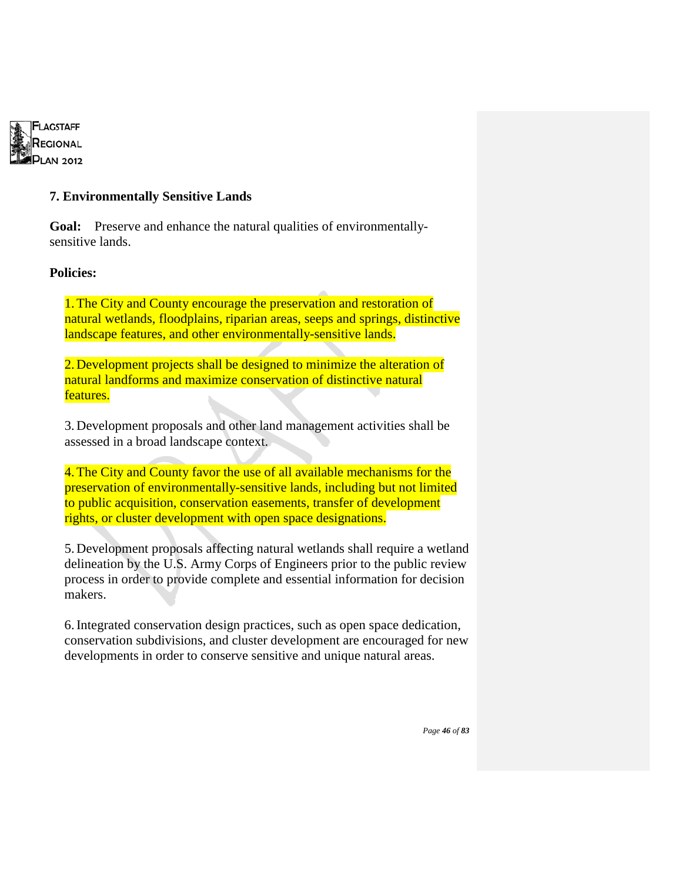## 7. Environmentally Sensitive Lands

**Goal:** Preserve and enhance the natural qualities of environmentally-sensitive lands.

**Policies:**

1. The City and County encourage the preservation and restoration of natural wetlands, floodplains, riparian areas, seeps and springs, distinctive landscape features, and other environmentally-sensitive lands.

2. Development projects shall be designed to minimize the alteration of natural landforms and maximize conservation of distinctive natural features.

3. Development proposals and other land management activities shall be assessed in a broad landscape context.

4. The City and County favor the use of all available mechanisms for the preservation of environmentally-sensitive lands, including but not limited to public acquisition, conservation easements, transfer of development rights, or cluster development with open space designations.

5. Development proposals affecting natural wetlands shall require a wetland delineation by the U.S. Army Corps of Engineers prior to the public review process in order to provide complete and essential information for decision makers.

6. Integrated conservation design practices, such as open space dedication, conservation subdivisions, and cluster development are encouraged for new developments in order to conserve sensitive and unique natural areas.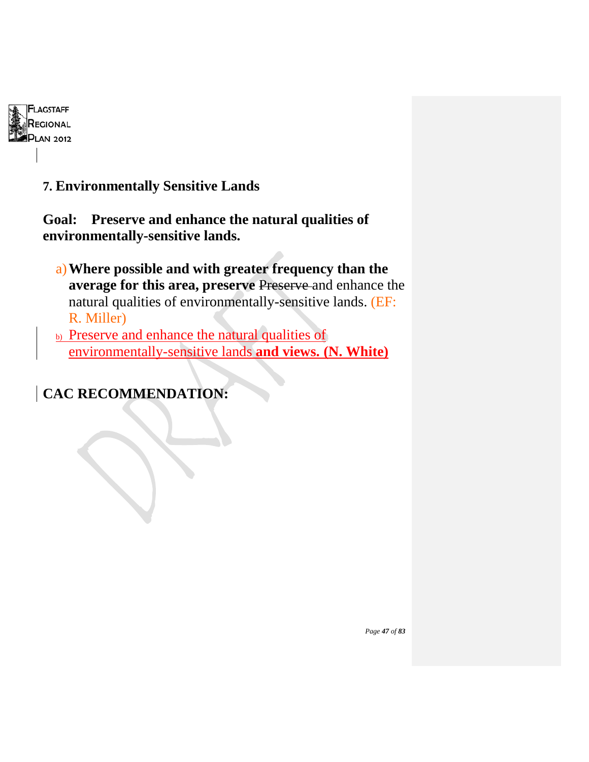## 7. Environmentally Sensitive Lands

**Goal: Preserve and enhance the natural qualities of environmentally-sensitive lands.**

a) **Where possible and with greater frequency than the average for this area, preserve** ~~Preserve~~ and enhance the natural qualities of environmentally-sensitive lands. (EF: R. Miller)

b) Preserve and enhance the natural qualities of environmentally-sensitive lands **and views. (N. White)**

## CAC RECOMMENDATION: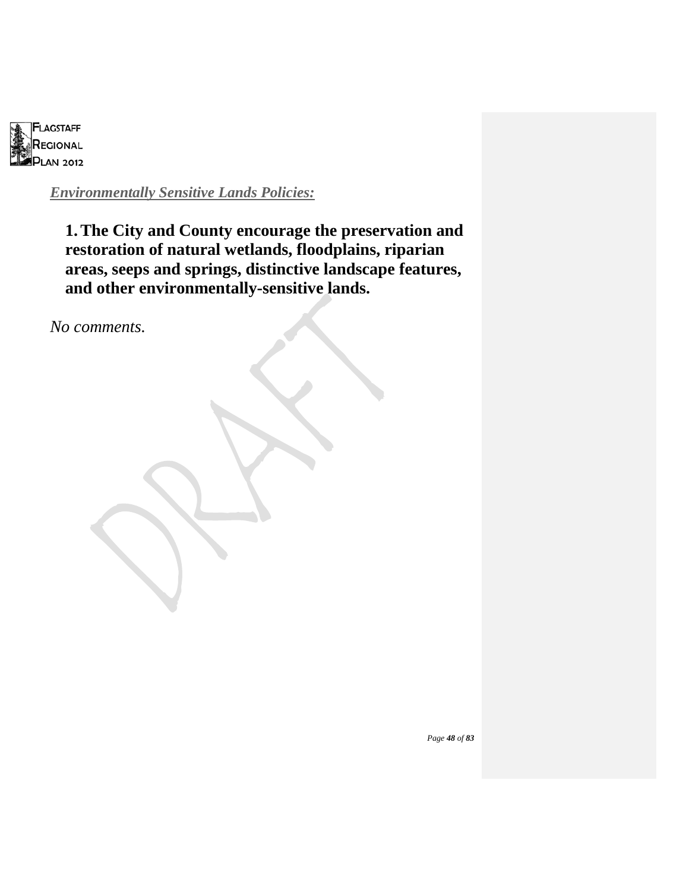***Environmentally Sensitive Lands Policies:***

1. **The City and County encourage the preservation and restoration of natural wetlands, floodplains, riparian areas, seeps and springs, distinctive landscape features, and other environmentally-sensitive lands.**

*No comments.*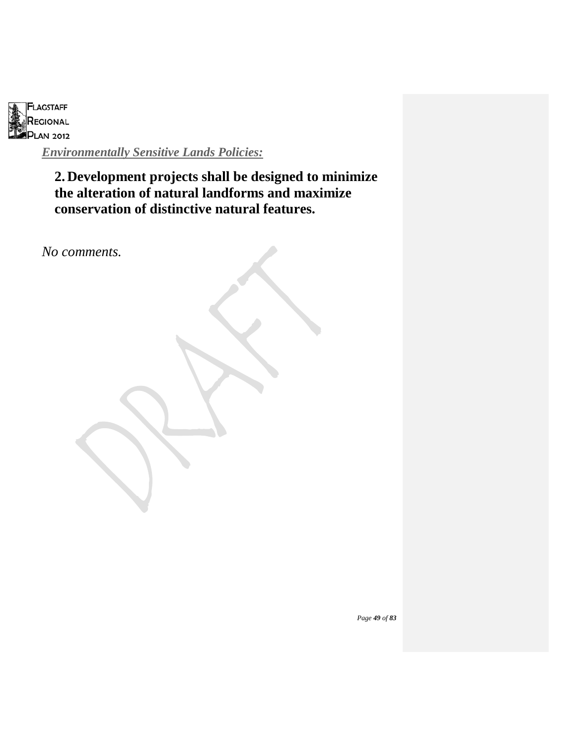*Environmentally Sensitive Lands Policies:*

**2. Development projects shall be designed to minimize the alteration of natural landforms and maximize conservation of distinctive natural features.**

*No comments.*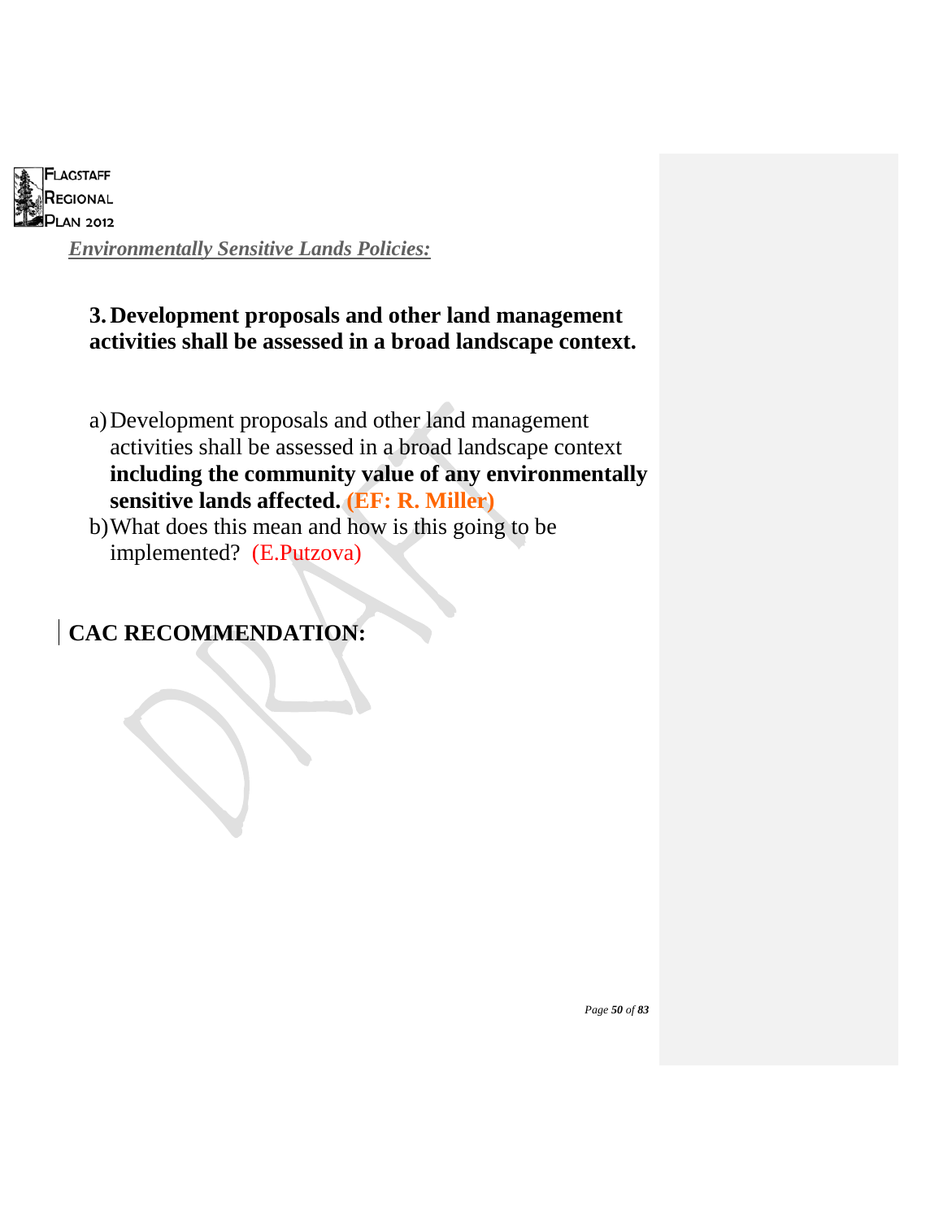*Environmentally Sensitive Lands Policies:*

**3. Development proposals and other land management activities shall be assessed in a broad landscape context.**

a) Development proposals and other land management activities shall be assessed in a broad landscape context **including the community value of any environmentally sensitive lands affected. (EF: R. Miller)**
b) What does this mean and how is this going to be implemented? (E.Putzova)

## CAC RECOMMENDATION: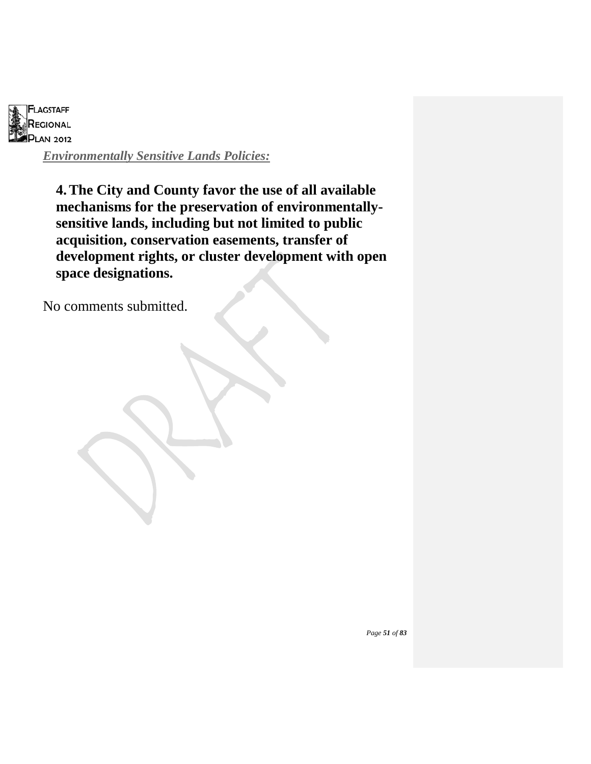*Environmentally Sensitive Lands Policies:*

4. **The City and County favor the use of all available mechanisms for the preservation of environmentally-sensitive lands, including but not limited to public acquisition, conservation easements, transfer of development rights, or cluster development with open space designations.**

No comments submitted.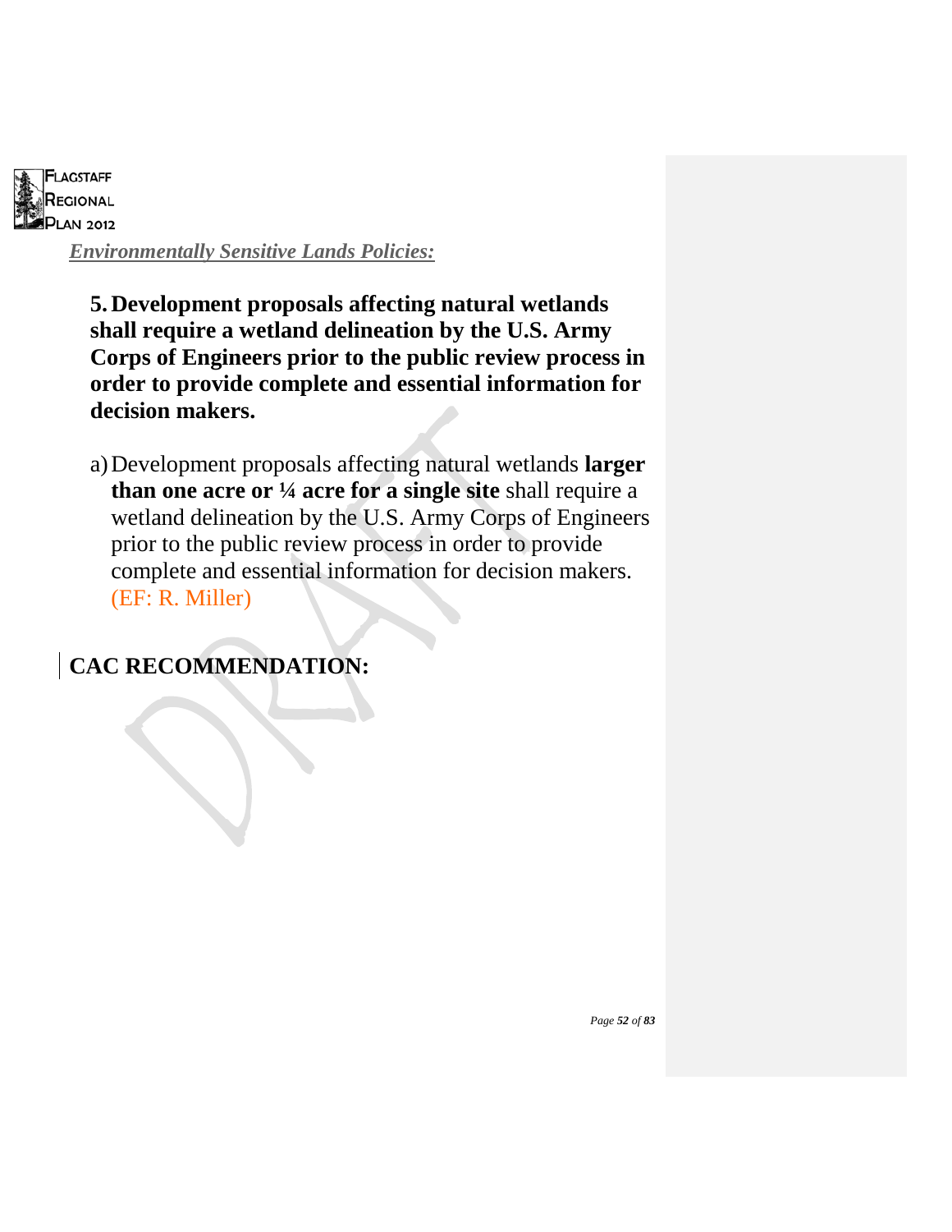*Environmentally Sensitive Lands Policies:*

**5. Development proposals affecting natural wetlands shall require a wetland delineation by the U.S. Army Corps of Engineers prior to the public review process in order to provide complete and essential information for decision makers.**

a) Development proposals affecting natural wetlands **larger than one acre or ¼ acre for a single site** shall require a wetland delineation by the U.S. Army Corps of Engineers prior to the public review process in order to provide complete and essential information for decision makers. (EF: R. Miller)

## CAC RECOMMENDATION: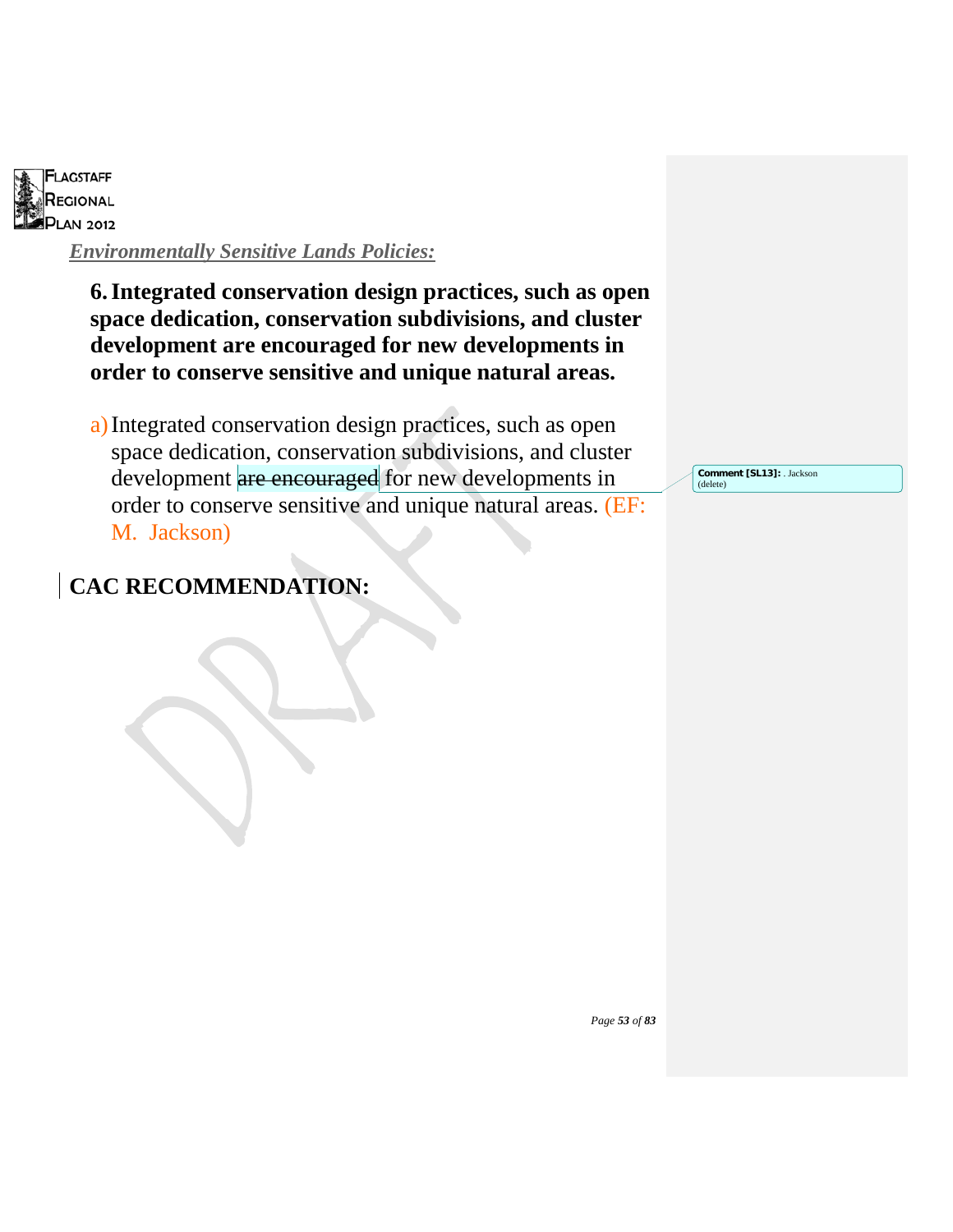*Environmentally Sensitive Lands Policies:*

**6. Integrated conservation design practices, such as open space dedication, conservation subdivisions, and cluster development are encouraged for new developments in order to conserve sensitive and unique natural areas.**

a) Integrated conservation design practices, such as open space dedication, conservation subdivisions, and cluster development ~~are encouraged~~ for new developments in order to conserve sensitive and unique natural areas. (EF: M. Jackson)

Comment [SL13]: . Jackson (delete)

## CAC RECOMMENDATION: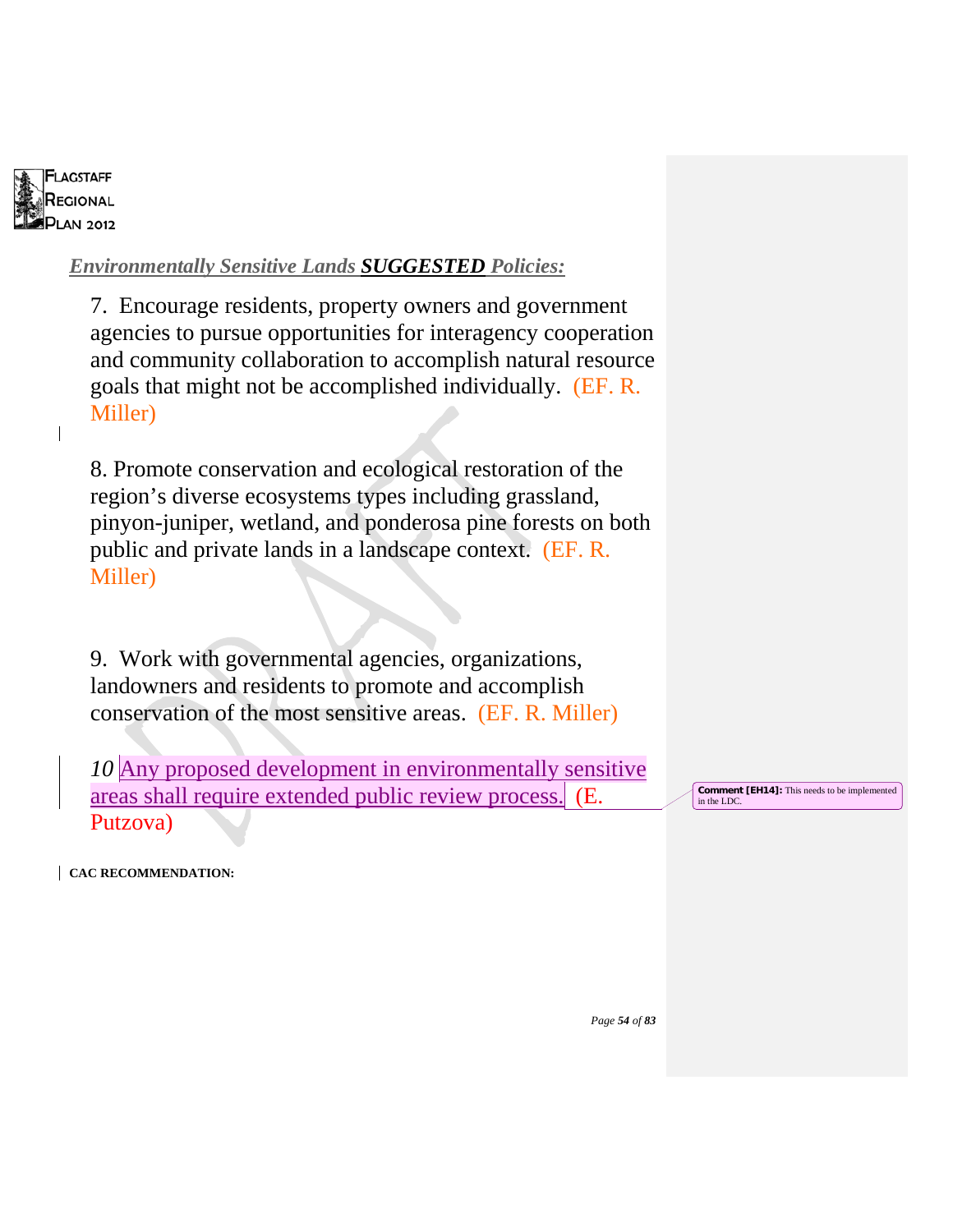*Environmentally Sensitive Lands **SUGGESTED** Policies:*

7. Encourage residents, property owners and government agencies to pursue opportunities for interagency cooperation and community collaboration to accomplish natural resource goals that might not be accomplished individually. (EF. R. Miller)

8. Promote conservation and ecological restoration of the region's diverse ecosystems types including grassland, pinyon-juniper, wetland, and ponderosa pine forests on both public and private lands in a landscape context. (EF. R. Miller)

9. Work with governmental agencies, organizations, landowners and residents to promote and accomplish conservation of the most sensitive areas. (EF. R. Miller)

*10* Any proposed development in environmentally sensitive areas shall require extended public review process. (E. Putzova)

**Comment [EH14]:** This needs to be implemented in the LDC.

**CAC RECOMMENDATION:**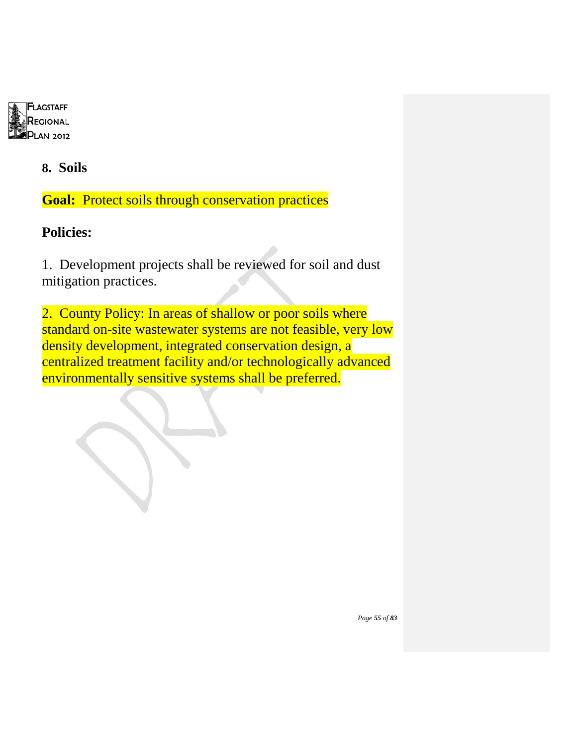## 8. Soils

**Goal:** Protect soils through conservation practices

**Policies:**

1. Development projects shall be reviewed for soil and dust mitigation practices.

2. County Policy: In areas of shallow or poor soils where standard on-site wastewater systems are not feasible, very low density development, integrated conservation design, a centralized treatment facility and/or technologically advanced environmentally sensitive systems shall be preferred.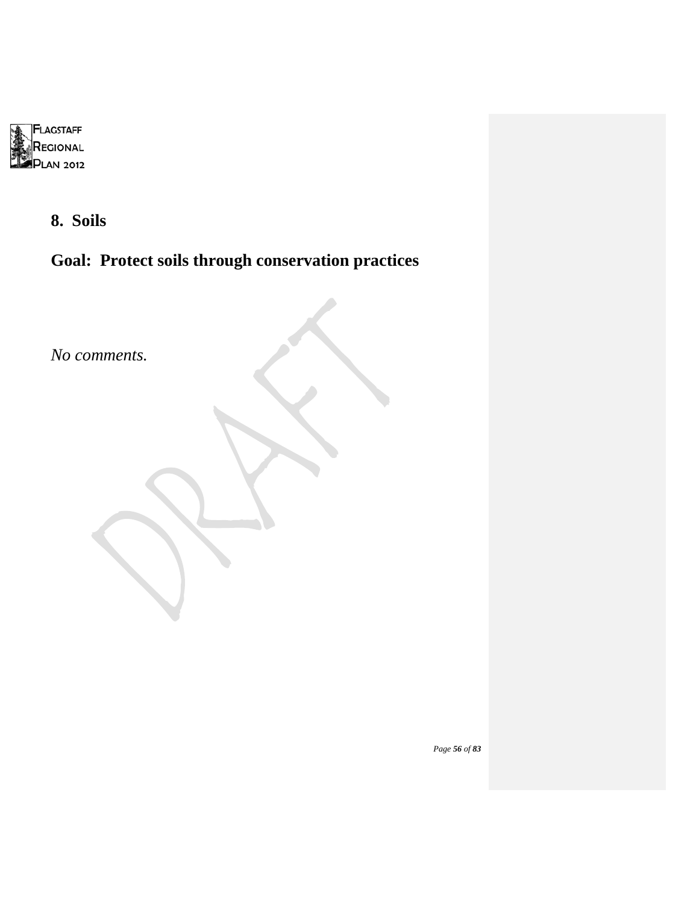## 8. Soils

## Goal: Protect soils through conservation practices

*No comments.*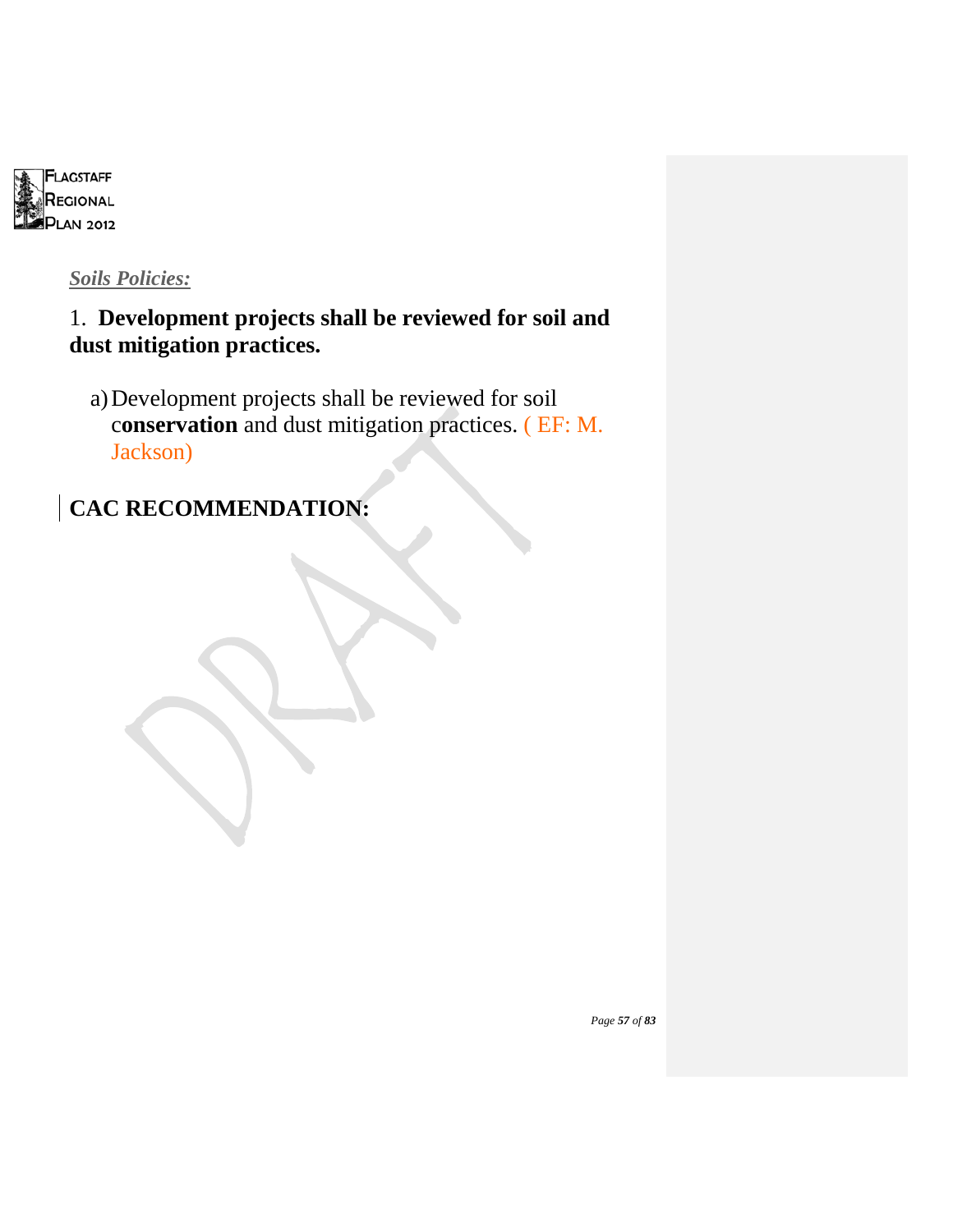*Soils Policies:*

1. **Development projects shall be reviewed for soil and dust mitigation practices.**

   a) Development projects shall be reviewed for soil c**onservation** and dust mitigation practices. ( EF: M. Jackson)

**CAC RECOMMENDATION:**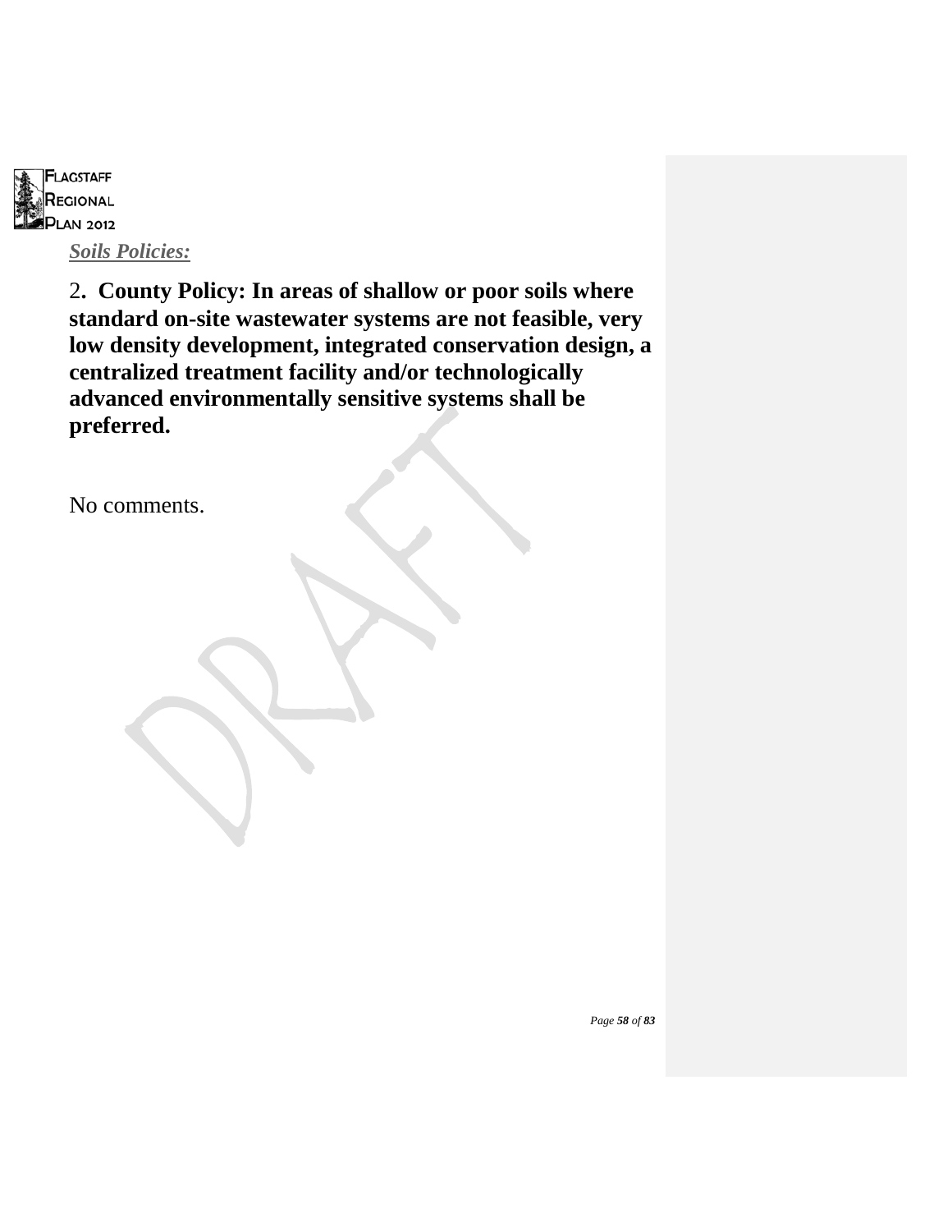***Soils Policies:***

2**. County Policy: In areas of shallow or poor soils where standard on-site wastewater systems are not feasible, very low density development, integrated conservation design, a centralized treatment facility and/or technologically advanced environmentally sensitive systems shall be preferred.**

No comments.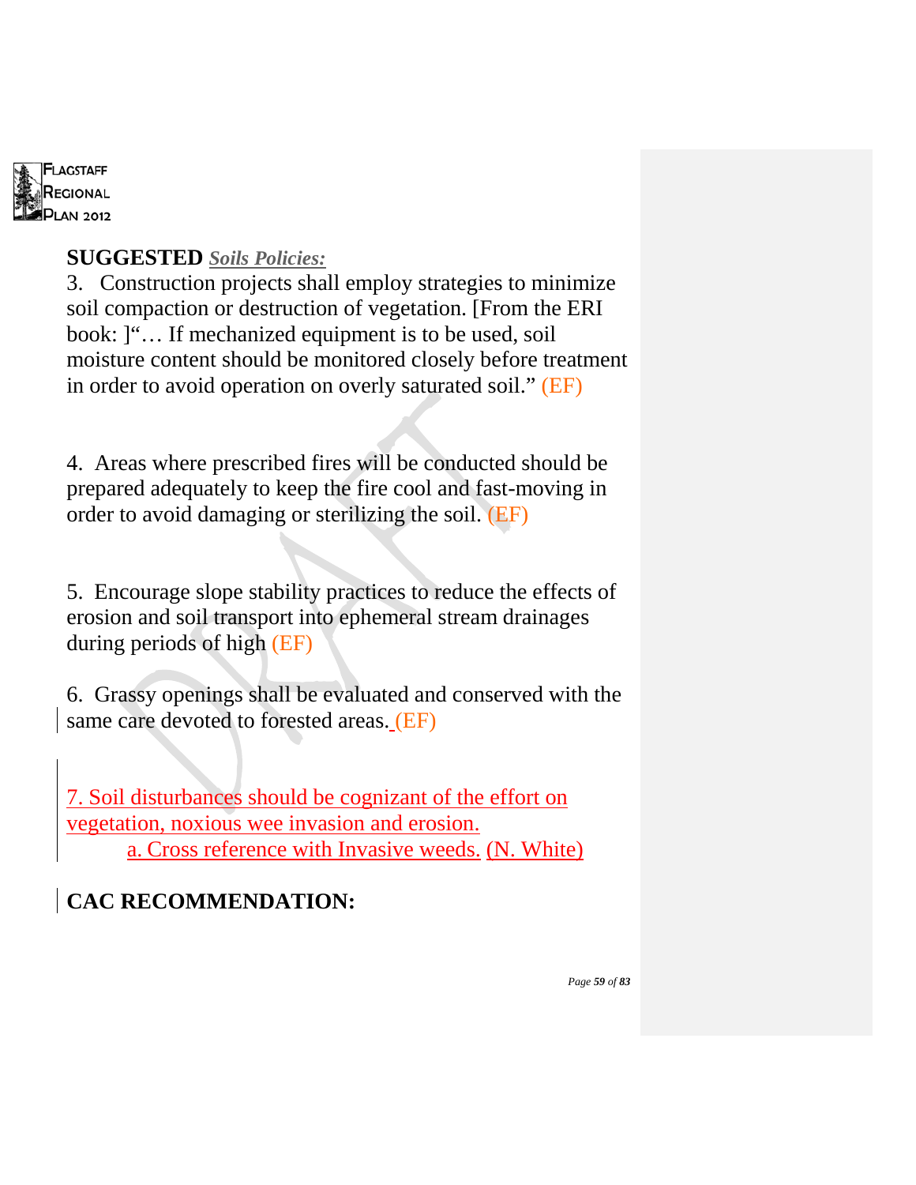**SUGGESTED** ***Soils Policies:***

3. Construction projects shall employ strategies to minimize soil compaction or destruction of vegetation. [From the ERI book: ]"… If mechanized equipment is to be used, soil moisture content should be monitored closely before treatment in order to avoid operation on overly saturated soil." (EF)

4. Areas where prescribed fires will be conducted should be prepared adequately to keep the fire cool and fast-moving in order to avoid damaging or sterilizing the soil. (EF)

5. Encourage slope stability practices to reduce the effects of erosion and soil transport into ephemeral stream drainages during periods of high (EF)

6. Grassy openings shall be evaluated and conserved with the same care devoted to forested areas. (EF)

7. Soil disturbances should be cognizant of the effort on vegetation, noxious wee invasion and erosion.
   a. Cross reference with Invasive weeds. (N. White)

**CAC RECOMMENDATION:**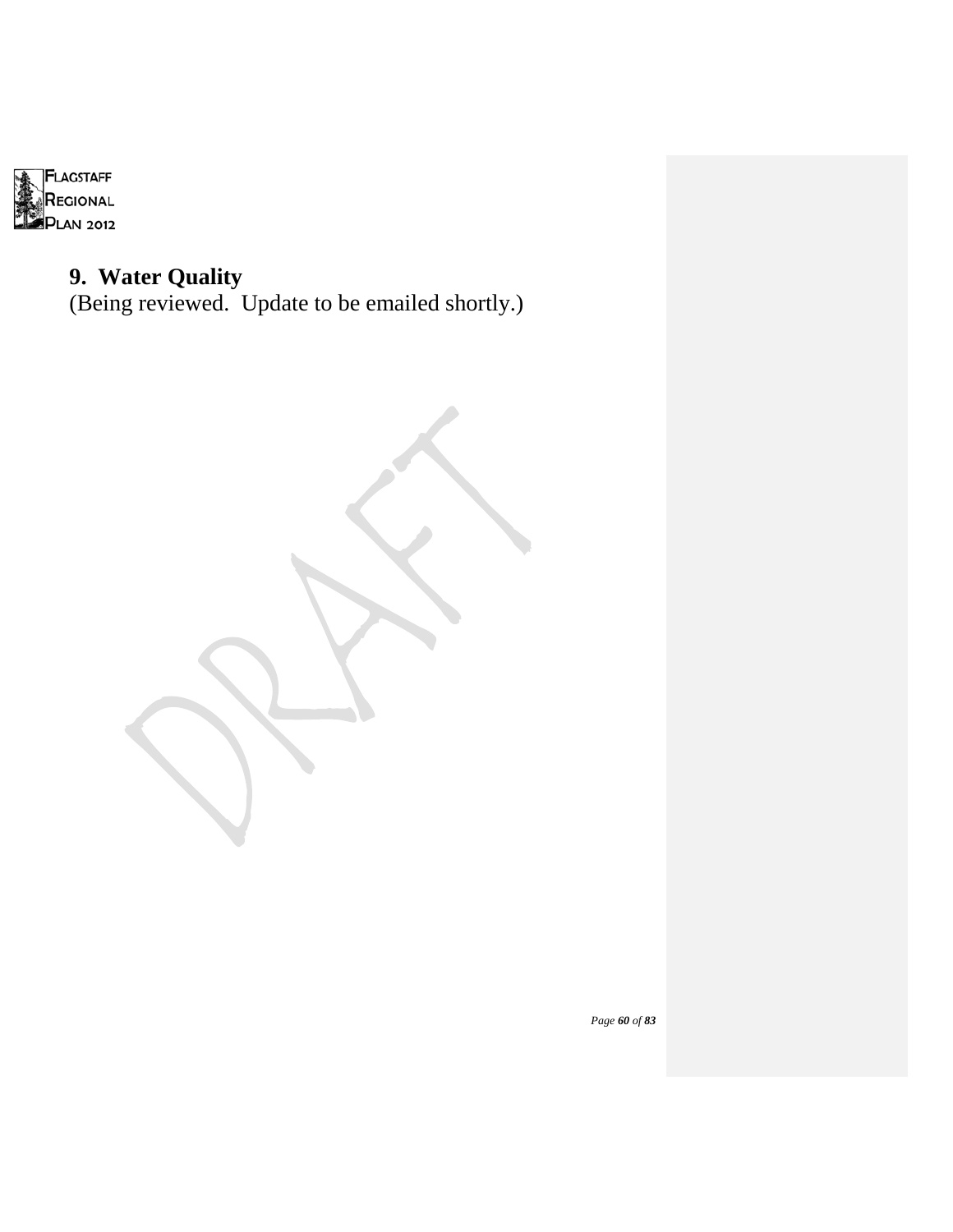# 9. Water Quality

(Being reviewed. Update to be emailed shortly.)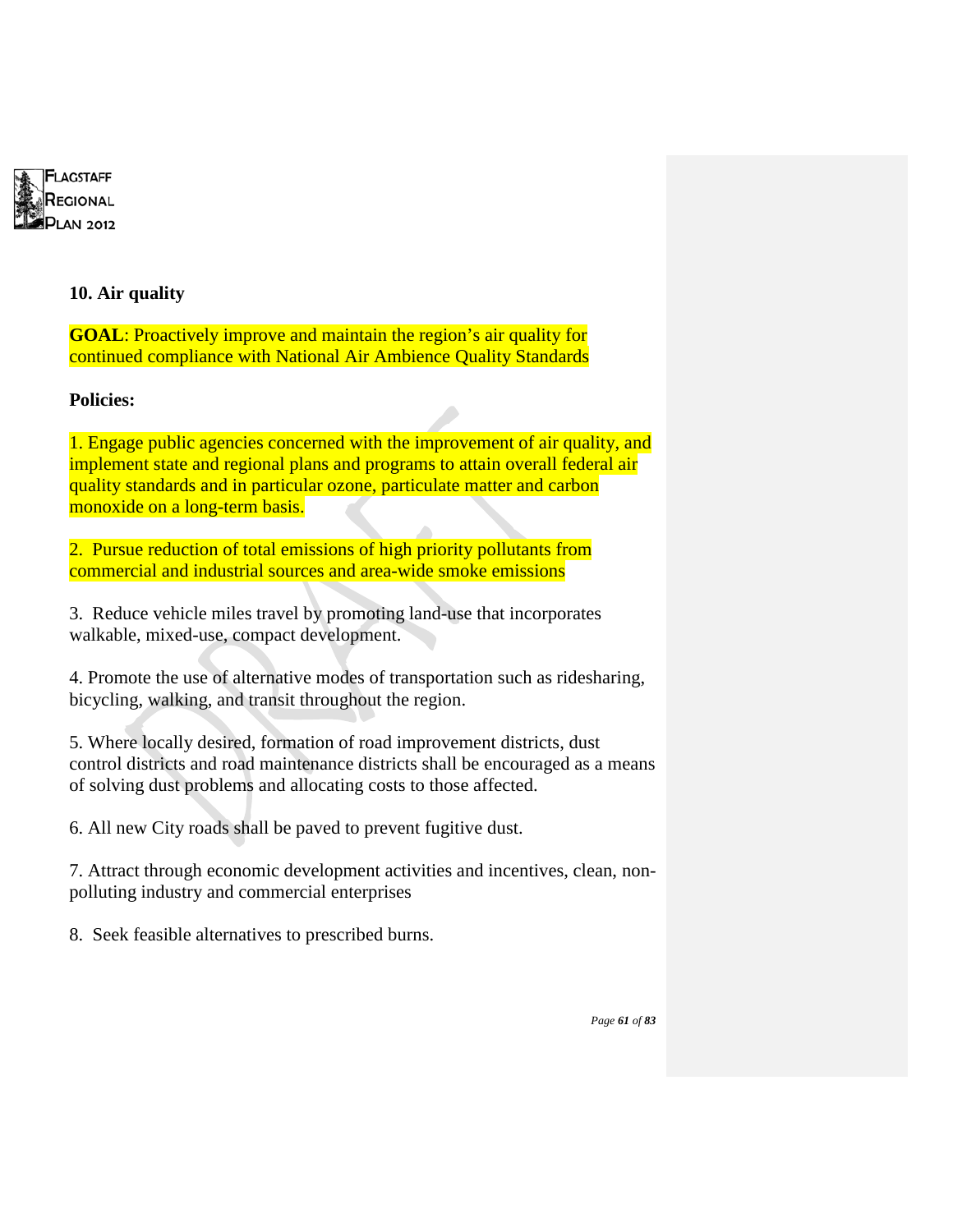## 10. Air quality

**GOAL**: Proactively improve and maintain the region's air quality for continued compliance with National Air Ambience Quality Standards

**Policies:**

1. Engage public agencies concerned with the improvement of air quality, and implement state and regional plans and programs to attain overall federal air quality standards and in particular ozone, particulate matter and carbon monoxide on a long-term basis.

2. Pursue reduction of total emissions of high priority pollutants from commercial and industrial sources and area-wide smoke emissions

3. Reduce vehicle miles travel by promoting land-use that incorporates walkable, mixed-use, compact development.

4. Promote the use of alternative modes of transportation such as ridesharing, bicycling, walking, and transit throughout the region.

5. Where locally desired, formation of road improvement districts, dust control districts and road maintenance districts shall be encouraged as a means of solving dust problems and allocating costs to those affected.

6. All new City roads shall be paved to prevent fugitive dust.

7. Attract through economic development activities and incentives, clean, non-polluting industry and commercial enterprises

8. Seek feasible alternatives to prescribed burns.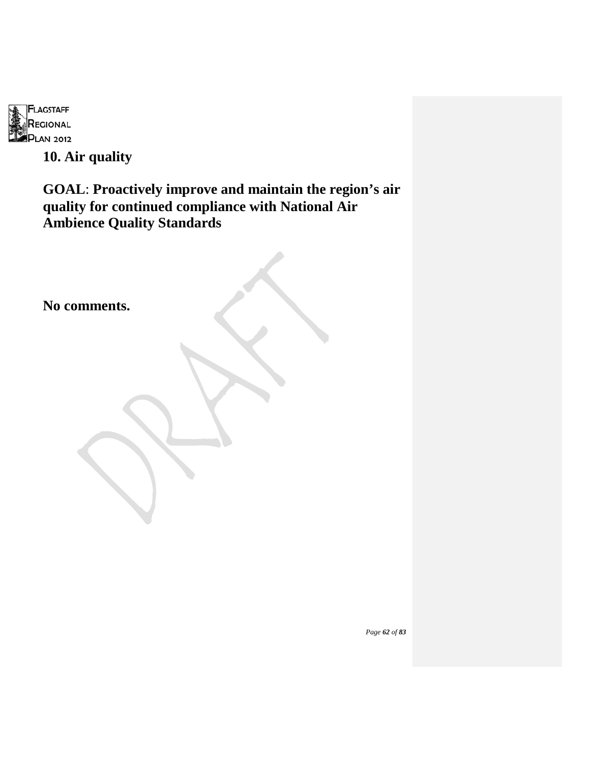## 10. Air quality

## GOAL: Proactively improve and maintain the region's air quality for continued compliance with National Air Ambience Quality Standards

**No comments.**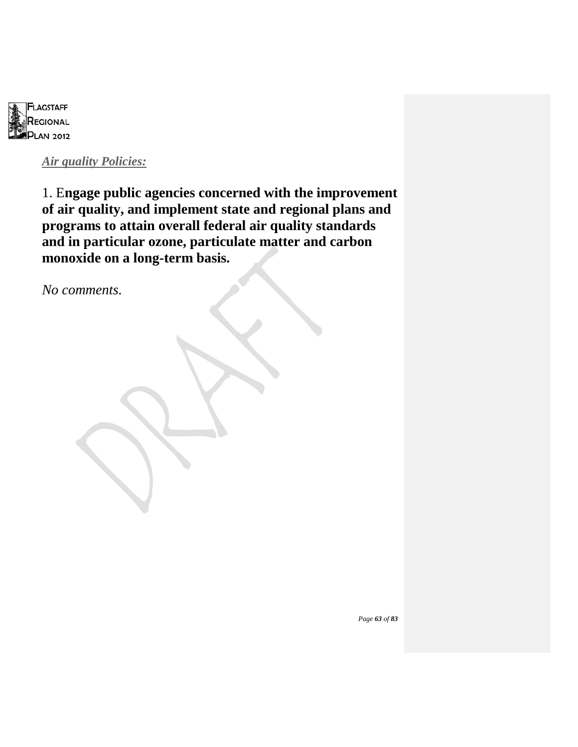***Air quality Policies:***

1. E**ngage public agencies concerned with the improvement of air quality, and implement state and regional plans and programs to attain overall federal air quality standards and in particular ozone, particulate matter and carbon monoxide on a long-term basis.**

*No comments.*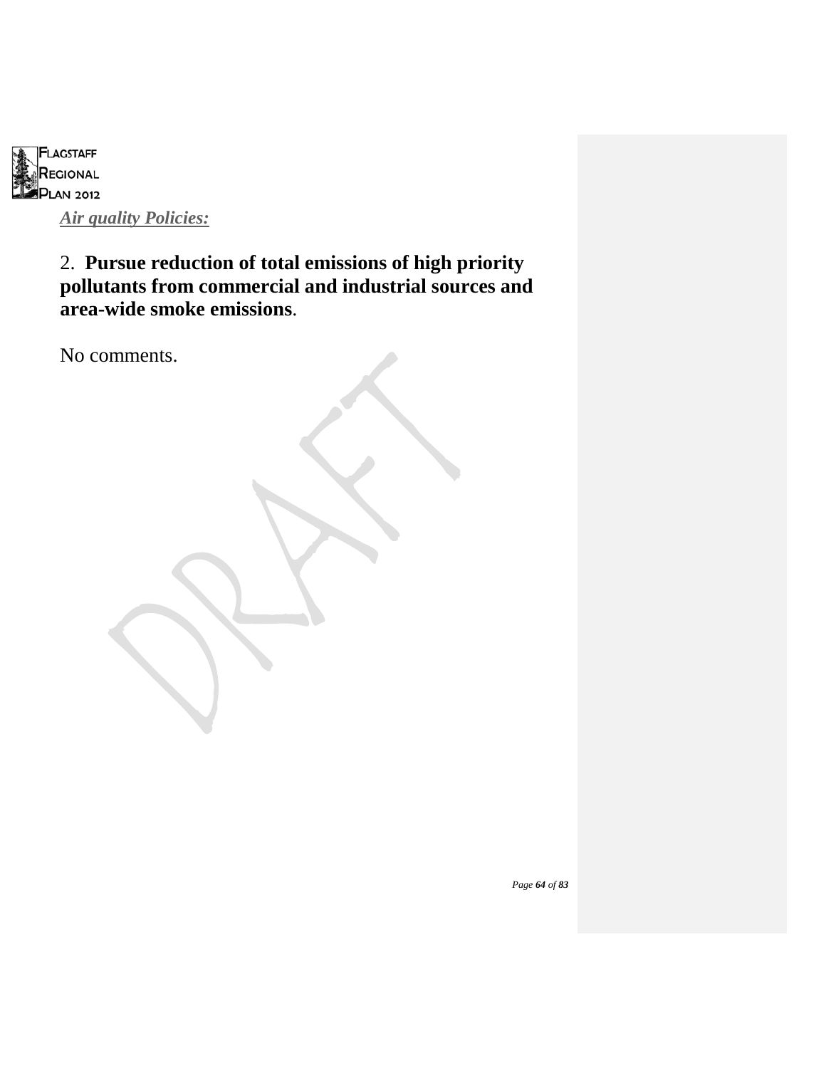***Air quality Policies:***

2. **Pursue reduction of total emissions of high priority pollutants from commercial and industrial sources and area-wide smoke emissions**.

No comments.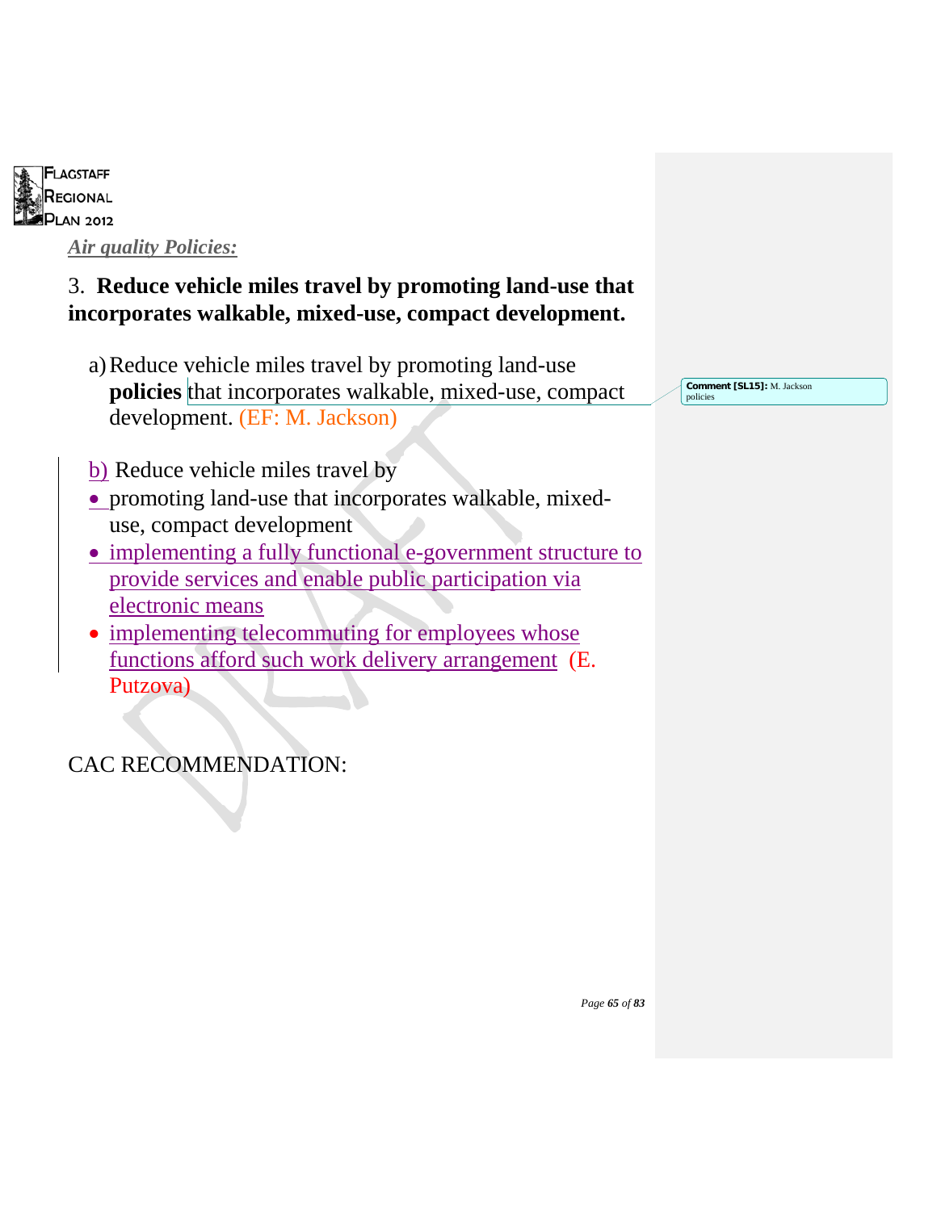*Air quality Policies:*

3. **Reduce vehicle miles travel by promoting land-use that incorporates walkable, mixed-use, compact development.**

a) Reduce vehicle miles travel by promoting land-use **policies** that incorporates walkable, mixed-use, compact development. (EF: M. Jackson)

Comment [SL15]: M. Jackson policies

b) Reduce vehicle miles travel by

- promoting land-use that incorporates walkable, mixed-use, compact development
- implementing a fully functional e-government structure to provide services and enable public participation via electronic means
- implementing telecommuting for employees whose functions afford such work delivery arrangement (E. Putzova)

CAC RECOMMENDATION: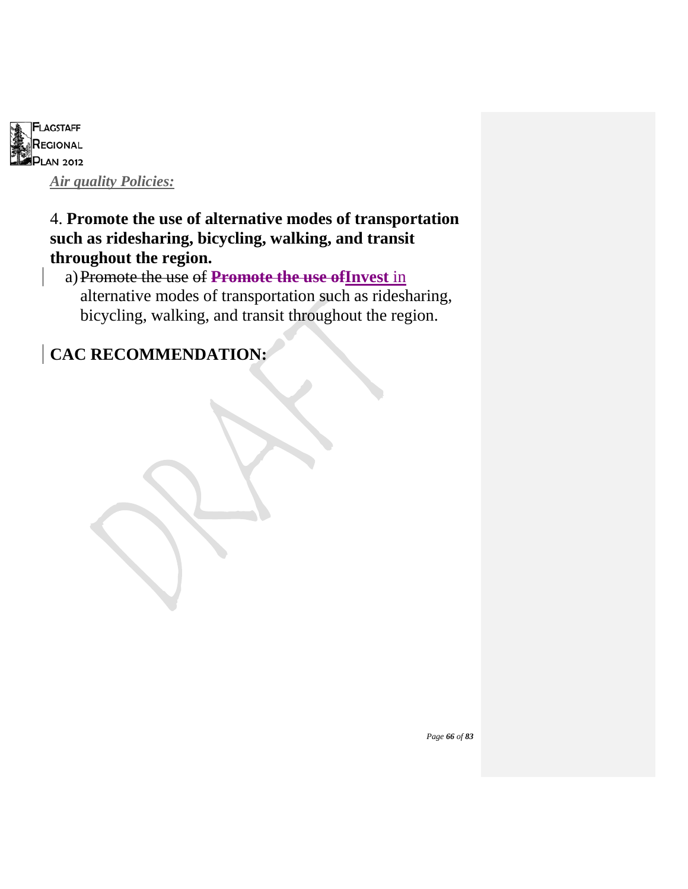*Air quality Policies:*

4. **Promote the use of alternative modes of transportation such as ridesharing, bicycling, walking, and transit throughout the region.**

a) ~~Promote the use of~~ ~~**Promote the use of**~~**Invest** in alternative modes of transportation such as ridesharing, bicycling, walking, and transit throughout the region.

**CAC RECOMMENDATION:**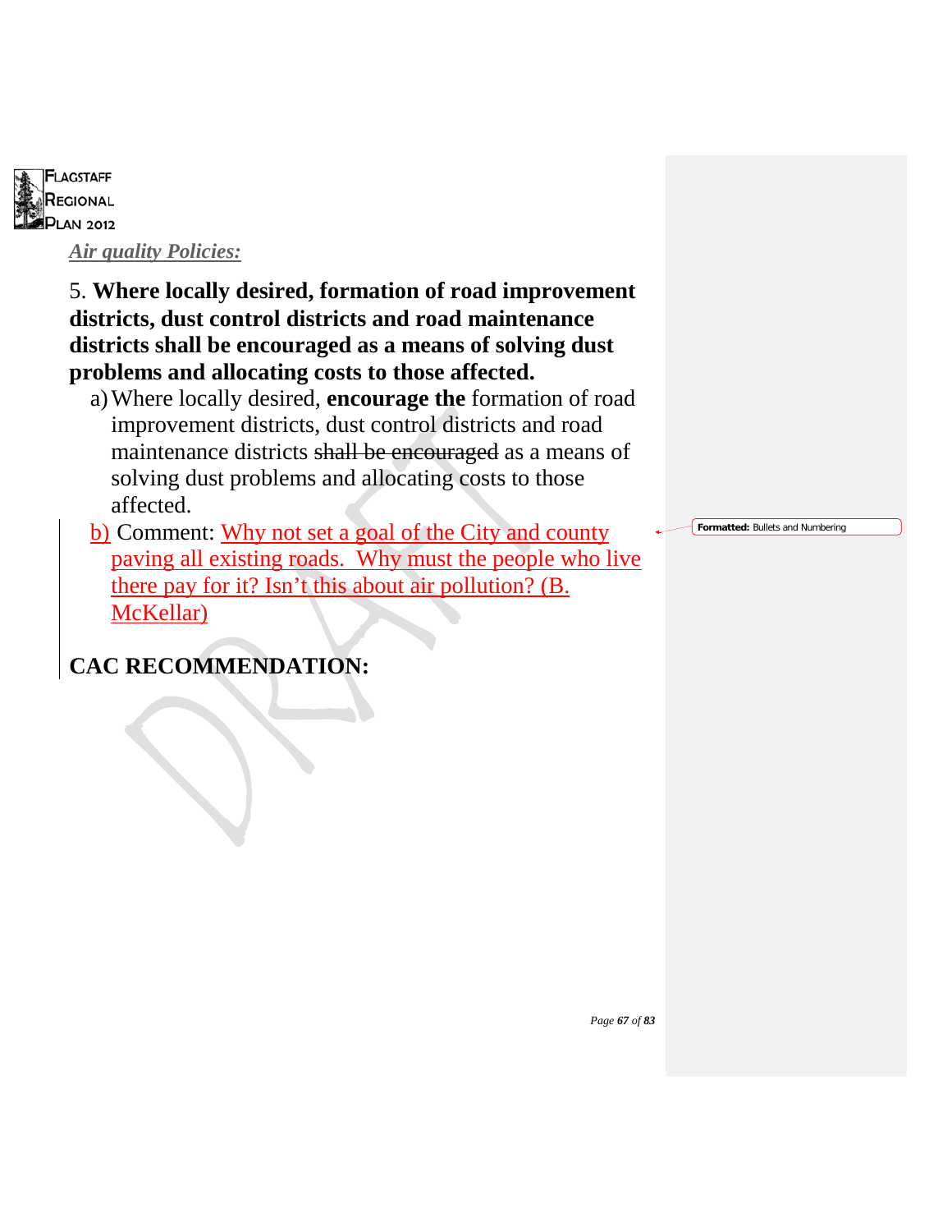***Air quality Policies:***

5. **Where locally desired, formation of road improvement districts, dust control districts and road maintenance districts shall be encouraged as a means of solving dust problems and allocating costs to those affected.**

a) Where locally desired, **encourage the** formation of road improvement districts, dust control districts and road maintenance districts ~~shall be encouraged~~ as a means of solving dust problems and allocating costs to those affected.

b) Comment: Why not set a goal of the City and county paving all existing roads. Why must the people who live there pay for it? Isn't this about air pollution? (B. McKellar)

**CAC RECOMMENDATION:**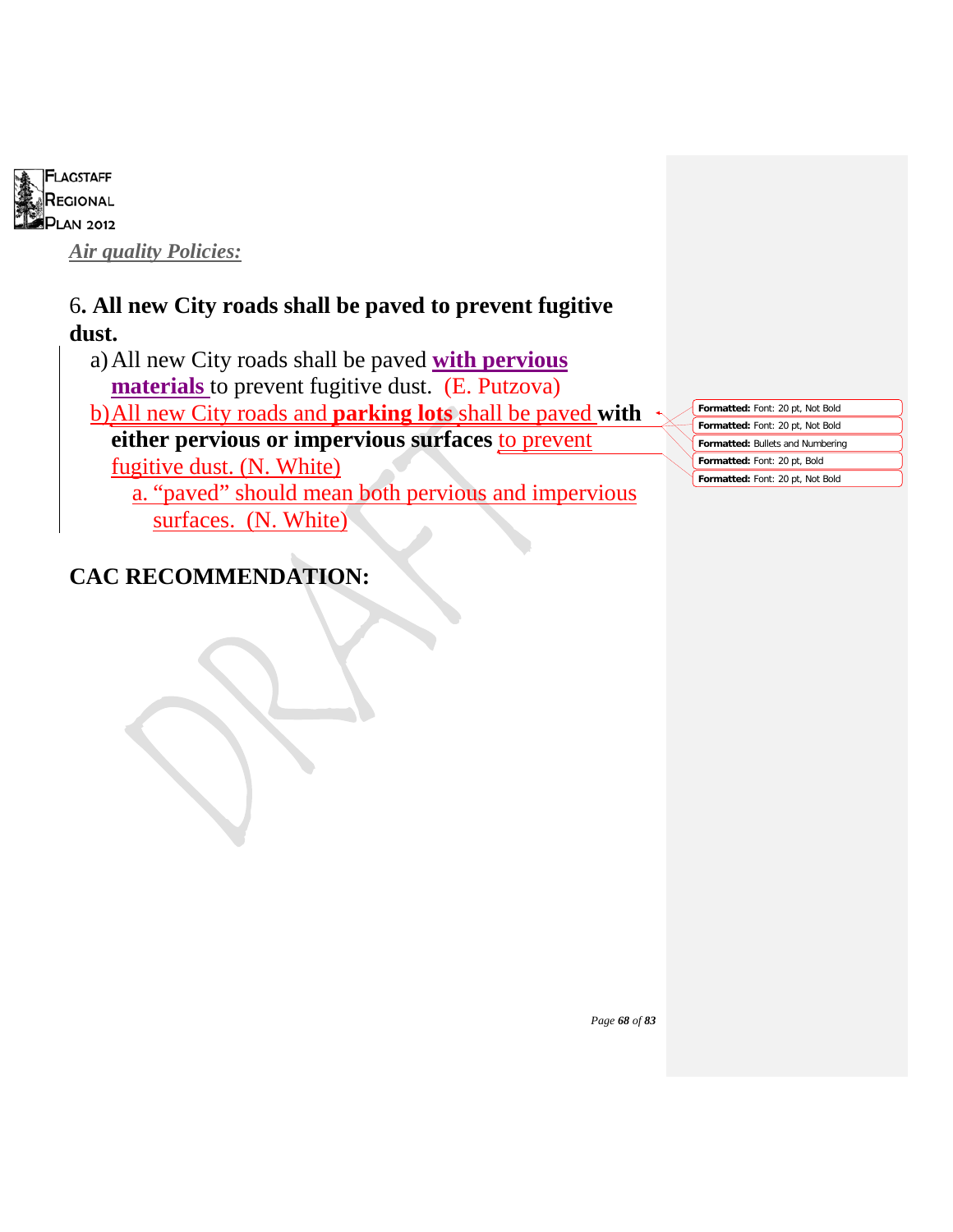*Air quality Policies:*

6. **All new City roads shall be paved to prevent fugitive dust.**

a) All new City roads shall be paved **with pervious materials** to prevent fugitive dust. (E. Putzova)

b) All new City roads and **parking lots** shall be paved **with either pervious or impervious surfaces** to prevent fugitive dust. (N. White)

a. "paved" should mean both pervious and impervious surfaces. (N. White)

**CAC RECOMMENDATION:**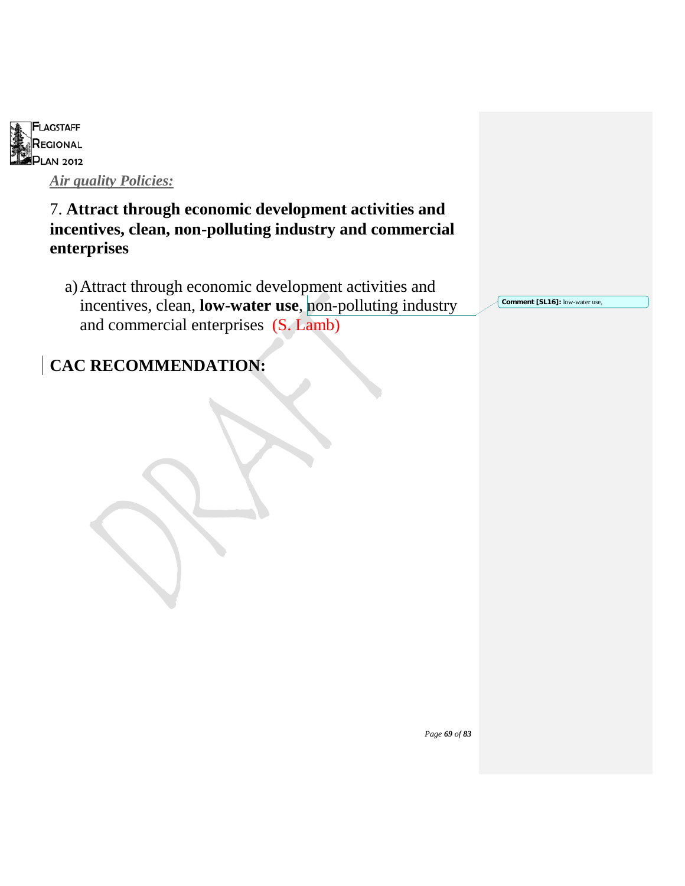*Air quality Policies:*

7. **Attract through economic development activities and incentives, clean, non-polluting industry and commercial enterprises**

a) Attract through economic development activities and incentives, clean, **low-water use**, non-polluting industry and commercial enterprises (S. Lamb)

**Comment [SL16]:** low-water use,

## CAC RECOMMENDATION: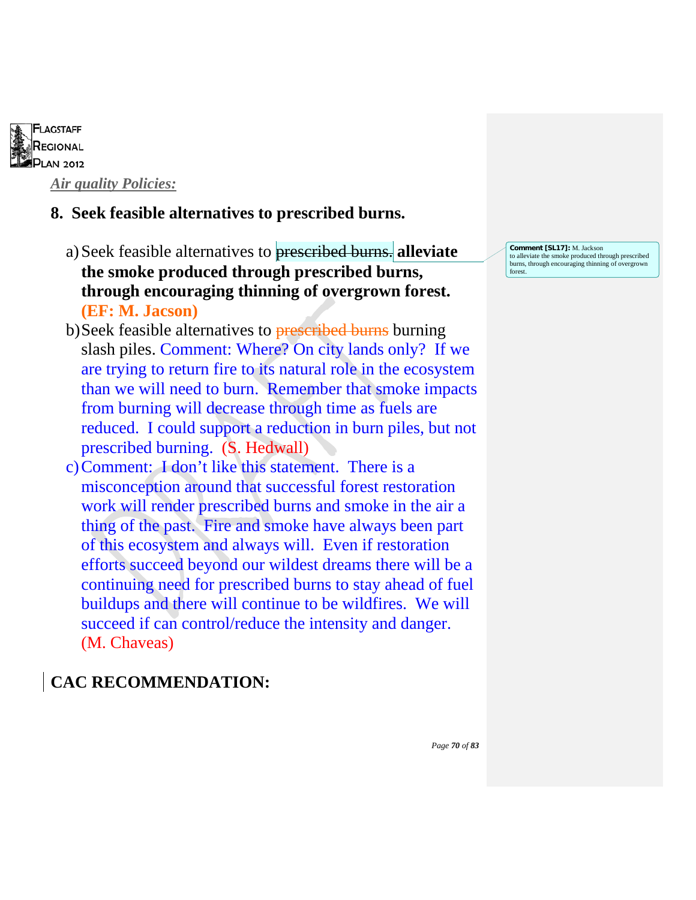*Air quality Policies:*

**8. Seek feasible alternatives to prescribed burns.**

a) Seek feasible alternatives to ~~prescribed burns.~~ **alleviate the smoke produced through prescribed burns, through encouraging thinning of overgrown forest. (EF: M. Jacson)**

b) Seek feasible alternatives to ~~prescribed burns~~ burning slash piles. Comment: Where? On city lands only? If we are trying to return fire to its natural role in the ecosystem than we will need to burn. Remember that smoke impacts from burning will decrease through time as fuels are reduced. I could support a reduction in burn piles, but not prescribed burning. (S. Hedwall)

c) Comment: I don't like this statement. There is a misconception around that successful forest restoration work will render prescribed burns and smoke in the air a thing of the past. Fire and smoke have always been part of this ecosystem and always will. Even if restoration efforts succeed beyond our wildest dreams there will be a continuing need for prescribed burns to stay ahead of fuel buildups and there will continue to be wildfires. We will succeed if can control/reduce the intensity and danger. (M. Chaveas)

**CAC RECOMMENDATION:**

**Comment [SL17]:** M. Jackson to alleviate the smoke produced through prescribed burns, through encouraging thinning of overgrown forest.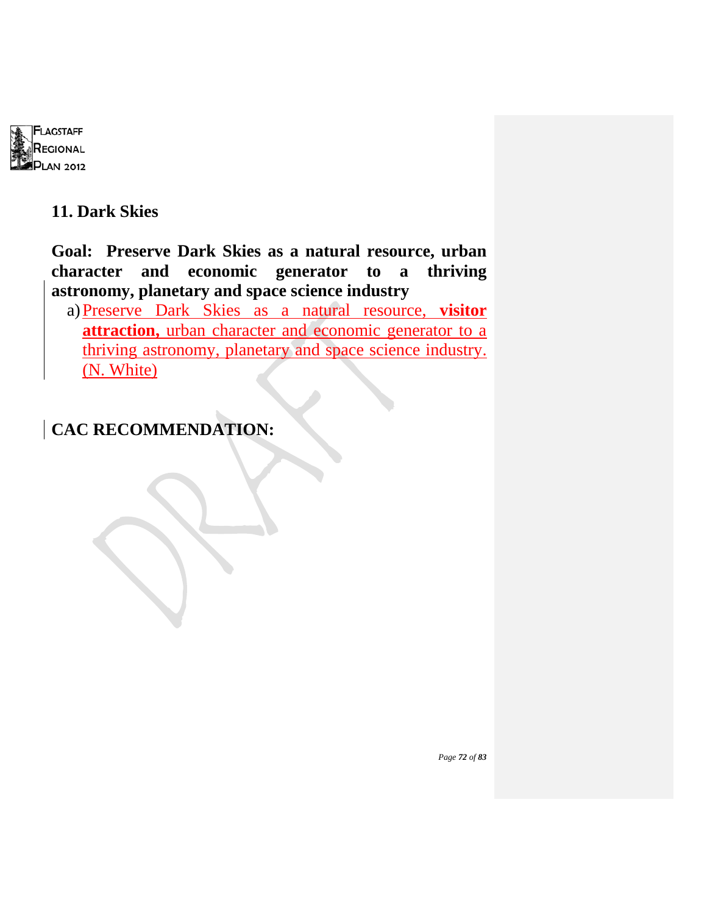## 11. Dark Skies

**Goal: Preserve Dark Skies as a natural resource, urban character and economic generator to a thriving astronomy, planetary and space science industry**

a) Preserve Dark Skies as a natural resource, **visitor attraction,** urban character and economic generator to a thriving astronomy, planetary and space science industry. (N. White)

## CAC RECOMMENDATION: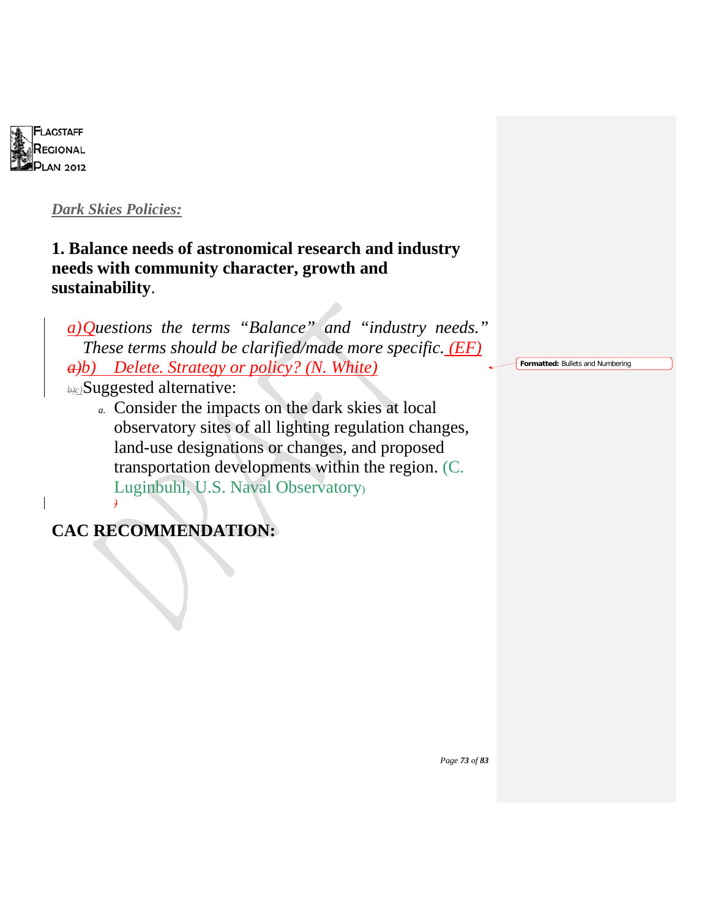*Dark Skies Policies:*

**1. Balance needs of astronomical research and industry needs with community character, growth and sustainability.**

a) *Questions the terms "Balance" and "industry needs." These terms should be clarified/made more specific. (EF)*

b) *Delete. Strategy or policy? (N. White)*

c) Suggested alternative:

   a. Consider the impacts on the dark skies at local observatory sites of all lighting regulation changes, land-use designations or changes, and proposed transportation developments within the region. (C. Luginbuhl, U.S. Naval Observatory)

**CAC RECOMMENDATION:**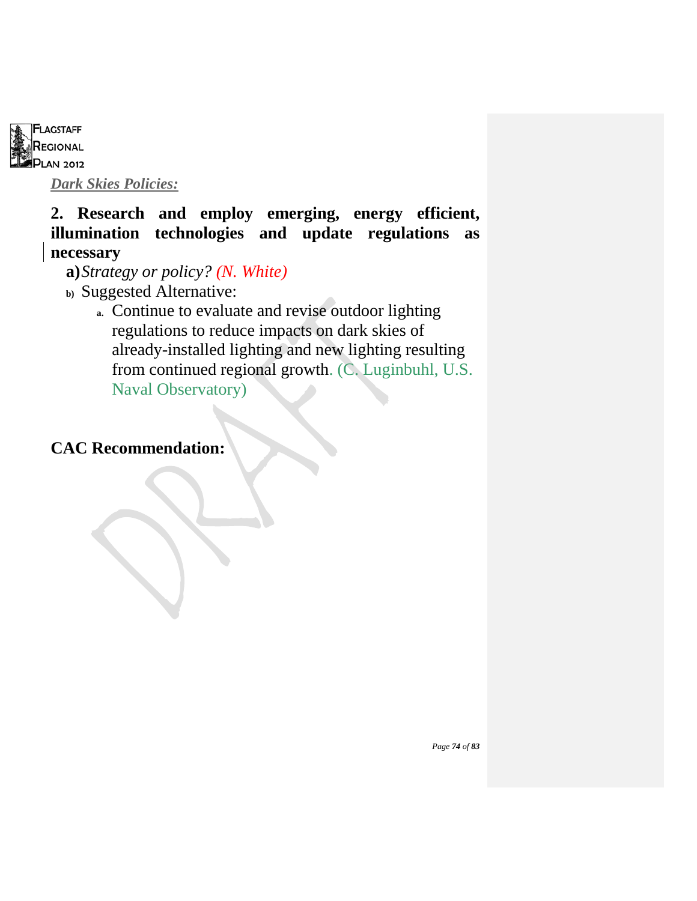***Dark Skies Policies:***

**2. Research and employ emerging, energy efficient, illumination technologies and update regulations as necessary**

**a)** *Strategy or policy? (N. White)*

b) Suggested Alternative:

a. Continue to evaluate and revise outdoor lighting regulations to reduce impacts on dark skies of already-installed lighting and new lighting resulting from continued regional growth. (C. Luginbuhl, U.S. Naval Observatory)

**CAC Recommendation:**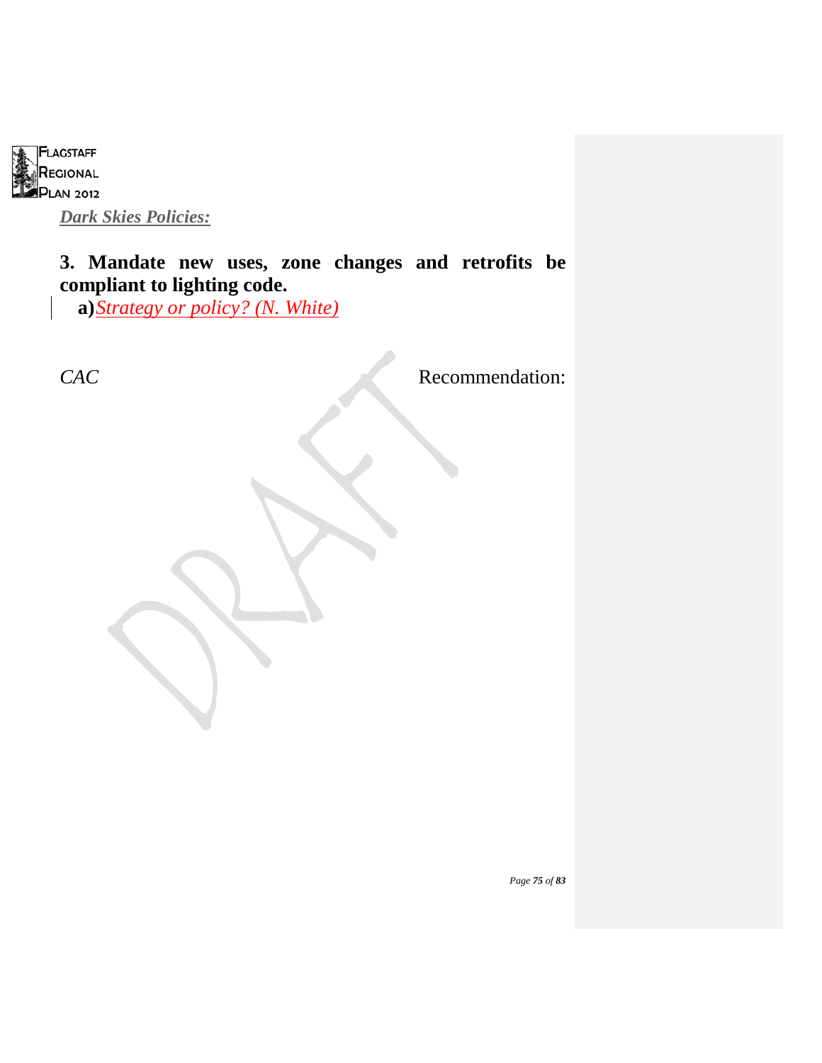*Dark Skies Policies:*

**3. Mandate new uses, zone changes and retrofits be compliant to lighting code.**

**a)** *Strategy or policy? (N. White)*

*CAC* Recommendation: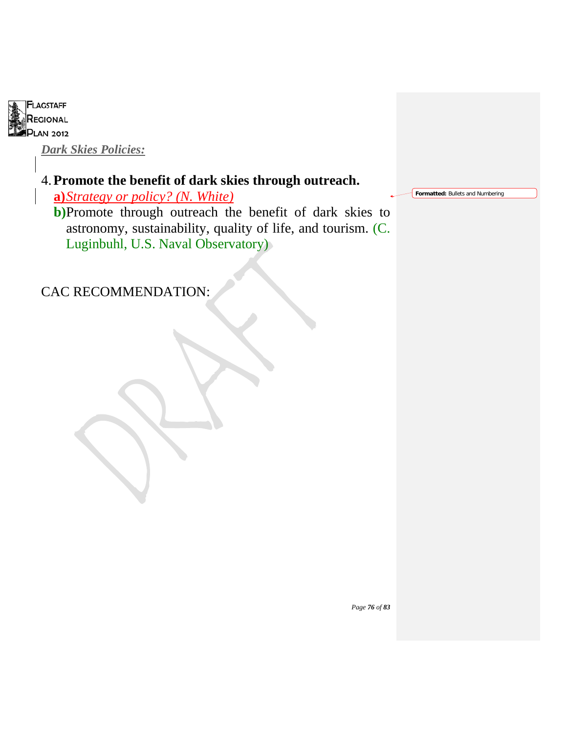*Dark Skies Policies:*

4. **Promote the benefit of dark skies through outreach.**
   - **a)** *Strategy or policy? (N. White)*
   - **b)** Promote through outreach the benefit of dark skies to astronomy, sustainability, quality of life, and tourism. (C. Luginbuhl, U.S. Naval Observatory)

CAC RECOMMENDATION: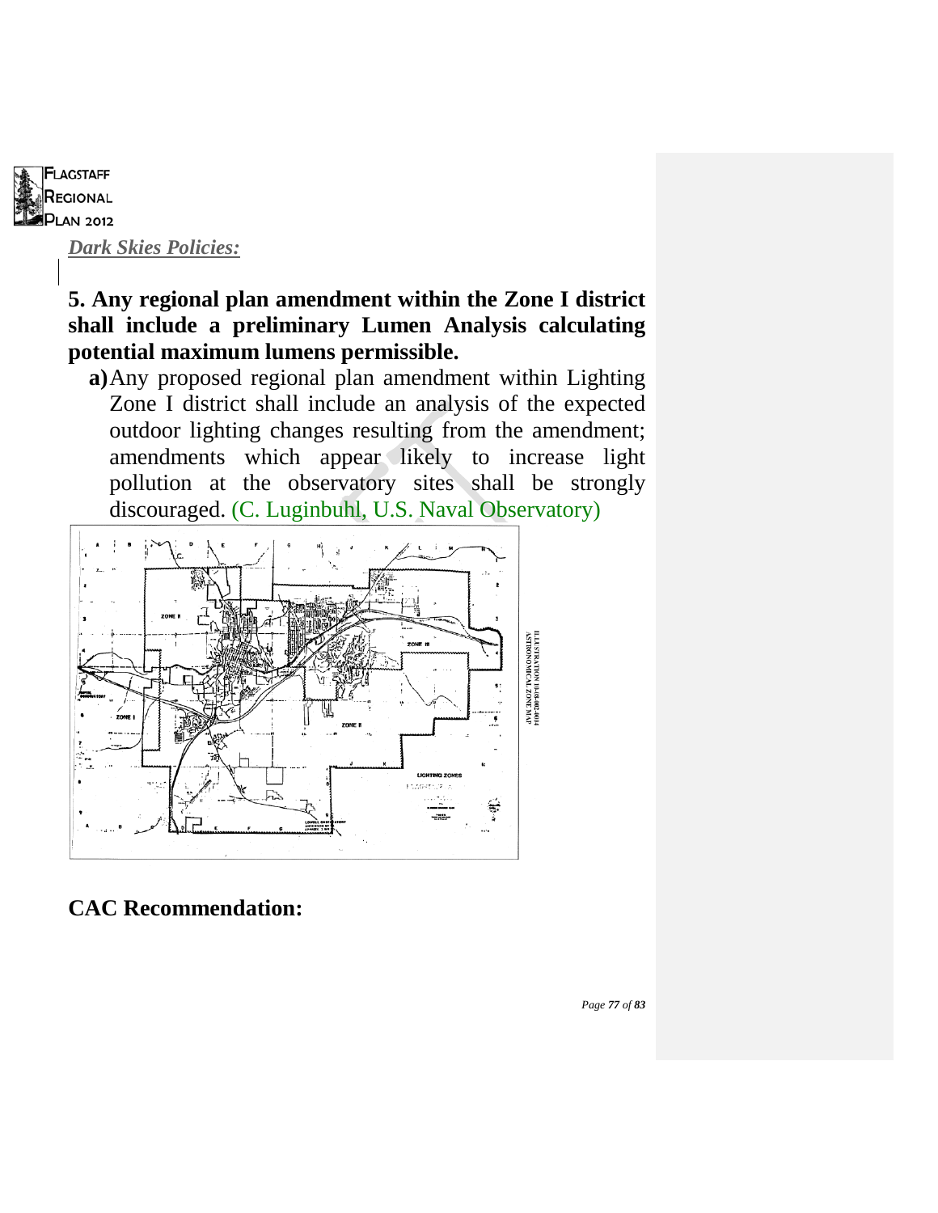*Dark Skies Policies:*

**5. Any regional plan amendment within the Zone I district shall include a preliminary Lumen Analysis calculating potential maximum lumens permissible.**

**a)** Any proposed regional plan amendment within Lighting Zone I district shall include an analysis of the expected outdoor lighting changes resulting from the amendment; amendments which appear likely to increase light pollution at the observatory sites shall be strongly discouraged. (C. Luginbuhl, U.S. Naval Observatory)

## CAC Recommendation: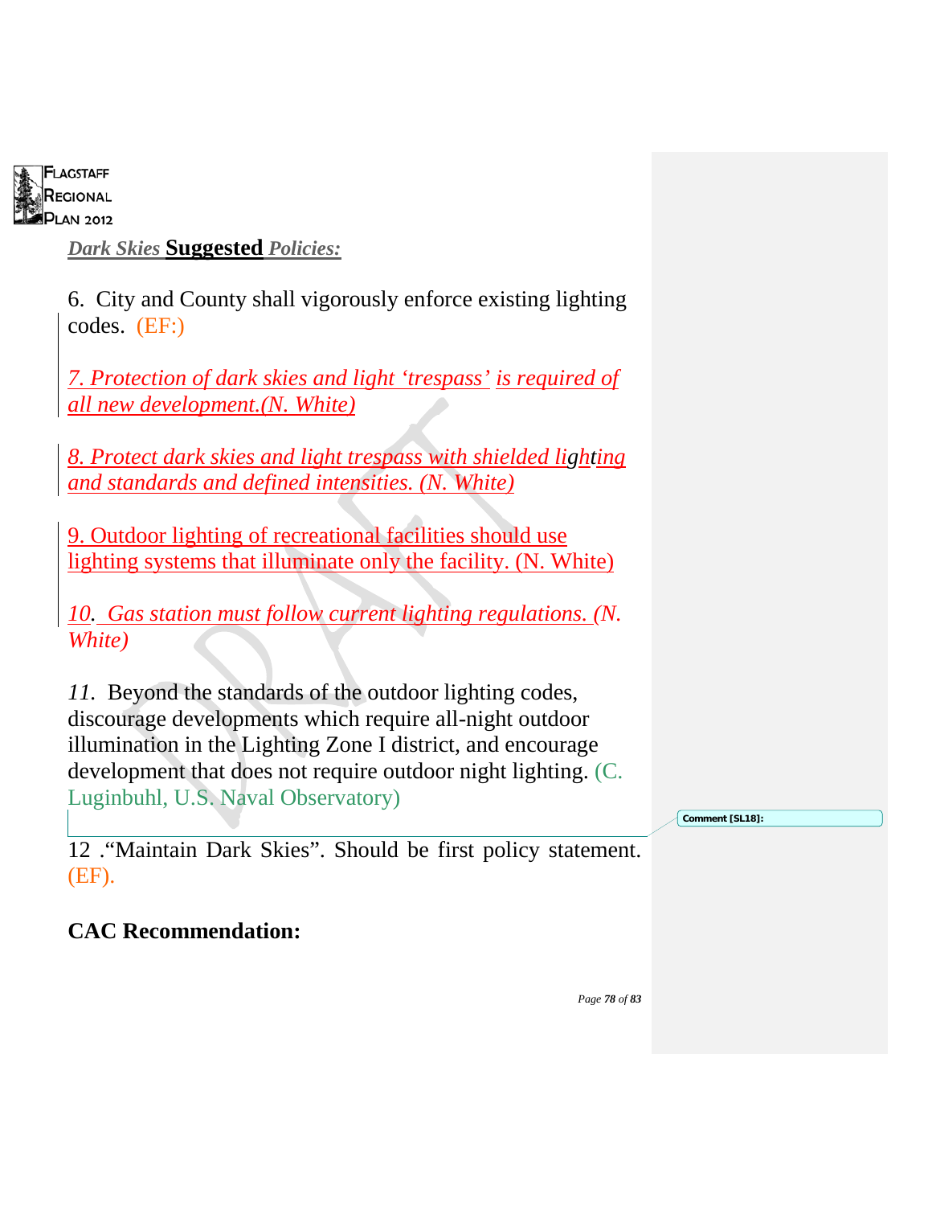***Dark Skies* Suggested *Policies:***

6. City and County shall vigorously enforce existing lighting codes. (EF:)

*7. Protection of dark skies and light 'trespass' is required of all new development.(N. White)*

*8. Protect dark skies and light trespass with shielded lighting and standards and defined intensities. (N. White)*

9. Outdoor lighting of recreational facilities should use lighting systems that illuminate only the facility. (N. White)

*10. Gas station must follow current lighting regulations. (N. White)*

*11.* Beyond the standards of the outdoor lighting codes, discourage developments which require all-night outdoor illumination in the Lighting Zone I district, and encourage development that does not require outdoor night lighting. (C. Luginbuhl, U.S. Naval Observatory)

Comment [SL18]:

12 ."Maintain Dark Skies". Should be first policy statement. (EF).

**CAC Recommendation:**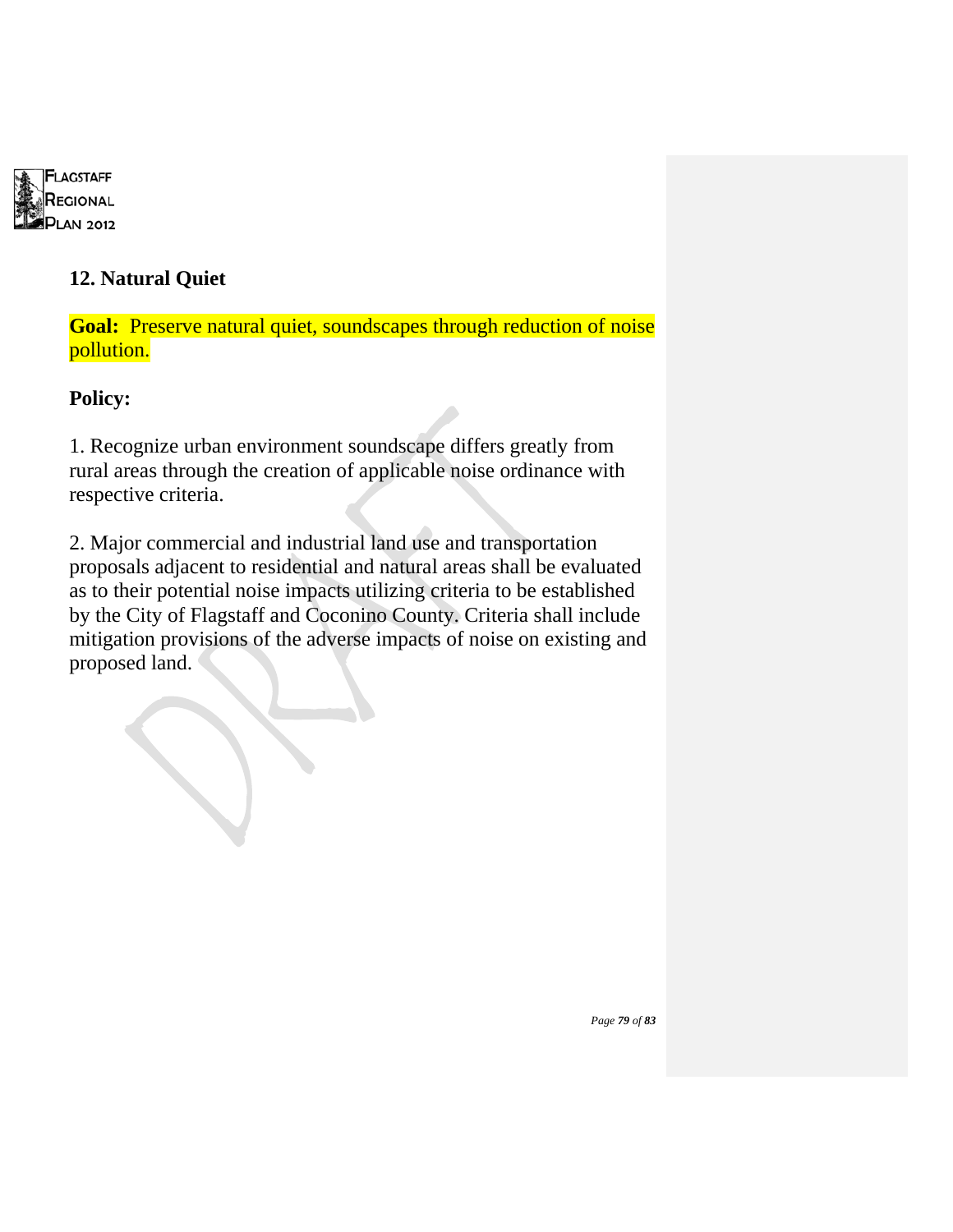## 12. Natural Quiet

**Goal:** Preserve natural quiet, soundscapes through reduction of noise pollution.

**Policy:**

1. Recognize urban environment soundscape differs greatly from rural areas through the creation of applicable noise ordinance with respective criteria.

2. Major commercial and industrial land use and transportation proposals adjacent to residential and natural areas shall be evaluated as to their potential noise impacts utilizing criteria to be established by the City of Flagstaff and Coconino County. Criteria shall include mitigation provisions of the adverse impacts of noise on existing and proposed land.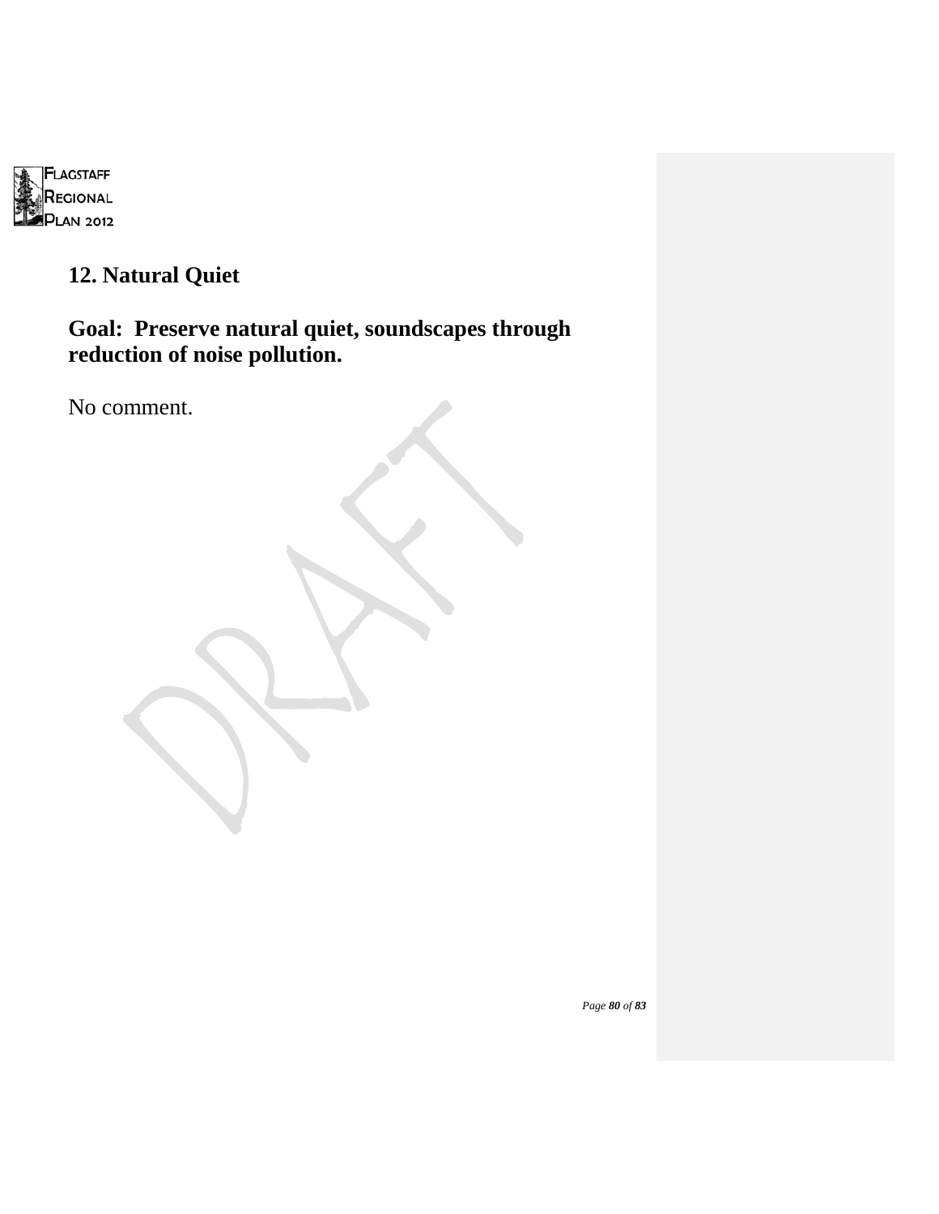## 12. Natural Quiet

### Goal: Preserve natural quiet, soundscapes through reduction of noise pollution.

No comment.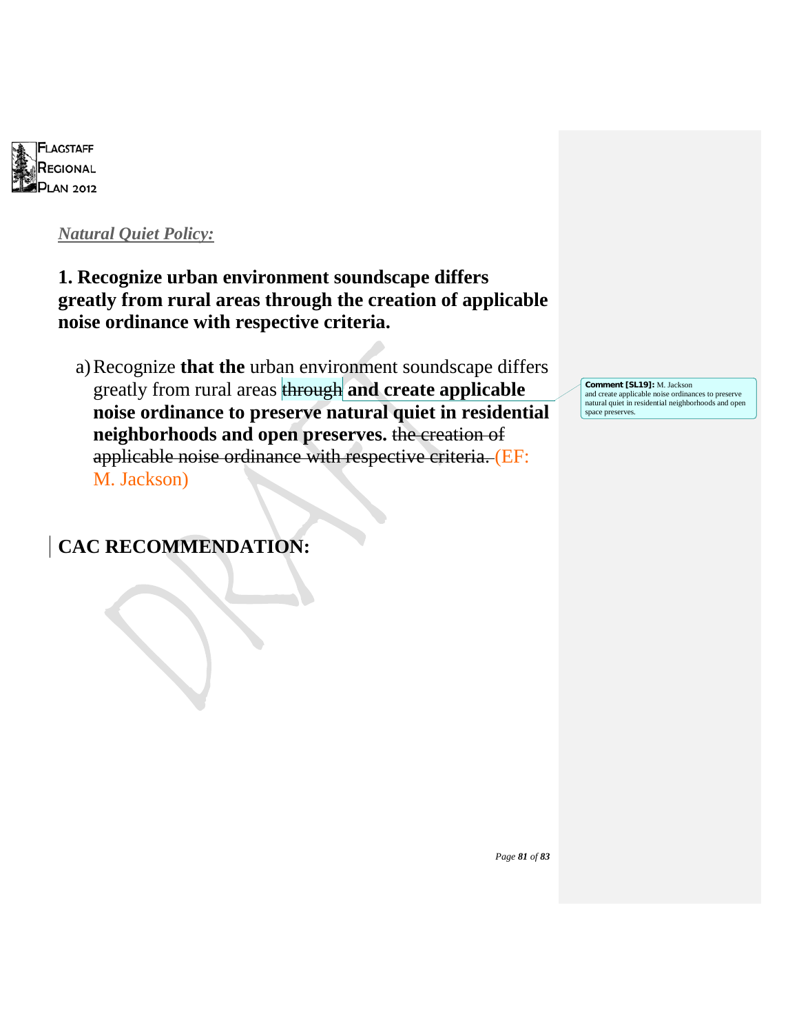*Natural Quiet Policy:*

**1. Recognize urban environment soundscape differs greatly from rural areas through the creation of applicable noise ordinance with respective criteria.**

a) Recognize **that the** urban environment soundscape differs greatly from rural areas ~~through~~ **and create applicable noise ordinance to preserve natural quiet in residential neighborhoods and open preserves.** ~~the creation of applicable noise ordinance with respective criteria.~~ (EF: M. Jackson)

**Comment [SL19]:** M. Jackson and create applicable noise ordinances to preserve natural quiet in residential neighborhoods and open space preserves.

## CAC RECOMMENDATION: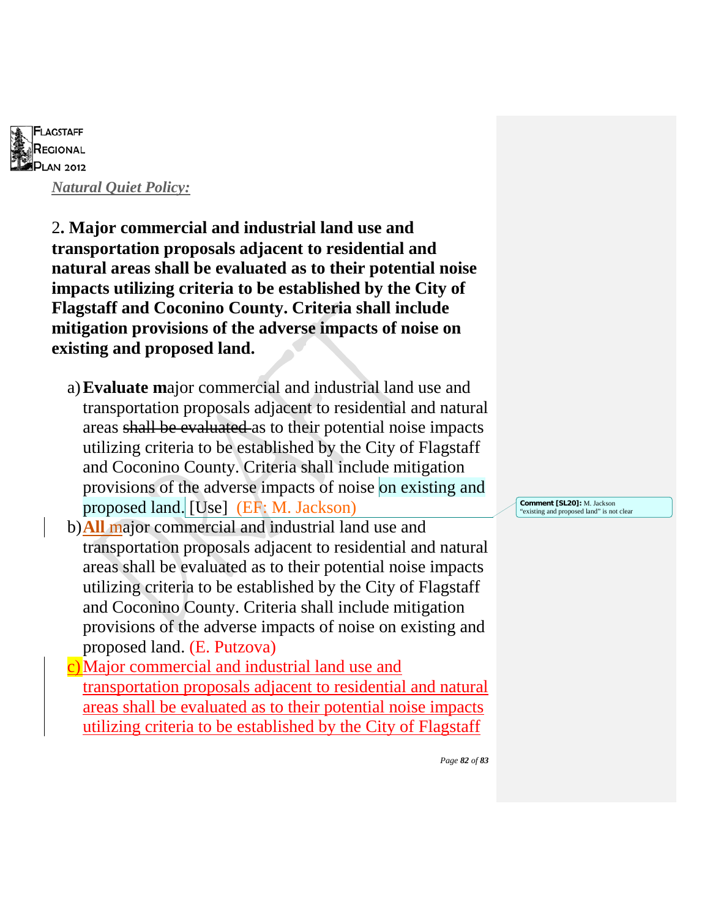*Natural Quiet Policy:*

2. **Major commercial and industrial land use and transportation proposals adjacent to residential and natural areas shall be evaluated as to their potential noise impacts utilizing criteria to be established by the City of Flagstaff and Coconino County. Criteria shall include mitigation provisions of the adverse impacts of noise on existing and proposed land.**

a) **Evaluate m**ajor commercial and industrial land use and transportation proposals adjacent to residential and natural areas ~~shall be evaluated~~ as to their potential noise impacts utilizing criteria to be established by the City of Flagstaff and Coconino County. Criteria shall include mitigation provisions of the adverse impacts of noise on existing and proposed land. [Use] (EF: M. Jackson)

b) **All m**ajor commercial and industrial land use and transportation proposals adjacent to residential and natural areas shall be evaluated as to their potential noise impacts utilizing criteria to be established by the City of Flagstaff and Coconino County. Criteria shall include mitigation provisions of the adverse impacts of noise on existing and proposed land. (E. Putzova)

c) Major commercial and industrial land use and transportation proposals adjacent to residential and natural areas shall be evaluated as to their potential noise impacts utilizing criteria to be established by the City of Flagstaff

**Comment [SL20]:** M. Jackson "existing and proposed land" is not clear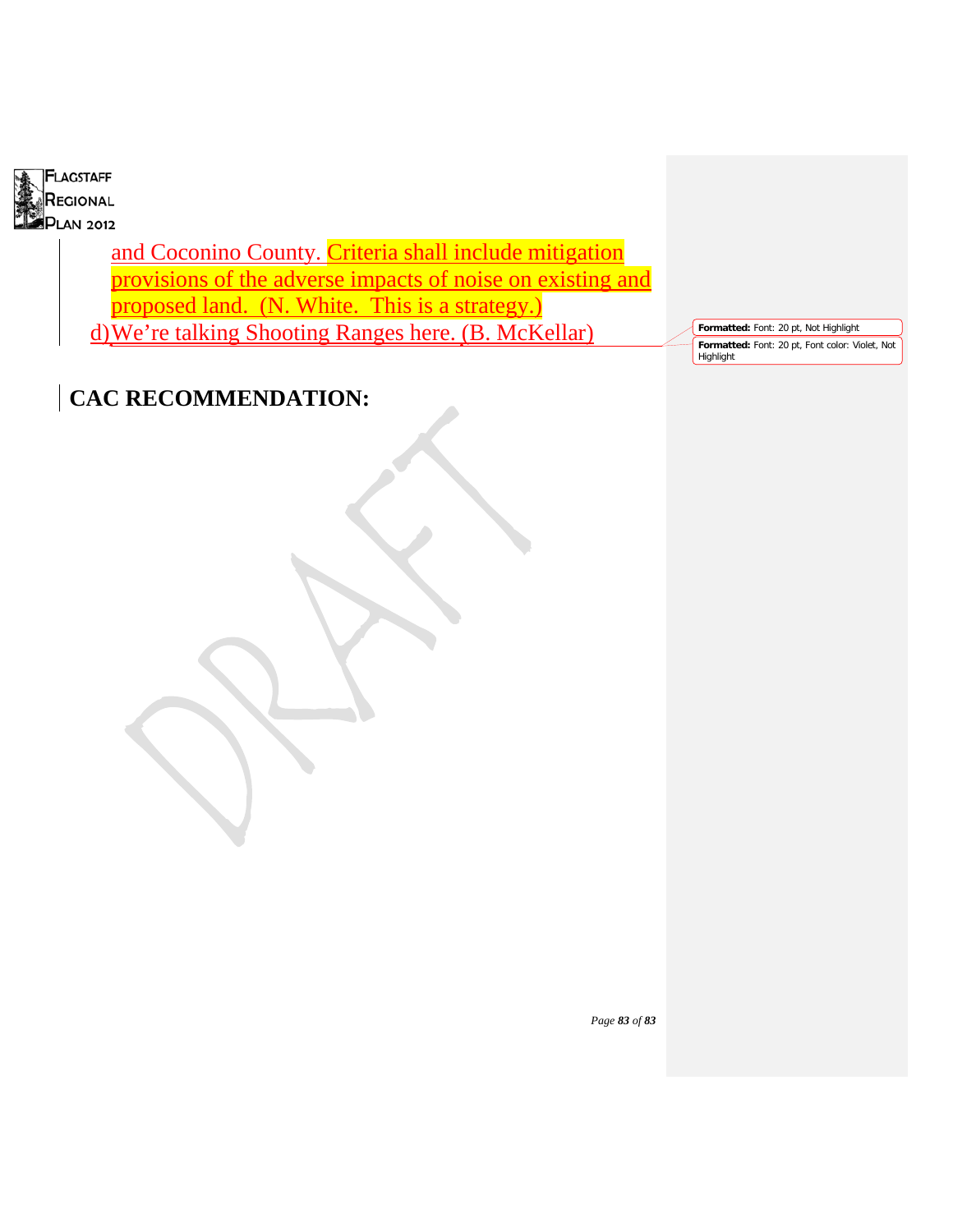and Coconino County. Criteria shall include mitigation provisions of the adverse impacts of noise on existing and proposed land. (N. White. This is a strategy.)

d) We're talking Shooting Ranges here. (B. McKellar)

## CAC RECOMMENDATION: